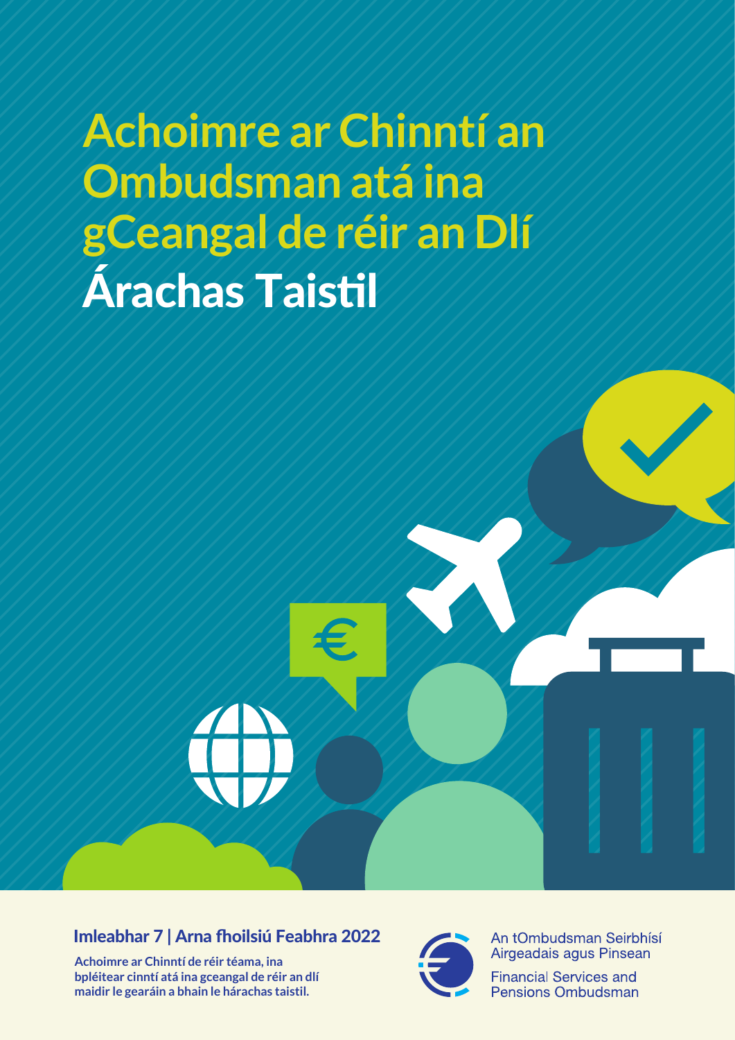# Achoimre ar Chinntí an Ombudsman atá ina gCeangal de réir an Dlí

# Árachas Taistil

## Imleabhar 7 | Arna fhoilsiú Feabhra 2022

**Achoimre ar Chinntí de réir téama, ina bpléitear cinntí atá ina gceangal de réir an dlí maidir le gearáin a bhain le hárachas taistil.**

An tOmbudsman Seirbhísí Airgeadais agus Pinsean

Financial Services and Pensions Ombudsman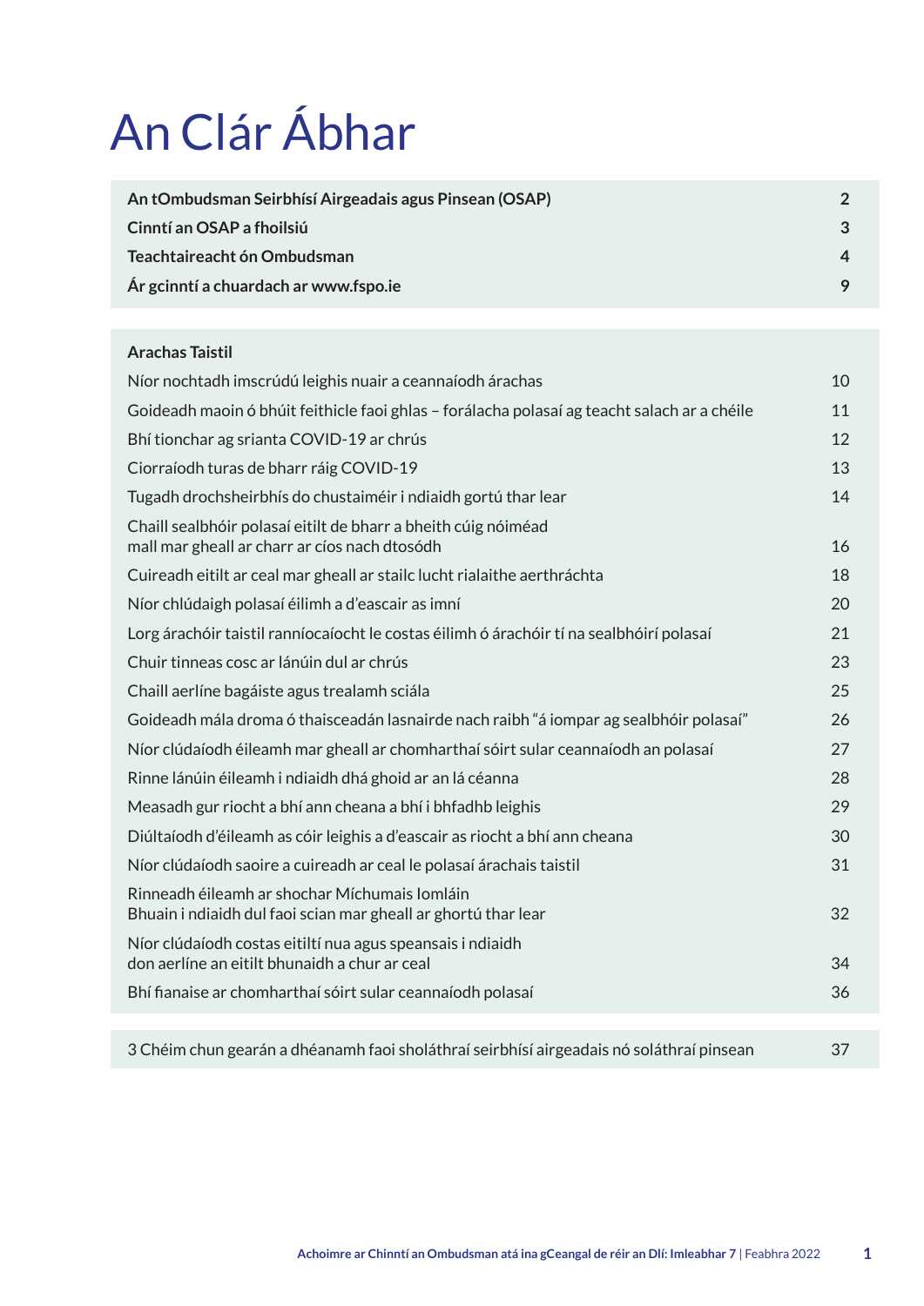# An Clár Ábhar

| | |
|---|---|
| **An tOmbudsman Seirbhísí Airgeadais agus Pinsean (OSAP)** | **2** |
| **Cinntí an OSAP a fhoilsiú** | **3** |
| **Teachtaireacht ón Ombudsman** | **4** |
| **Ár gcinntí a chuardach ar www.fspo.ie** | **9** |

| | |
|---|---|
| **Arachas Taistil** | |
| Níor nochtadh imscrúdú leighis nuair a ceannaíodh árachas | 10 |
| Goideadh maoin ó bhúit feithicle faoi ghlas – forálacha polasaí ag teacht salach ar a chéile | 11 |
| Bhí tionchar ag srianta COVID-19 ar chrús | 12 |
| Ciorraíodh turas de bharr ráig COVID-19 | 13 |
| Tugadh drochsheirbhís do chustaiméir i ndiaidh gortú thar lear | 14 |
| Chaill sealbhóir polasaí eitilt de bharr a bheith cúig nóiméad mall mar gheall ar charr ar cíos nach dtosódh | 16 |
| Cuireadh eitilt ar ceal mar gheall ar stailc lucht rialaithe aerthráchta | 18 |
| Níor chlúdaigh polasaí éilimh a d'eascair as imní | 20 |
| Lorg árachóir taistil ranníocaíocht le costas éilimh ó árachóir tí na sealbhóirí polasaí | 21 |
| Chuir tinneas cosc ar lánúin dul ar chrús | 23 |
| Chaill aerlíne bagáiste agus trealamh sciála | 25 |
| Goideadh mála droma ó thaisceadán lasnairde nach raibh "á iompar ag sealbhóir polasaí" | 26 |
| Níor clúdaíodh éileamh mar gheall ar chomharthaí sóirt sular ceannaíodh an polasaí | 27 |
| Rinne lánúin éileamh i ndiaidh dhá ghoid ar an lá céanna | 28 |
| Measadh gur riocht a bhí ann cheana a bhí i bhfadhb leighis | 29 |
| Diúltaíodh d'éileamh as cóir leighis a d'eascair as riocht a bhí ann cheana | 30 |
| Níor clúdaíodh saoire a cuireadh ar ceal le polasaí árachais taistil | 31 |
| Rinneadh éileamh ar shochar Míchumais Iomláin Bhuain i ndiaidh dul faoi scian mar gheall ar ghortú thar lear | 32 |
| Níor clúdaíodh costas eitiltí nua agus speansais i ndiaidh don aerlíne an eitilt bhunaidh a chur ar ceal | 34 |
| Bhí fianaise ar chomharthaí sóirt sular ceannaíodh polasaí | 36 |

| | |
|---|---|
| 3 Chéim chun gearán a dhéanamh faoi sholáthraí seirbhísí airgeadais nó soláthraí pinsean | 37 |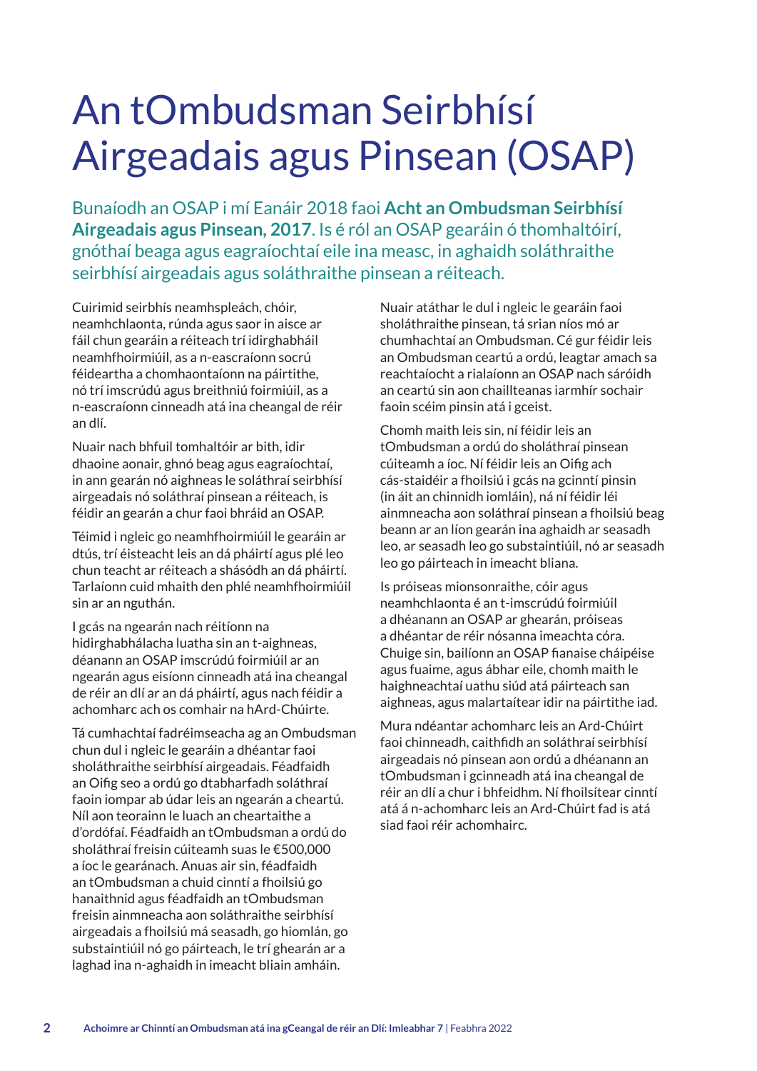# An tOmbudsman Seirbhísí Airgeadais agus Pinsean (OSAP)

Bunaíodh an OSAP i mí Eanáir 2018 faoi **Acht an Ombudsman Seirbhísí Airgeadais agus Pinsean, 2017**. Is é ról an OSAP gearáin ó thomhaltóirí, gnóthaí beaga agus eagraíochtaí eile ina measc, in aghaidh soláthraithe seirbhísí airgeadais agus soláthraithe pinsean a réiteach.

Cuirimid seirbhís neamhspleách, chóir, neamhchlaonta, rúnda agus saor in aisce ar fáil chun gearáin a réiteach trí idirghabháil neamhfhoirmiúil, as a n-eascraíonn socrú féideartha a chomhaontaíonn na páirtithe, nó trí imscrúdú agus breithniú foirmiúil, as a n-eascraíonn cinneadh atá ina cheangal de réir an dlí.

Nuair nach bhfuil tomhaltóir ar bith, idir dhaoine aonair, ghnó beag agus eagraíochtaí, in ann gearán nó aighneas le soláthraí seirbhísí airgeadais nó soláthraí pinsean a réiteach, is féidir an gearán a chur faoi bhráid an OSAP.

Téimid i ngleic go neamhfhoirmiúil le gearáin ar dtús, trí éisteacht leis an dá pháirtí agus plé leo chun teacht ar réiteach a shásódh an dá pháirtí. Tarlaíonn cuid mhaith den phlé neamhfhoirmiúil sin ar an nguthán.

I gcás na ngearán nach réitíonn na hidirghabhálacha luatha sin an t-aighneas, déanann an OSAP imscrúdú foirmiúil ar an ngearán agus eisíonn cinneadh atá ina cheangal de réir an dlí ar an dá pháirtí, agus nach féidir a achomharc ach os comhair na hArd-Chúirte.

Tá cumhachtaí fadréimseacha ag an Ombudsman chun dul i ngleic le gearáin a dhéantar faoi sholáthraithe seirbhísí airgeadais. Féadfaidh an Oifig seo a ordú go dtabharfadh soláthraí faoin iompar ab údar leis an ngearán a cheartú. Níl aon teorainn le luach an cheartaithe a d'ordófaí. Féadfaidh an tOmbudsman a ordú do sholáthraí freisin cúiteamh suas le €500,000 a íoc le gearánach. Anuas air sin, féadfaidh an tOmbudsman a chuid cinntí a fhoilsiú go hanaithnid agus féadfaidh an tOmbudsman freisin ainmneacha aon soláthraithe seirbhísí airgeadais a fhoilsiú má seasadh, go hiomlán, go substaintiúil nó go páirteach, le trí ghearán ar a laghad ina n-aghaidh in imeacht bliain amháin.

Nuair atáthar le dul i ngleic le gearáin faoi sholáthraithe pinsean, tá srian níos mó ar chumhachtaí an Ombudsman. Cé gur féidir leis an Ombudsman ceartú a ordú, leagtar amach sa reachtaíocht a rialaíonn an OSAP nach sáróidh an ceartú sin aon chaillteanas iarmhír sochair faoin scéim pinsin atá i gceist.

Chomh maith leis sin, ní féidir leis an tOmbudsman a ordú do sholáthraí pinsean cúiteamh a íoc. Ní féidir leis an Oifig ach cás-staidéir a fhoilsiú i gcás na gcinntí pinsin (in áit an chinnidh iomláin), ná ní féidir léi ainmneacha aon soláthraí pinsean a fhoilsiú beag beann ar an líon gearán ina aghaidh ar seasadh leo, ar seasadh leo go substaintiúil, nó ar seasadh leo go páirteach in imeacht bliana.

Is próiseas mionsonraithe, cóir agus neamhchlaonta é an t-imscrúdú foirmiúil a dhéanann an OSAP ar ghearán, próiseas a dhéantar de réir nósanna imeachta córa. Chuige sin, bailíonn an OSAP fianaise cháipéise agus fuaime, agus ábhar eile, chomh maith le haighneachtaí uathu siúd atá páirteach san aighneas, agus malartaítear idir na páirtithe iad.

Mura ndéantar achomharc leis an Ard-Chúirt faoi chinneadh, caithfidh an soláthraí seirbhísí airgeadais nó pinsean aon ordú a dhéanann an tOmbudsman i gcinneadh atá ina cheangal de réir an dlí a chur i bhfeidhm. Ní fhoilsítear cinntí atá á n-achomharc leis an Ard-Chúirt fad is atá siad faoi réir achomhairc.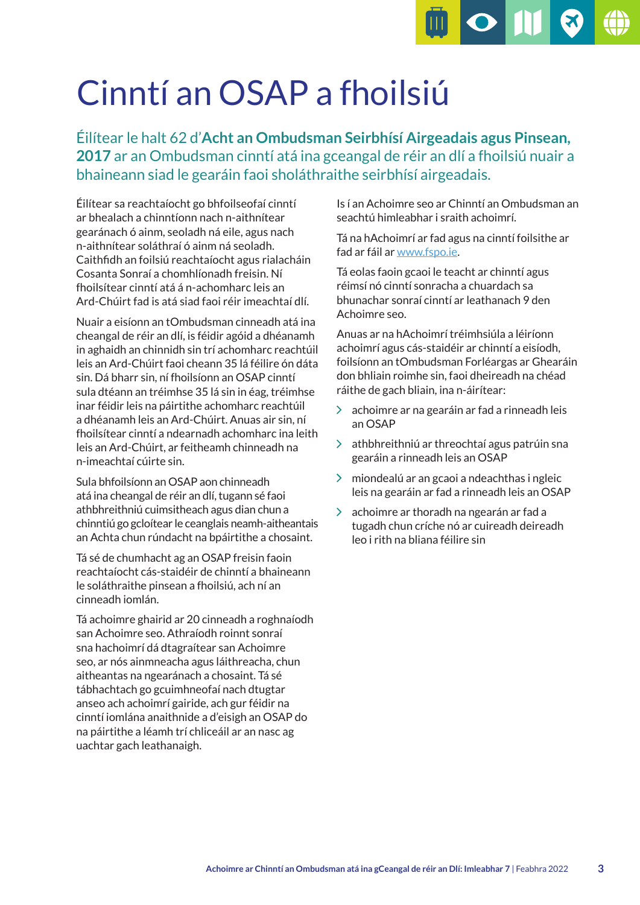# Cinntí an OSAP a fhoilsiú

Éilítear le halt 62 d'**Acht an Ombudsman Seirbhísí Airgeadais agus Pinsean, 2017** ar an Ombudsman cinntí atá ina gceangal de réir an dlí a fhoilsiú nuair a bhaineann siad le gearáin faoi sholáthraithe seirbhísí airgeadais.

Éilítear sa reachtaíocht go bhfoilseofaí cinntí ar bhealach a chinntíonn nach n-aithnítear gearánach ó ainm, seoladh ná eile, agus nach n-aithnítear soláthraí ó ainm ná seoladh. Caithfidh an foilsiú reachtaíocht agus rialacháin Cosanta Sonraí a chomhlíonadh freisin. Ní fhoilsítear cinntí atá á n-achomharc leis an Ard-Chúirt fad is atá siad faoi réir imeachtaí dlí.

Nuair a eisíonn an tOmbudsman cinneadh atá ina cheangal de réir an dlí, is féidir agóid a dhéanamh in aghaidh an chinnidh sin trí achomharc reachtúil leis an Ard-Chúirt faoi cheann 35 lá féilire ón dáta sin. Dá bharr sin, ní fhoilsíonn an OSAP cinntí sula dtéann an tréimhse 35 lá sin in éag, tréimhse inar féidir leis na páirtithe achomharc reachtúil a dhéanamh leis an Ard-Chúirt. Anuas air sin, ní fhoilsítear cinntí a ndearnadh achomharc ina leith leis an Ard-Chúirt, ar feitheamh chinneadh na n-imeachtaí cúirte sin.

Sula bhfoilsíonn an OSAP aon chinneadh atá ina cheangal de réir an dlí, tugann sé faoi athbhreithniú cuimsitheach agus dian chun a chinntiú go gcloítear le ceanglais neamh-aitheantais an Achta chun rúndacht na bpáirtithe a chosaint.

Tá sé de chumhacht ag an OSAP freisin faoin reachtaíocht cás-staidéir de chinntí a bhaineann le soláthraithe pinsean a fhoilsiú, ach ní an cinneadh iomlán.

Tá achoimre ghairid ar 20 cinneadh a roghnaíodh san Achoimre seo. Athraíodh roinnt sonraí sna hachoimrí dá dtagraítear san Achoimre seo, ar nós ainmneacha agus láithreacha, chun aitheantas na ngearánach a chosaint. Tá sé tábhachtach go gcuimhneofaí nach dtugtar anseo ach achoimrí gairide, ach gur féidir na cinntí iomlána anaithnide a d'eisigh an OSAP do na páirtithe a léamh trí chliceáil ar an nasc ag uachtar gach leathanaigh.

Is í an Achoimre seo ar Chinntí an Ombudsman an seachtú himleabhar i sraith achoimrí.

Tá na hAchoimrí ar fad agus na cinntí foilsithe ar fad ar fáil ar [www.fspo.ie](www.fspo.ie).

Tá eolas faoin gcaoi le teacht ar chinntí agus réimsí nó cinntí sonracha a chuardach sa bhunachar sonraí cinntí ar leathanach 9 den Achoimre seo.

Anuas ar na hAchoimrí tréimhsiúla a léiríonn achoimrí agus cás-staidéir ar chinntí a eisíodh, foilsíonn an tOmbudsman Forléargas ar Ghearáin don bhliain roimhe sin, faoi dheireadh na chéad ráithe de gach bliain, ina n-áirítear:

- achoimre ar na gearáin ar fad a rinneadh leis an OSAP
- athbhreithniú ar threochtaí agus patrúin sna gearáin a rinneadh leis an OSAP
- miondealú ar an gcaoi a ndeachthas i ngleic leis na gearáin ar fad a rinneadh leis an OSAP
- achoimre ar thoradh na ngearán ar fad a tugadh chun críche nó ar cuireadh deireadh leo i rith na bliana féilire sin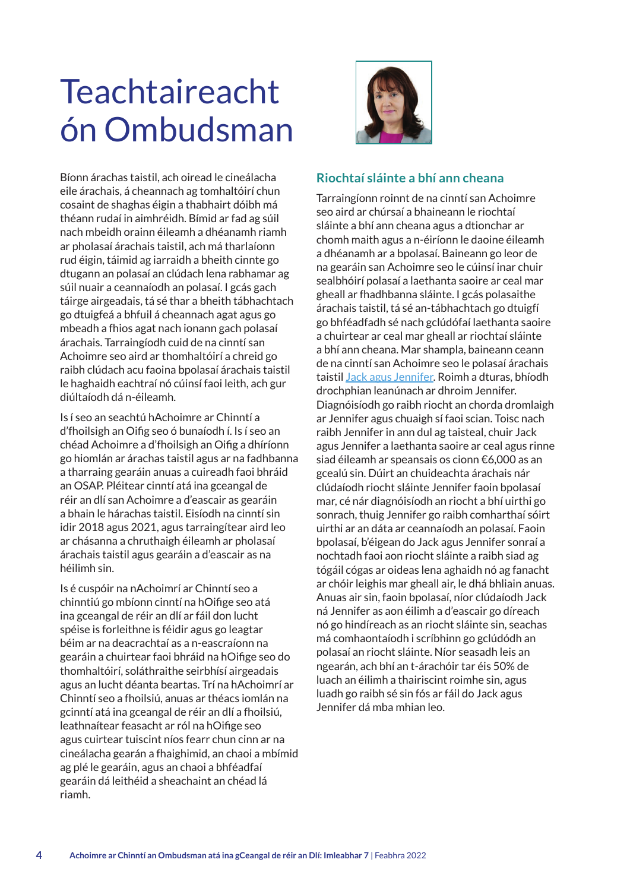# Teachtaireacht ón Ombudsman

Bíonn árachas taistil, ach oiread le cineálacha eile árachais, á cheannach ag tomhaltóirí chun cosaint de shaghas éigin a thabhairt dóibh má théann rudaí in aimhréidh. Bímid ar fad ag súil nach mbeidh orainn éileamh a dhéanamh riamh ar pholasaí árachais taistil, ach má tharlaíonn rud éigin, táimid ag iarraidh a bheith cinnte go dtugann an polasaí an clúdach lena rabhamar ag súil nuair a ceannaíodh an polasaí. I gcás gach táirge airgeadais, tá sé thar a bheith tábhachtach go dtuigfeá a bhfuil á cheannach agat agus go mbeadh a fhios agat nach ionann gach polasaí árachais. Tarraingíodh cuid de na cinntí san Achoimre seo aird ar thomhaltóirí a chreid go raibh clúdach acu faoina bpolasaí árachais taistil le haghaidh eachtraí nó cúinsí faoi leith, ach gur diúltaíodh dá n-éileamh.

Is í seo an seachtú hAchoimre ar Chinntí a d'fhoilsigh an Oifig seo ó bunaíodh í. Is í seo an chéad Achoimre a d'fhoilsigh an Oifig a dhíríonn go hiomlán ar árachas taistil agus ar na fadhbanna a tharraing gearáin anuas a cuireadh faoi bhráid an OSAP. Pléitear cinntí atá ina gceangal de réir an dlí san Achoimre a d'eascair as gearáin a bhain le hárachas taistil. Eisíodh na cinntí sin idir 2018 agus 2021, agus tarraingítear aird leo ar chásanna a chruthaigh éileamh ar pholasaí árachais taistil agus gearáin a d'eascair as na héilimh sin.

Is é cuspóir na nAchoimrí ar Chinntí seo a chinntiú go mbíonn cinntí na hOifige seo atá ina gceangal de réir an dlí ar fáil don lucht spéise is forleithne is féidir agus go leagtar béim ar na deacrachtaí as a n-eascraíonn na gearáin a chuirtear faoi bhráid na hOifige seo do thomhaltóirí, soláthraithe seirbhísí airgeadais agus an lucht déanta beartas. Trí na hAchoimrí ar Chinntí seo a fhoilsiú, anuas ar théacs iomlán na gcinntí atá ina gceangal de réir an dlí a fhoilsiú, leathnaítear feasacht ar ról na hOifige seo agus cuirtear tuiscint níos fearr chun cinn ar na cineálacha gearán a fhaighimid, an chaoi a mbímid ag plé le gearáin, agus an chaoi a bhféadfaí gearáin dá leithéid a sheachaint an chéad lá riamh.

## Riochtaí sláinte a bhí ann cheana

Tarraingíonn roinnt de na cinntí san Achoimre seo aird ar chúrsaí a bhaineann le riochtaí sláinte a bhí ann cheana agus a dtionchar ar chomh maith agus a n-éiríonn le daoine éileamh a dhéanamh ar a bpolasaí. Baineann go leor de na gearáin san Achoimre seo le cúinsí inar chuir sealbhóirí polasaí a laethanta saoire ar ceal mar gheall ar fhadhbanna sláinte. I gcás polasaithe árachais taistil, tá sé an-tábhachtach go dtuigfí go bhféadfadh sé nach gclúdófaí laethanta saoire a chuirtear ar ceal mar gheall ar riochtaí sláinte a bhí ann cheana. Mar shampla, baineann ceann de na cinntí san Achoimre seo le polasaí árachais taistil [Jack agus Jennifer](). Roimh a dturas, bhíodh drochphian leanúnach ar dhroim Jennifer. Diagnóisíodh go raibh riocht an chorda dromlaigh ar Jennifer agus chuaigh sí faoi scian. Toisc nach raibh Jennifer in ann dul ag taisteal, chuir Jack agus Jennifer a laethanta saoire ar ceal agus rinne siad éileamh ar speansais os cionn €6,000 as an gcealú sin. Dúirt an chuideachta árachais nár clúdaíodh riocht sláinte Jennifer faoin bpolasaí mar, cé nár diagnóisíodh an riocht a bhí uirthi go sonrach, thuig Jennifer go raibh comharthaí sóirt uirthi ar an dáta ar ceannaíodh an polasaí. Faoin bpolasaí, b'éigean do Jack agus Jennifer sonraí a nochtadh faoi aon riocht sláinte a raibh siad ag tógáil cógas ar oideas lena aghaidh nó ag fanacht ar chóir leighis mar gheall air, le dhá bhliain anuas. Anuas air sin, faoin bpolasaí, níor clúdaíodh Jack ná Jennifer as aon éilimh a d'eascair go díreach nó go hindíreach as an riocht sláinte sin, seachas má comhaontaíodh i scríbhinn go gclúdódh an polasaí an riocht sláinte. Níor seasadh leis an ngearán, ach bhí an t-árachóir tar éis 50% de luach an éilimh a thairiscint roimhe sin, agus luadh go raibh sé sin fós ar fáil do Jack agus Jennifer dá mba mhian leo.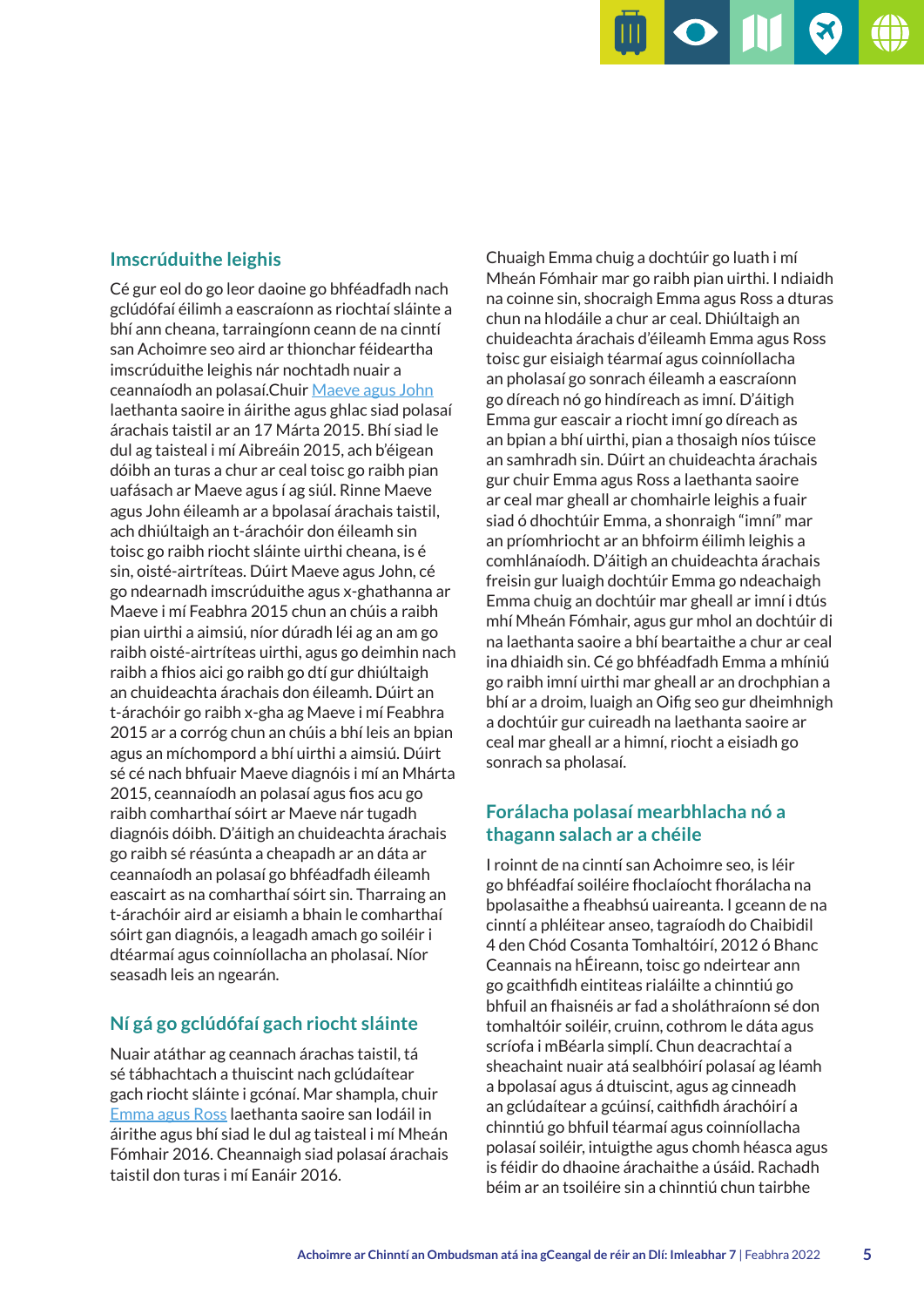## Imscrúduithe leighis

Cé gur eol do go leor daoine go bhféadfadh nach gclúdófaí éilimh a eascraíonn as riochtaí sláinte a bhí ann cheana, tarraingíonn ceann de na cinntí san Achoimre seo aird ar thionchar féideartha imscrúduithe leighis nár nochtadh nuair a ceannaíodh an polasaí.Chuir Maeve agus John laethanta saoire in áirithe agus ghlac siad polasaí árachais taistil ar an 17 Márta 2015. Bhí siad le dul ag taisteal i mí Aibreáin 2015, ach b'éigean dóibh an turas a chur ar ceal toisc go raibh pian uafásach ar Maeve agus í ag siúl. Rinne Maeve agus John éileamh ar a bpolasaí árachais taistil, ach dhiúltaigh an t-árachóir don éileamh sin toisc go raibh riocht sláinte uirthi cheana, is é sin, oisté-airtríteas. Dúirt Maeve agus John, cé go ndearnadh imscrúduithe agus x-ghathanna ar Maeve i mí Feabhra 2015 chun an chúis a raibh pian uirthi a aimsiú, níor dúradh léi ag an am go raibh oisté-airtríteas uirthi, agus go deimhin nach raibh a fhios aici go raibh go dtí gur dhiúltaigh an chuideachta árachais don éileamh. Dúirt an t-árachóir go raibh x-gha ag Maeve i mí Feabhra 2015 ar a corróg chun an chúis a bhí leis an bpian agus an míchompord a bhí uirthi a aimsiú. Dúirt sé cé nach bhfuair Maeve diagnóis i mí an Mhárta 2015, ceannaíodh an polasaí agus fios acu go raibh comharthaí sóirt ar Maeve nár tugadh diagnóis dóibh. D'áitigh an chuideachta árachais go raibh sé réasúnta a cheapadh ar an dáta ar ceannaíodh an polasaí go bhféadfadh éileamh eascairt as na comharthaí sóirt sin. Tharraing an t-árachóir aird ar eisiamh a bhain le comharthaí sóirt gan diagnóis, a leagadh amach go soiléir i dtéarmaí agus coinníollacha an pholasaí. Níor seasadh leis an ngearán.

## Ní gá go gclúdófaí gach riocht sláinte

Nuair atáthar ag ceannach árachas taistil, tá sé tábhachtach a thuiscint nach gclúdaítear gach riocht sláinte i gcónaí. Mar shampla, chuir Emma agus Ross laethanta saoire san Iodáil in áirithe agus bhí siad le dul ag taisteal i mí Meán Fómhair 2016. Cheannaigh siad polasaí árachais taistil don turas i mí Eanáir 2016.

Chuaigh Emma chuig a dochtúir go luath i mí Mheán Fómhair mar go raibh pian uirthi. I ndiaidh na coinne sin, shocraigh Emma agus Ross a dturas chun na hIodáile a chur ar ceal. Dhiúltaigh an chuideachta árachais d'éileamh Emma agus Ross toisc gur eisiaigh téarmaí agus coinníollacha an pholasaí go sonrach éileamh a eascraíonn go díreach nó go hindíreach as imní. D'áitigh Emma gur eascair a riocht imní go díreach as an bpian a bhí uirthi, pian a thosaigh níos túisce an samhradh sin. Dúirt an chuideachta árachais gur chuir Emma agus Ross a laethanta saoire ar ceal mar gheall ar chomhairle leighis a fuair siad ó dhochtúir Emma, a shonraigh "imní" mar an príomhriocht ar an bhfoirm éilimh leighis a comhlánaíodh. D'áitigh an chuideachta árachais freisin gur luaigh dochtúir Emma go ndeachaigh Emma chuig an dochtúir mar gheall ar imní i dtús mhí Mheán Fómhair, agus gur mhol an dochtúir di na laethanta saoire a bhí beartaithe a chur ar ceal ina dhiaidh sin. Cé go bhféadfadh Emma a mhíniú go raibh imní uirthi mar gheall ar an drochphian a bhí ar a droim, luaigh an Oifig seo gur dheimhnigh a dochtúir gur cuireadh na laethanta saoire ar ceal mar gheall ar a himní, riocht a eisiadh go sonrach sa pholasaí.

## Forálacha polasaí mearbhlacha nó a thagann salach ar a chéile

I roinnt de na cinntí san Achoimre seo, is léir go bhféadfaí soiléire fhoclaíocht fhorálacha na bpolasaithe a fheabhsú uaireanta. I gceann de na cinntí a phléitear anseo, tagraíodh do Chaibidil 4 den Chód Cosanta Tomhaltóirí, 2012 ó Bhanc Ceannais na hÉireann, toisc go ndeirtear ann go gcaithfidh eintiteas rialáilte a chinntiú go bhfuil an fhaisnéis ar fad a sholáthraíon sé don tomhaltóir soiléir, cruinn, cothrom le dáta agus scríofa i mBéarla simplí. Chun deacrachtaí a sheachaint nuair atá sealbhóirí polasaí ag léamh a bpolasaí agus á dtuiscint, agus ag cinneadh an gclúdaítear a gcúinsí, caithfidh árachóirí a chinntiú go bhfuil téarmaí agus coinníollacha polasaí soiléir, intuigthe agus chomh héasca agus is féidir do dhaoine árachaithe a úsáid. Rachadh béim ar an tsoiléire sin a chinntiú chun tairbhe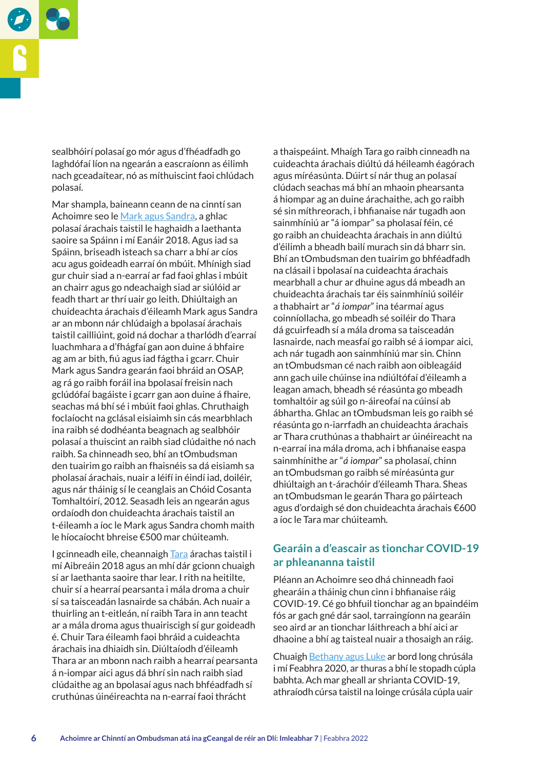sealbhóirí polasaí go mór agus d'fhéadfadh go laghdófaí líon na ngearán a eascraíonn as éilimh nach gceadaítear, nó as míthuiscint faoi chlúdach polasaí.

Mar shampla, baineann ceann de na cinntí san Achoimre seo le Mark agus Sandra, a ghlac polasaí árachais taistil le haghaidh a laethanta saoire sa Spáinn i mí Eanáir 2018. Agus iad sa Spáinn, briseadh isteach sa charr a bhí ar cíos acu agus goideadh earraí ón mbúit. Mhínigh siad gur chuir siad a n-earraí ar fad faoi ghlas i mbúit an chairr agus go ndeachaigh siad ar siúlóid ar feadh thart ar thrí uair go leith. Dhiúltaigh an chuideachta árachais d'éileamh Mark agus Sandra ar an mbonn nár chlúdaigh a bpolasaí árachais taistil cailliúint, goid ná dochar a tharlódh d'earraí luachmhara a d'fhágfaí gan aon duine á bhfaire ag am ar bith, fiú agus iad fágtha i gcarr. Chuir Mark agus Sandra gearán faoi bhráid an OSAP, ag rá go raibh foráil ina bpolasaí freisin nach gclúdófaí bagáiste i gcarr gan aon duine á fhaire, seachas má bhí sé i mbúit faoi ghlas. Chruthaigh foclaíocht na gclásal eisiaimh sin cás mearbhlach ina raibh sé dodhéanta beagnach ag sealbhóir polasaí a thuiscint an raibh siad clúdaithe nó nach raibh. Sa chinneadh seo, bhí an tOmbudsman den tuairim go raibh an fhaisnéis sa dá eisiamh sa pholasaí árachais, nuair a léifí in éindí iad, doiléir, agus nár tháinig sí le ceanglais an Chóid Cosanta Tomhaltóirí, 2012. Seasadh leis an ngearán agus ordaíodh don chuideachta árachais taistil an t-éileamh a íoc le Mark agus Sandra chomh maith le híocaíocht bhreise €500 mar chúiteamh.

I gcinneadh eile, cheannaigh Tara árachas taistil i mí Aibreáin 2018 agus an mhí dár gcionn chuaigh sí ar laethanta saoire thar lear. I rith na heitilte, chuir sí a hearraí pearsanta i mála droma a chuir sí sa taisceadán lasnairde sa chábán. Ach nuair a thuirling an t-eitleán, ní raibh Tara in ann teacht ar a mála droma agus thuairiscigh sí gur goideadh é. Chuir Tara éileamh faoi bhráid a cuideachta árachais ina dhiaidh sin. Diúltaíodh d'éileamh Thara ar an mbonn nach raibh a hearraí pearsanta á n-iompar aici agus dá bhrí sin nach raibh siad clúdaithe ag an bpolasaí agus nach bhféadfadh sí cruthúnas úinéireachta na n-earraí faoi thrácht a thaispeáint. Mhaígh Tara go raibh cinneadh na cuideachta árachais diúltú dá héileamh éagórach agus míréasúnta. Dúirt sí nár thug an polasaí clúdach seachas má bhí an mhaoin phearsanta á hiompar ag an duine árachaithe, ach go raibh sé sin míthreorach, i bhfianaise nár tugadh aon sainmhíniú ar "á iompar" sa pholasaí féin, cé go raibh an chuideachta árachais in ann diúltú d'éilimh a bheadh bailí murach sin dá bharr sin. Bhí an tOmbudsman den tuairim go bhféadfadh na clásail i bpolasaí na cuideachta árachais mearbhall a chur ar dhuine agus dá mbeadh an chuideachta árachais tar éis sainmhíniú soiléir a thabhairt ar "*á iompar*" ina téarmaí agus coinníollacha, go mbeadh sé soiléir do Thara dá gcuirfeadh sí a mála droma sa taisceadán lasnairde, nach measfaí go raibh sé á iompar aici, ach nár tugadh aon sainmhíniú mar sin. Chinn an tOmbudsman cé nach raibh aon oibleagáid ann gach uile chúinse ina ndiúltófaí d'éileamh a leagan amach, bheadh sé réasúnta go mbeadh tomhaltóir ag súil go n-áireofaí na cúinsí ab ábhartha. Ghlac an tOmbudsman leis go raibh sé réasúnta go n-iarrfadh an chuideachta árachais ar Thara cruthúnas a thabhairt ar úinéireacht na n-earraí ina mála droma, ach i bhfianaise easpa sainmhínithe ar "*á iompar*" sa pholasaí, chinn an tOmbudsman go raibh sé míréasúnta gur dhiúltaigh an t-árachóir d'éileamh Thara. Sheas an tOmbudsman le gearán Thara go páirteach agus d'ordaigh sé don chuideachta árachais €600 a íoc le Tara mar chúiteamh.

## Gearáin a d'eascair as tionchar COVID-19 ar phleananna taistil

Pléann an Achoimre seo dhá chinneadh faoi ghearáin a tháinig chun cinn i bhfianaise ráig COVID-19. Cé go bhfuil tionchar ag an bpaindéim fós ar gach gné dár saol, tarraingíonn na gearáin seo aird ar an tionchar láithreach a bhí aici ar dhaoine a bhí ag taisteal nuair a thosaigh an ráig.

Chuaigh Bethany agus Luke ar bord long chrúsála i mí Feabhra 2020, ar thuras a bhí le stopadh cúpla babhta. Ach mar gheall ar shrianta COVID-19, athraíodh cúrsa taistil na loinge crúsála cúpla uair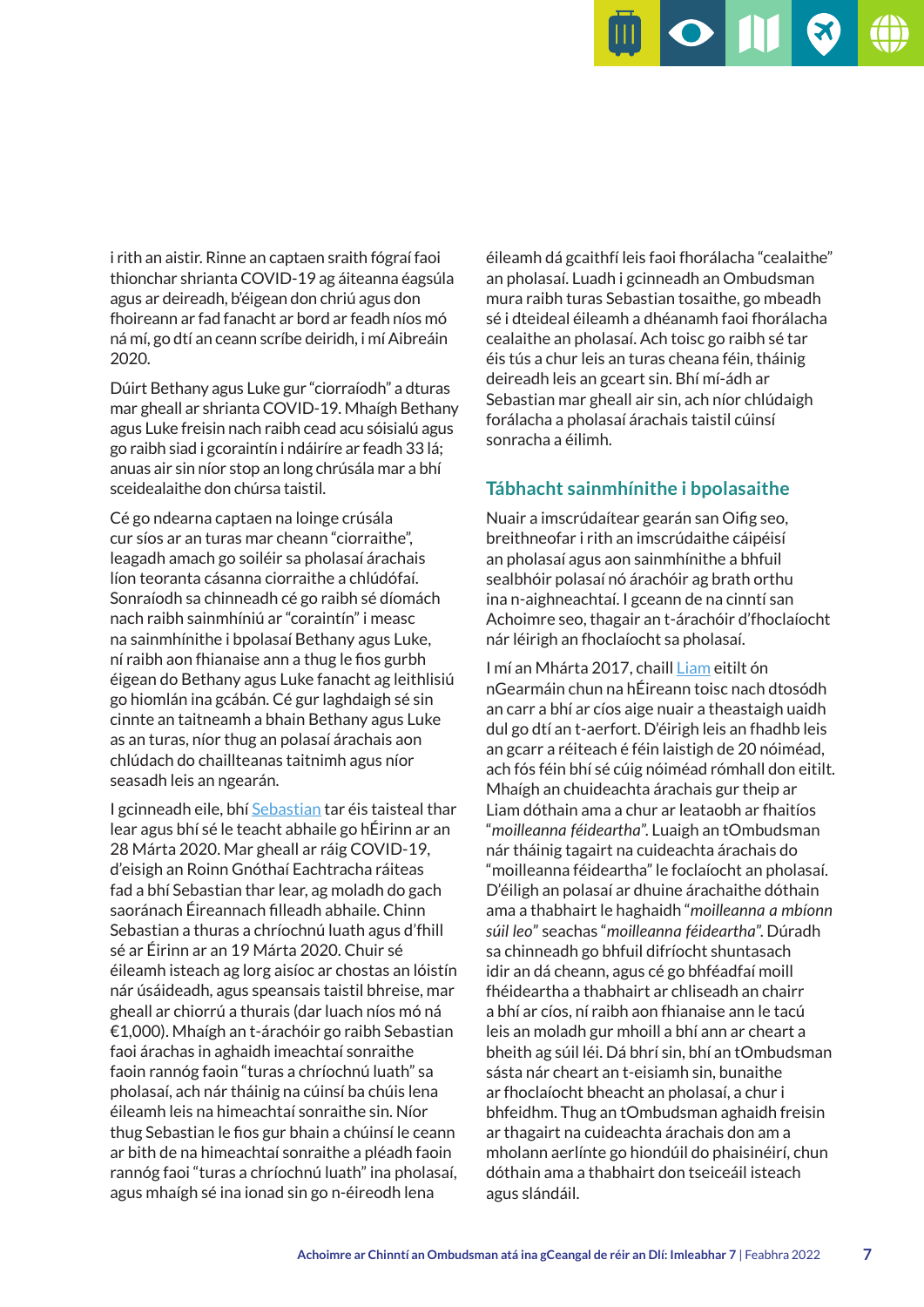i rith an aistir. Rinne an captaen sraith fógraí faoi thionchar shrianta COVID-19 ag áiteanna éagsúla agus ar deireadh, b'éigean don chriú agus don fhoireann ar fad fanacht ar bord ar feadh níos mó ná mí, go dtí an ceann scríbe deiridh, i mí Aibreáin 2020.

Dúirt Bethany agus Luke gur "ciorraíodh" a dturas mar gheall ar shrianta COVID-19. Mhaígh Bethany agus Luke freisin nach raibh cead acu sóisialú agus go raibh siad i gcoraintín i ndáiríre ar feadh 33 lá; anuas air sin níor stop an long chrúsála mar a bhí sceidealaithe don chúrsa taistil.

Cé go ndearna captaen na loinge crúsála cur síos ar an turas mar cheann "ciorraithe", leagadh amach go soiléir sa pholasaí árachais líon teoranta cásanna ciorraithe a chlúdófaí. Sonraíodh sa chinneadh cé go raibh sé díomách nach raibh sainmhíniú ar "coraintín" i measc na sainmhínithe i bpolasaí Bethany agus Luke, ní raibh aon fhianaise ann a thug le fios gurbh éigean do Bethany agus Luke fanacht ag leithlisiú go hiomlán ina gcábán. Cé gur laghdaigh sé sin cinnte an taitneamh a bhain Bethany agus Luke as an turas, níor thug an polasaí árachais aon chlúdach do chaillteanas taitnimh agus níor seasadh leis an ngearán.

I gcinneadh eile, bhí Sebastian tar éis taisteal thar lear agus bhí sé le teacht abhaile go hÉirinn ar an 28 Márta 2020. Mar gheall ar ráig COVID-19, d'eisigh an Roinn Gnóthaí Eachtracha ráiteas fad a bhí Sebastian thar lear, ag moladh do gach saoránach Éireannach filleadh abhaile. Chinn Sebastian a thuras a chríochnú luath agus d'fhill sé ar Éirinn ar an 19 Márta 2020. Chuir sé éileamh isteach ag lorg aisíoc ar chostas an lóistín nár úsáideadh, agus speansais taistil bhreise, mar gheall ar chiorrú a thurais (dar luach níos mó ná €1,000). Mhaígh an t-árachóir go raibh Sebastian faoi árachas in aghaidh imeachtaí sonraithe faoin rannóg faoin "turas a chríochnú luath" sa pholasaí, ach nár tháinig na cúinsí ba chúis lena éileamh leis na himeachtaí sonraithe sin. Níor thug Sebastian le fios gur bhain a chúinsí le ceann ar bith de na himeachtaí sonraithe a pléadh faoin rannóg faoi "turas a chríochnú luath" ina pholasaí, agus mhaígh sé ina ionad sin go n-éireodh lena éileamh dá gcaithfí leis faoi fhorálacha "cealaithe" an pholasaí. Luadh i gcinneadh an Ombudsman mura raibh turas Sebastian tosaithe, go mbeadh sé i dteideal éileamh a dhéanamh faoi fhorálacha cealaithe an pholasaí. Ach toisc go raibh sé tar éis tús a chur leis an turas cheana féin, tháinig deireadh leis an gceart sin. Bhí mí-ádh ar Sebastian mar gheall air sin, ach níor chlúdaigh forálacha a pholasaí árachais taistil cúinsí sonracha a éilimh.

## Tábhacht sainmhínithe i bpolasaithe

Nuair a imscrúdaítear gearán san Oifig seo, breithneofar i rith an imscrúdaithe cáipéisí an pholasaí agus aon sainmhínithe a bhfuil sealbhóir polasaí nó árachóir ag brath orthu ina n-aighneachtaí. I gceann de na cinntí san Achoimre seo, thagair an t-árachóir d'fhoclaíocht nár léirigh an fhoclaíocht sa pholasaí.

I mí an Mhárta 2017, chaill Liam eitilt ón nGearmáin chun na hÉireann toisc nach dtosódh an carr a bhí ar cíos aige nuair a theastaigh uaidh dul go dtí an t-aerfort. D'éirigh leis an fhadhb leis an gcarr a réiteach é féin laistigh de 20 nóiméad, ach fós féin bhí sé cúig nóiméad rómhall don eitilt. Mhaígh an chuideachta árachais gur theip ar Liam dóthain ama a chur ar leataobh ar fhaitíos "*moilleanna féideartha*". Luaigh an tOmbudsman nár tháinig tagairt na cuideachta árachais do "moilleanna féideartha" le foclaíocht an pholasaí. D'éiligh an polasaí ar dhuine árachaithe dóthain ama a thabhairt le haghaidh "*moilleanna a mbíonn súil leo*" seachas "*moilleanna féideartha*". Dúradh sa chinneadh go bhfuil difríocht shuntasach idir an dá cheann, agus cé go bhféadfaí moill fhéideartha a thabhairt ar chliseadh an chairr a bhí ar cíos, ní raibh aon fhianaise ann le tacú leis an moladh gur mhoill a bhí ann ar cheart a bheith ag súil léi. Dá bhrí sin, bhí an tOmbudsman sásta nár cheart an t-eisiamh sin, bunaithe ar fhoclaíocht bheacht an pholasaí, a chur i bhfeidhm. Thug an tOmbudsman aghaidh freisin ar thagairt na cuideachta árachais don am a mholann aerlínte go hiondúil do phaisinéirí, chun dóthain ama a thabhairt don tseiceáil isteach agus slándáil.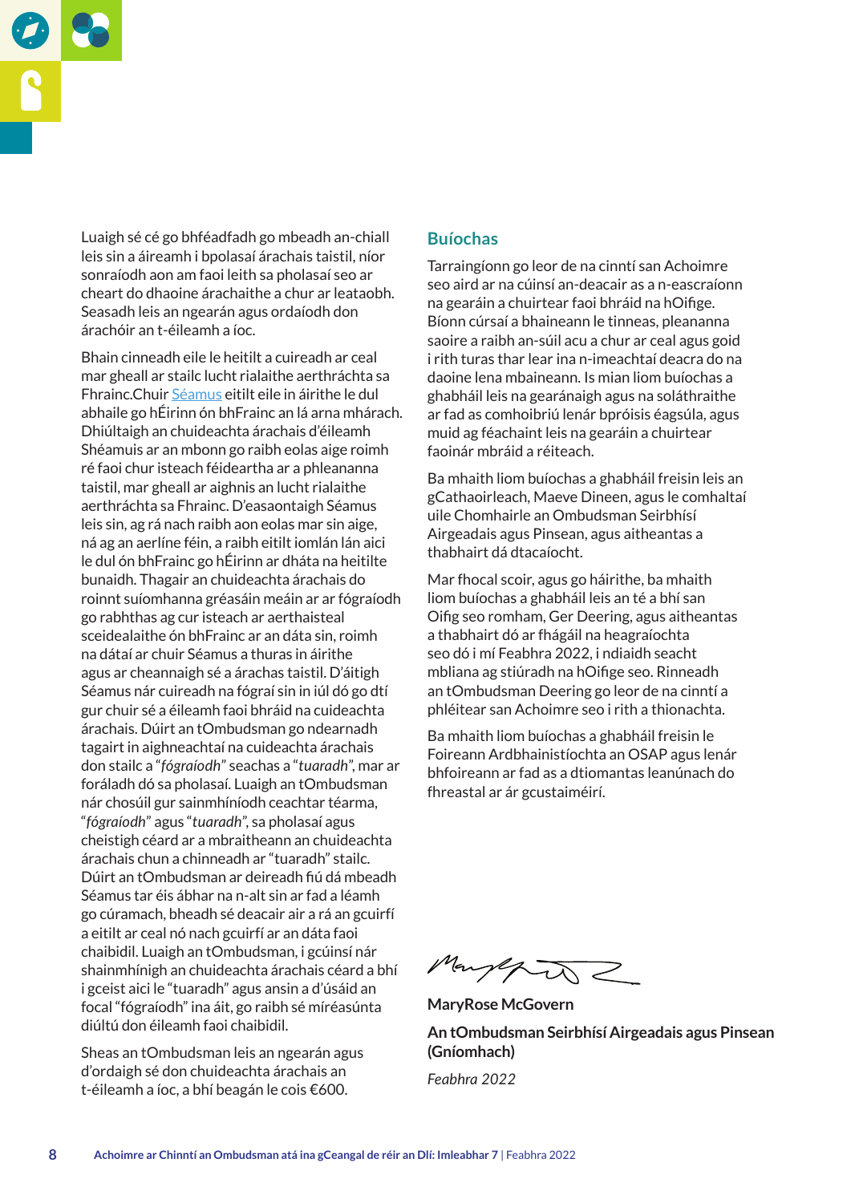Luaigh sé cé go bhféadfadh go mbeadh an-chiall leis sin a áireamh i bpolasaí árachais taistil, níor sonraíodh aon am faoi leith sa pholasaí seo ar cheart do dhaoine árachaithe a chur ar leataobh. Seasadh leis an ngearán agus ordaíodh don árachóir an t-éileamh a íoc.

Bhain cinneadh eile le heitilt a cuireadh ar ceal mar gheall ar stailc lucht rialaithe aerthráchta sa Fhrainc.Chuir Séamus eitilt eile in áirithe le dul abhaile go hÉirinn ón bhFrainc an lá arna mhárach. Dhiúltaigh an chuideachta árachais d'éileamh Shéamuis ar an mbonn go raibh eolas aige roimh ré faoi chur isteach féideartha ar a phleananna taistil, mar gheall ar aighnis an lucht rialaithe aerthráchta sa Fhrainc. D'easaontaigh Séamus leis sin, ag rá nach raibh aon eolas mar sin aige, ná ag an aerlíne féin, a raibh eitilt iomlán lán aici le dul ón bhFrainc go hÉirinn ar dháta na heitilte bunaidh. Thagair an chuideachta árachais do roinnt suíomhanna gréasáin meáin ar ar fógraíodh go rabhthas ag cur isteach ar aerthaisteal sceidealaithe ón bhFrainc ar an dáta sin, roimh na dátaí ar chuir Séamus a thuras in áirithe agus ar cheannaigh sé a árachas taistil. D'áitigh Séamus nár cuireadh na fógraí sin in iúl dó go dtí gur chuir sé a éileamh faoi bhráid na cuideachta árachais. Dúirt an tOmbudsman go ndearnadh tagairt in aighneachtaí na cuideachta árachais don stailc a "*fógraíodh*" seachas a "*tuaradh*", mar ar foráladh dó sa pholasaí. Luaigh an tOmbudsman nár chosúil gur sainmhíníodh ceachtar téarma, "*fógraíodh*" agus "*tuaradh*", sa pholasaí agus cheistigh céard ar a mbraitheann an chuideachta árachais chun a chinneadh ar "tuaradh" stailc. Dúirt an tOmbudsman ar deireadh fiú dá mbeadh Séamus tar éis ábhar na n-alt sin ar fad a léamh go cúramach, bheadh sé deacair air a rá an gcuirfí a eitilt ar ceal nó nach gcuirfí ar an dáta faoi chaibidil. Luaigh an tOmbudsman, i gcúinsí nár shainmhínigh an chuideachta árachais céard a bhí i gceist aici le "tuaradh" agus ansin a d'úsáid an focal "fógraíodh" ina áit, go raibh sé míréasúnta diúltú don éileamh faoi chaibidil.

Sheas an tOmbudsman leis an ngearán agus d'ordaigh sé don chuideachta árachais an t-éileamh a íoc, a bhí beagán le cois €600.

## Buíochas

Tarraingíonn go leor de na cinntí san Achoimre seo aird ar na cúinsí an-deacair as a n-eascraíonn na gearáin a chuirtear faoi bhráid na hOifige. Bíonn cúrsaí a bhaineann le tinneas, pleananna saoire a raibh an-súil acu a chur ar ceal agus goid i rith turas thar lear ina n-imeachtaí deacra do na daoine lena mbaineann. Is mian liom buíochas a ghabháil leis na gearánaigh agus na soláthraithe ar fad as comhoibriú lenár bpróisis éagsúla, agus muid ag féachaint leis na gearáin a chuirtear faoinár mbráid a réiteach.

Ba mhaith liom buíochas a ghabháil freisin leis an gCathaoirleach, Maeve Dineen, agus le comhaltaí uile Chomhairle an Ombudsman Seirbhísí Airgeadais agus Pinsean, agus aitheantas a thabhairt dá dtacaíocht.

Mar fhocal scoir, agus go háirithe, ba mhaith liom buíochas a ghabháil leis an té a bhí san Oifig seo romham, Ger Deering, agus aitheantas a thabhairt dó ar fhágáil na heagraíochta seo dó i mí Feabhra 2022, i ndiaidh seacht mbliana ag stiúradh na hOifige seo. Rinneadh an tOmbudsman Deering go leor de na cinntí a phléitear san Achoimre seo i rith a thionachta.

Ba mhaith liom buíochas a ghabháil freisin le Foireann Ardbhainistíochta an OSAP agus lenár bhfoireann ar fad as a dtiomantas leanúnach do fhreastal ar ár gcustaiméirí.

**MaryRose McGovern**

**An tOmbudsman Seirbhísí Airgeadais agus Pinsean (Gníomhach)**

*Feabhra 2022*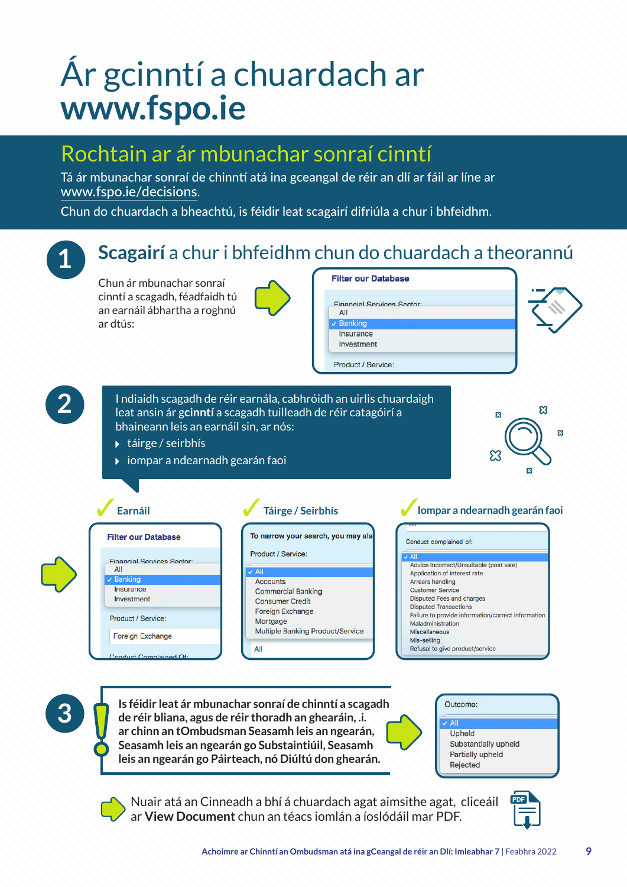# Ár gcinntí a chuardach ar **www.fspo.ie**

## Rochtain ar ár mbunachar sonraí cinntí

Tá ár mbunachar sonraí de chinntí atá ina gceangal de réir an dlí ar fáil ar líne ar www.fspo.ie/decisions.

Chun do chuardach a bheachtú, is féidir leat scagairí difriúla a chur i bhfeidhm.

### 1 **Scagairí** a chur i bhfeidhm chun do chuardach a theorannú

Chun ár mbunachar sonraí cinntí a scagadh, féadfaidh tú an earnáil ábhartha a roghnú ar dtús:

**Filter our Database**

Financial Services Sector:
- All
- ✓ Banking
- Insurance
- Investment

Product / Service:

### 2

I ndiaidh scagadh de réir earnála, cabhróidh an uirlis chuardaigh leat ansin ár **gcinntí** a scagadh tuilleadh de réir catagóirí a bhaineann leis an earnáil sin, ar nós:

- táirge / seirbhís
- iompar a ndearnadh gearán faoi

✓ **Earnáil**

**Filter our Database**

Financial Services Sector:
- All
- ✓ Banking
- Insurance
- Investment

Product / Service:
Foreign Exchange

Conduct Complained Of:

✓ **Táirge / Seirbhís**

To narrow your search, you may als

Product / Service:
- ✓ All
- Accounts
- Commercial Banking
- Consumer Credit
- Foreign Exchange
- Mortgage
- Multiple Banking Product/Service

All

✓ **Iompar a ndearnadh gearán faoi**

Conduct complained of:
- ✓ All
- Advice Incorrect/Unsuitable (post sale)
- Application of interest rate
- Arrears handling
- Customer Service
- Disputed Fees and charges
- Disputed Transactions
- Failure to provide information/correct information
- Maladministration
- Miscellaneous
- Mis-selling
- Refusal to give product/service

### 3

**Is féidir leat ár mbunachar sonraí de chinntí a scagadh de réir bliana, agus de réir thoradh an ghearáin, .i. ar chinn an tOmbudsman Seasamh leis an ngearán, Seasamh leis an ngearán go Substaintiúil, Seasamh leis an ngearán go Páirteach, nó Diúltú don ghearán.**

Outcome:
- ✓ All
- Upheld
- Substantially upheld
- Partially upheld
- Rejected

Nuair atá an Cinneadh a bhí á chuardach agat aimsithe agat, cliceáil ar **View Document** chun an téacs iomlán a íoslódáil mar PDF.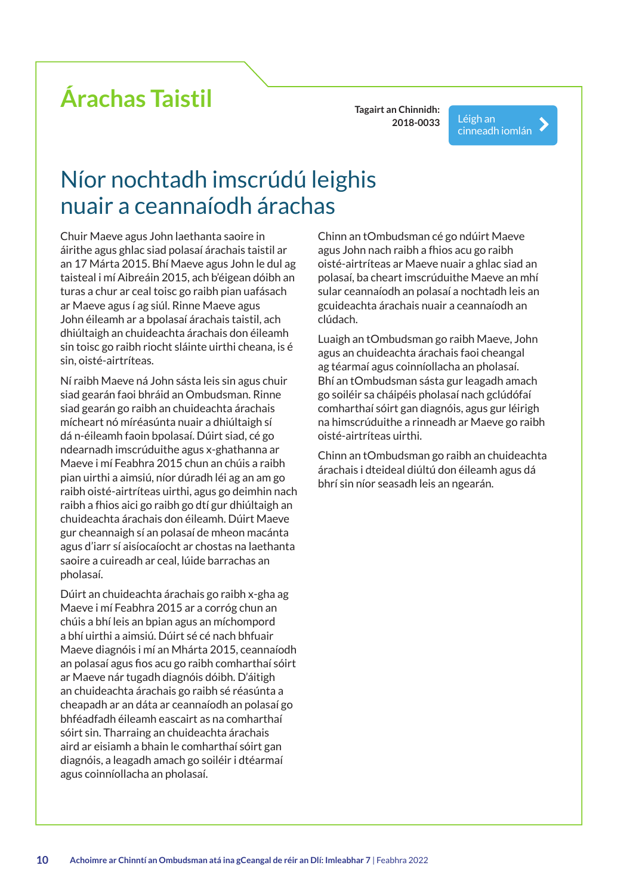# Árachas Taistil

**Tagairt an Chinnidh: 2018-0033**

Léigh an cinneadh iomlán

## Níor nochtadh imscrúdú leighis nuair a ceannaíodh árachas

Chuir Maeve agus John laethanta saoire in áirithe agus ghlac siad polasaí árachais taistil ar an 17 Márta 2015. Bhí Maeve agus John le dul ag taisteal i mí Aibreáin 2015, ach b'éigean dóibh an turas a chur ar ceal toisc go raibh pian uafásach ar Maeve agus í ag siúl. Rinne Maeve agus John éileamh ar a bpolasaí árachais taistil, ach dhiúltaigh an chuideachta árachais don éileamh sin toisc go raibh riocht sláinte uirthi cheana, is é sin, oisté-airtríteas.

Ní raibh Maeve ná John sásta leis sin agus chuir siad gearán faoi bhráid an Ombudsman. Rinne siad gearán go raibh an chuideachta árachais mícheart nó míréasúnta nuair a dhiúltaigh sí dá n-éileamh faoin bpolasaí. Dúirt siad, cé go ndearnadh imscrúduithe agus x-ghathanna ar Maeve i mí Feabhra 2015 chun an chúis a raibh pian uirthi a aimsiú, níor dúradh léi ag an am go raibh oisté-airtríteas uirthi, agus go deimhin nach raibh a fhios aici go raibh go dtí gur dhiúltaigh an chuideachta árachais don éileamh. Dúirt Maeve gur cheannaigh sí an polasaí de mheon macánta agus d'iarr sí aisíocaíocht ar chostas na laethanta saoire a cuireadh ar ceal, lúide barrachas an pholasaí.

Dúirt an chuideachta árachais go raibh x-gha ag Maeve i mí Feabhra 2015 ar a corróg chun an chúis a bhí leis an bpian agus an míchompord a bhí uirthi a aimsiú. Dúirt sé cé nach bhfuair Maeve diagnóis i mí an Mhárta 2015, ceannaíodh an polasaí agus fios acu go raibh comharthaí sóirt ar Maeve nár tugadh diagnóis dóibh. D'áitigh an chuideachta árachais go raibh sé réasúnta a cheapadh ar an dáta ar ceannaíodh an polasaí go bhféadfadh éileamh eascairt as na comharthaí sóirt sin. Tharraing an chuideachta árachais aird ar eisiamh a bhain le comharthaí sóirt gan diagnóis, a leagadh amach go soiléir i dtéarmaí agus coinníollacha an pholasaí.

Chinn an tOmbudsman cé go ndúirt Maeve agus John nach raibh a fhios acu go raibh oisté-airtríteas ar Maeve nuair a ghlac siad an polasaí, ba cheart imscrúduithe Maeve an mhí sular ceannaíodh an polasaí a nochtadh leis an gcuideachta árachais nuair a ceannaíodh an clúdach.

Luaigh an tOmbudsman go raibh Maeve, John agus an chuideachta árachais faoi cheangal ag téarmaí agus coinníollacha an pholasaí. Bhí an tOmbudsman sásta gur leagadh amach go soiléir sa cháipéis pholasaí nach gclúdófaí comharthaí sóirt gan diagnóis, agus gur léirigh na himscrúduithe a rinneadh ar Maeve go raibh oisté-airtríteas uirthi.

Chinn an tOmbudsman go raibh an chuideachta árachais i dteideal diúltú don éileamh agus dá bhrí sin níor seasadh leis an ngearán.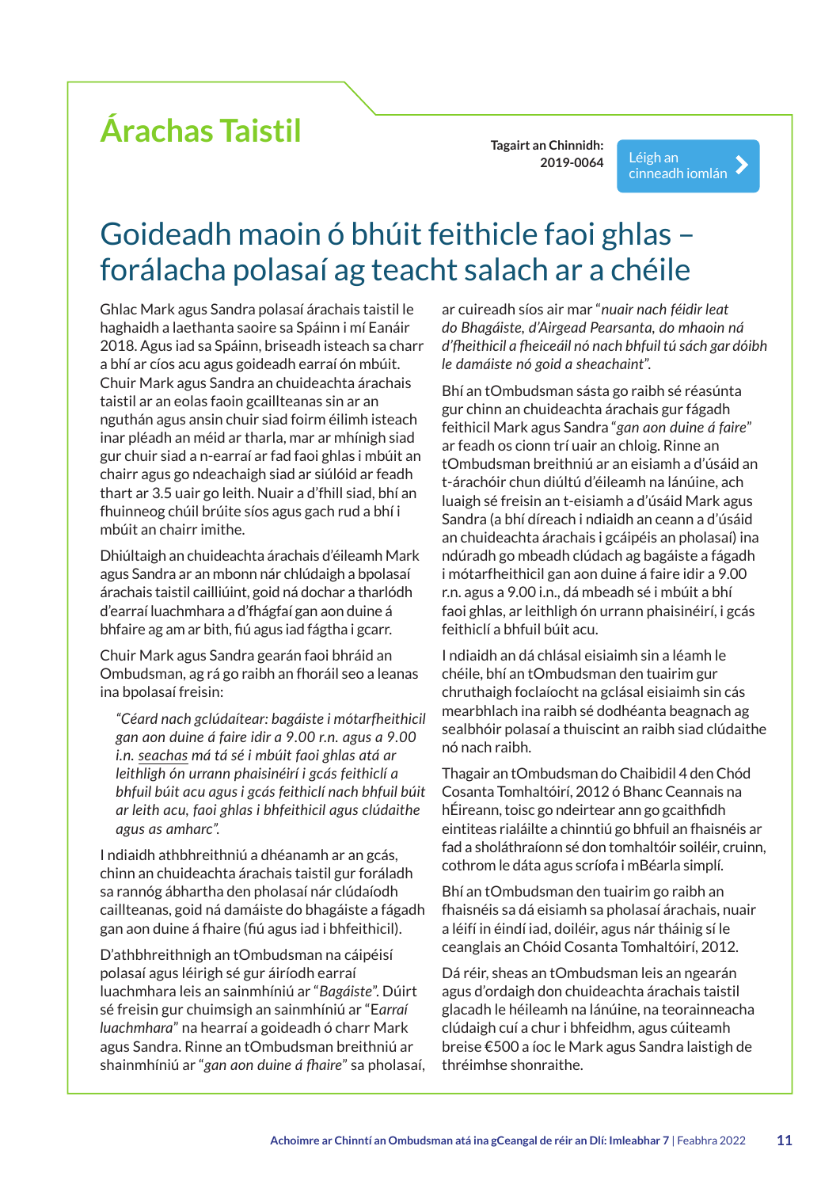# Árachas Taistil

**Tagairt an Chinnidh:** **2019-0064**

Léigh an cinneadh iomlán

## Goideadh maoin ó bhúit feithicle faoi ghlas – forálacha polasaí ag teacht salach ar a chéile

Ghlac Mark agus Sandra polasaí árachais taistil le haghaidh a laethanta saoire sa Spáinn i mí Eanáir 2018. Agus iad sa Spáinn, briseadh isteach sa charr a bhí ar cíos acu agus goideadh earraí ón mbúit. Chuir Mark agus Sandra an chuideachta árachais taistil ar an eolas faoin gcaillteanas sin ar an nguthán agus ansin chuir siad foirm éilimh isteach inar pléadh an méid ar tharla, mar ar mhínigh siad gur chuir siad a n-earraí ar fad faoi ghlas i mbúit an chairr agus go ndeachaigh siad ar siúlóid ar feadh thart ar 3.5 uair go leith. Nuair a d'fhill siad, bhí an fhuinneog chúil brúite síos agus gach rud a bhí i mbúit an chairr imithe.

Dhiúltaigh an chuideachta árachais d'éileamh Mark agus Sandra ar an mbonn nár chlúdaigh a bpolasaí árachais taistil cailliúint, goid ná dochar a tharlódh d'earraí luachmhara a d'fhágfaí gan aon duine á bhfaire ag am ar bith, fiú agus iad fágtha i gcarr.

Chuir Mark agus Sandra gearán faoi bhráid an Ombudsman, ag rá go raibh an fhoráil seo a leanas ina bpolasaí freisin:

> *"Céard nach gclúdaítear: bagáiste i mótarfheithicil gan aon duine á faire idir a 9.00 r.n. agus a 9.00 i.n.* <u>*seachas*</u> *má tá sé i mbúit faoi ghlas atá ar leithligh ón urrann phaisinéirí i gcás feithiclí a bhfuil búit acu agus i gcás feithiclí nach bhfuil búit ar leith acu, faoi ghlas i bhfeithicil agus clúdaithe agus as amharc".*

I ndiaidh athbhreithniú a dhéanamh ar an gcás, chinn an chuideachta árachais taistil gur foráladh sa rannóg ábhartha den pholasaí nár clúdaíodh caillteanas, goid ná damáiste do bhagáiste a fágadh gan aon duine á fhaire (fiú agus iad i bhfeithicil).

D'athbhreithnigh an tOmbudsman na cáipéisí polasaí agus léirigh sé gur áiríodh earraí luachmhara leis an sainmhíniú ar "*Bagáiste*". Dúirt sé freisin gur chuimsigh an sainmhíniú ar "E*arraí luachmhara*" na hearraí a goideadh ó charr Mark agus Sandra. Rinne an tOmbudsman breithniú ar shainmhíniú ar "*gan aon duine á fhaire*" sa pholasaí, ar cuireadh síos air mar "*nuair nach féidir leat do Bhagáiste, d'Airgead Pearsanta, do mhaoin ná d'fheithicil a fheiceáil nó nach bhfuil tú sách gar dóibh le damáiste nó goid a sheachaint*".

Bhí an tOmbudsman sásta go raibh sé réasúnta gur chinn an chuideachta árachais gur fágadh feithicil Mark agus Sandra "*gan aon duine á faire*" ar feadh os cionn trí uair an chloig. Rinne an tOmbudsman breithniú ar an eisiamh a d'úsáid an t-árachóir chun diúltú d'éileamh na lánúine, ach luaigh sé freisin an t-eisiamh a d'úsáid Mark agus Sandra (a bhí díreach i ndiaidh an ceann a d'úsáid an chuideachta árachais i gcáipéis an pholasaí) ina ndúradh go mbeadh clúdach ag bagáiste a fágadh i mótarfheithicil gan aon duine á faire idir a 9.00 r.n. agus a 9.00 i.n., dá mbeadh sé i mbúit a bhí faoi ghlas, ar leithligh ón urrann phaisinéirí, i gcás feithiclí a bhfuil búit acu.

I ndiaidh an dá chlásal eisiaimh sin a léamh le chéile, bhí an tOmbudsman den tuairim gur chruthaigh foclaíocht na gclásal eisiaimh sin cás mearbhlach ina raibh sé dodhéanta beagnach ag sealbhóir polasaí a thuiscint an raibh siad clúdaithe nó nach raibh.

Thagair an tOmbudsman do Chaibidil 4 den Chód Cosanta Tomhaltóirí, 2012 ó Bhanc Ceannais na hÉireann, toisc go ndeirtear ann go gcaithfidh eintiteas rialáilte a chinntiú go bhfuil an fhaisnéis ar fad a sholáthraíonn sé don tomhaltóir soiléir, cruinn, cothrom le dáta agus scríofa i mBéarla simplí.

Bhí an tOmbudsman den tuairim go raibh an fhaisnéis sa dá eisiamh sa pholasaí árachais, nuair a léifí in éindí iad, doiléir, agus nár tháinig sí le ceanglais an Chóid Cosanta Tomhaltóirí, 2012.

Dá réir, sheas an tOmbudsman leis an ngearán agus d'ordaigh don chuideachta árachais taistil glacadh le héileamh na lánúine, na teorainneacha clúdaigh cuí a chur i bhfeidhm, agus cúiteamh breise €500 a íoc le Mark agus Sandra laistigh de thréimhse shonraithe.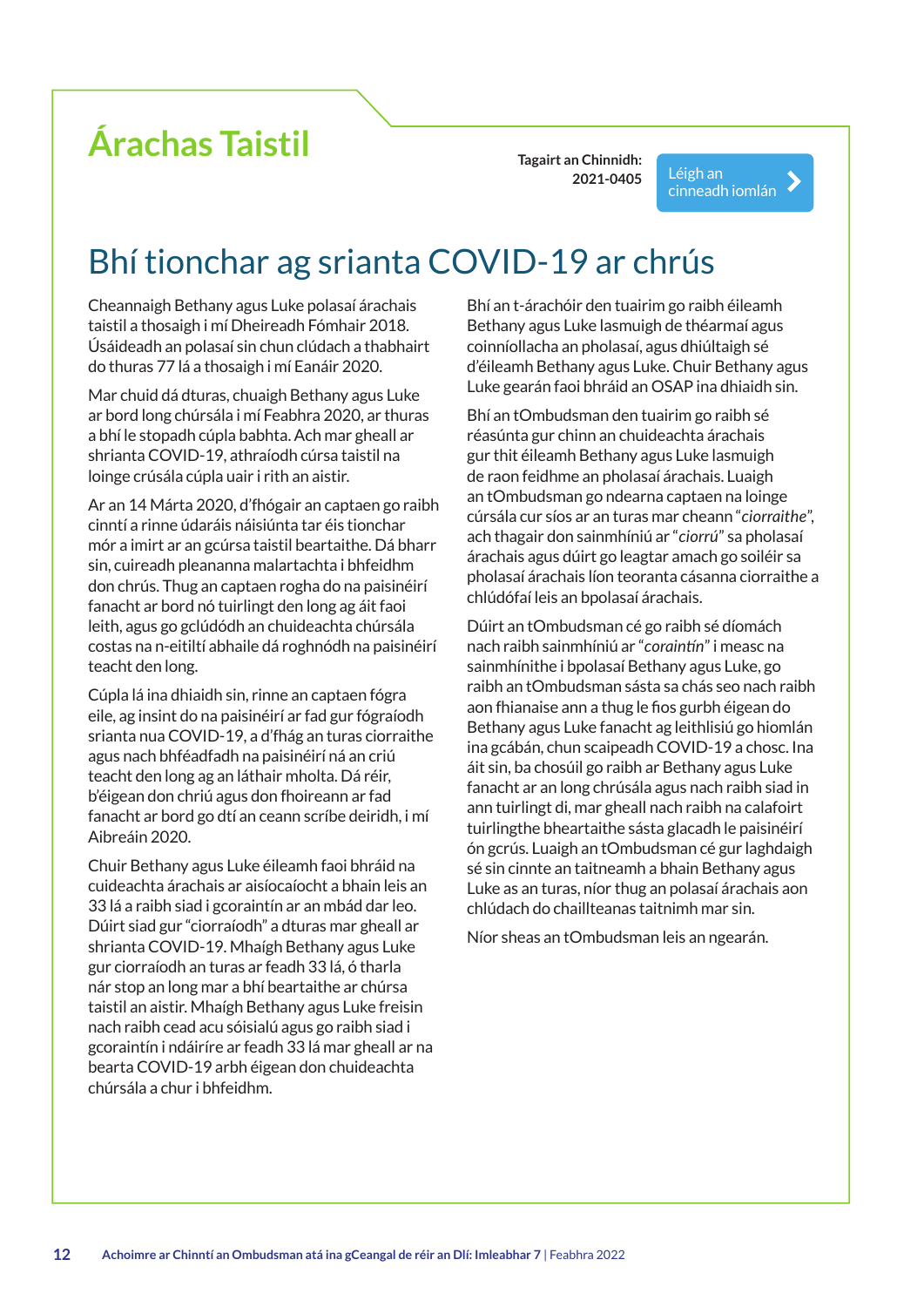# Árachas Taistil

**Tagairt an Chinnidh: 2021-0405**

Léigh an cinneadh iomlán

## Bhí tionchar ag srianta COVID-19 ar chrús

Cheannaigh Bethany agus Luke polasaí árachais taistil a thosaigh i mí Dheireadh Fómhair 2018. Úsáideadh an polasaí sin chun clúdach a thabhairt do thuras 77 lá a thosaigh i mí Eanáir 2020.

Mar chuid dá dturas, chuaigh Bethany agus Luke ar bord long chúrsála i mí Feabhra 2020, ar thuras a bhí le stopadh cúpla babhta. Ach mar gheall ar shrianta COVID-19, athraíodh cúrsa taistil na loinge crúsála cúpla uair i rith an aistir.

Ar an 14 Márta 2020, d'fhógair an captaen go raibh cinntí a rinne údaráis náisiúnta tar éis tionchar mór a imirt ar an gcúrsa taistil beartaithe. Dá bharr sin, cuireadh pleananna malartacha i bhfeidhm don chrús. Thug an captaen rogha do na paisinéirí fanacht ar bord nó tuirlingt den long ag áit faoi leith, agus go gclúdódh an chuideachta chúrsála costas na n-eitiltí abhaile dá roghnódh na paisinéirí teacht den long.

Cúpla lá ina dhiaidh sin, rinne an captaen fógra eile, ag insint do na paisinéirí ar fad gur fógraíodh srianta nua COVID-19, a d'fhág an turas ciorraithe agus nach bhféadfadh na paisinéirí ná an criú teacht den long ag an láthair mholta. Dá réir, b'éigean don chriú agus don fhoireann ar fad fanacht ar bord go dtí an ceann scríbe deiridh, i mí Aibreáin 2020.

Chuir Bethany agus Luke éileamh faoi bhráid na cuideachta árachais ar aisíocaíocht a bhain leis an 33 lá a raibh siad i gcoraintín ar an mbád dar leo. Dúirt siad gur "ciorraíodh" a dturas mar gheall ar shrianta COVID-19. Mhaígh Bethany agus Luke gur ciorraíodh an turas ar feadh 33 lá, ó tharla nár stop an long mar a bhí beartaithe ar chúrsa taistil an aistir. Mhaígh Bethany agus Luke freisin nach raibh cead acu sóisialú agus go raibh siad i gcoraintín i ndáiríre ar feadh 33 lá mar gheall ar na bearta COVID-19 arbh éigean don chuideachta chúrsála a chur i bhfeidhm.

Bhí an t-árachóir den tuairim go raibh éileamh Bethany agus Luke lasmuigh de théarmaí agus coinníollacha an pholasaí, agus dhiúltaigh sé d'éileamh Bethany agus Luke. Chuir Bethany agus Luke gearán faoi bhráid an OSAP ina dhiaidh sin.

Bhí an tOmbudsman den tuairim go raibh sé réasúnta gur chinn an chuideachta árachais gur thit éileamh Bethany agus Luke lasmuigh de raon feidhme an pholasaí árachais. Luaigh an tOmbudsman go ndearna captaen na loinge cúrsála cur síos ar an turas mar cheann "*ciorraithe*", ach thagair don sainmhíniú ar "*ciorrú*" sa pholasaí árachais agus dúirt go leagtar amach go soiléir sa pholasaí árachais líon teoranta cásanna ciorraithe a chlúdófaí leis an bpolasaí árachais.

Dúirt an tOmbudsman cé go raibh sé díomách nach raibh sainmhíniú ar "*coraintín*" i measc na sainmhínithe i bpolasaí Bethany agus Luke, go raibh an tOmbudsman sásta sa chás seo nach raibh aon fhianaise ann a thug le fios gurbh éigean do Bethany agus Luke fanacht ag leithlisiú go hiomlán ina gcábán, chun scaipeadh COVID-19 a chosc. Ina áit sin, ba chosúil go raibh ar Bethany agus Luke fanacht ar an long chrúsála agus nach raibh siad in ann tuirlingt di, mar gheall nach raibh na calafoirt tuirlingthe bheartaithe sásta glacadh le paisinéirí ón gcrús. Luaigh an tOmbudsman cé gur laghdaigh sé sin cinnte an taitneamh a bhain Bethany agus Luke as an turas, níor thug an polasaí árachais aon chlúdach do chaillteanas taitnimh mar sin.

Níor sheas an tOmbudsman leis an ngearán.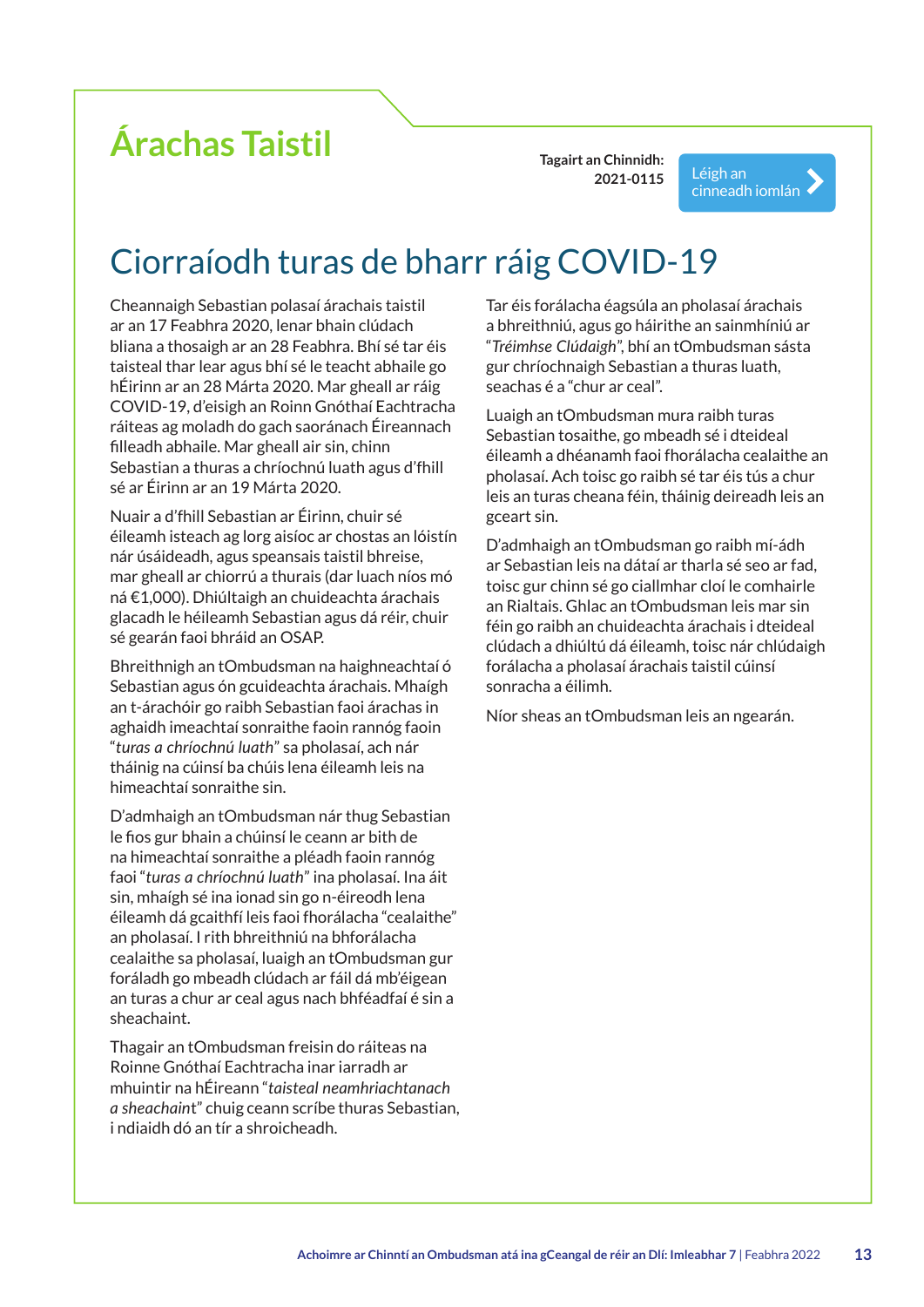# Árachas Taistil

**Tagairt an Chinnidh: 2021-0115**

Léigh an cinneadh iomlán

## Ciorraíodh turas de bharr ráig COVID-19

Cheannaigh Sebastian polasaí árachais taistil ar an 17 Feabhra 2020, lenar bhain clúdach bliana a thosaigh ar an 28 Feabhra. Bhí sé tar éis taisteal thar lear agus bhí sé le teacht abhaile go hÉirinn ar an 28 Márta 2020. Mar gheall ar ráig COVID-19, d'eisigh an Roinn Gnóthaí Eachtracha ráiteas ag moladh do gach saoránach Éireannach filleadh abhaile. Mar gheall air sin, chinn Sebastian a thuras a chríochnú luath agus d'fhill sé ar Éirinn ar an 19 Márta 2020.

Nuair a d'fhill Sebastian ar Éirinn, chuir sé éileamh isteach ag lorg aisíoc ar chostas an lóistín nár úsáideadh, agus speansais taistil bhreise, mar gheall ar chiorrú a thurais (dar luach níos mó ná €1,000). Dhiúltaigh an chuideachta árachais glacadh le héileamh Sebastian agus dá réir, chuir sé gearán faoi bhráid an OSAP.

Bhreithnigh an tOmbudsman na haighneachtaí ó Sebastian agus ón gcuideachta árachais. Mhaígh an t-árachóir go raibh Sebastian faoi árachas in aghaidh imeachtaí sonraithe faoin rannóg faoin "*turas a chríochnú luath*" sa pholasaí, ach nár tháinig na cúinsí ba chúis lena éileamh leis na himeachtaí sonraithe sin.

D'admhaigh an tOmbudsman nár thug Sebastian le fios gur bhain a chúinsí le ceann ar bith de na himeachtaí sonraithe a pléadh faoin rannóg faoi "*turas a chríochnú luath*" ina pholasaí. Ina áit sin, mhaígh sé ina ionad sin go n-éireodh lena éileamh dá gcaithfí leis faoi fhorálacha "cealaithe" an pholasaí. I rith bhreithniú na bhforálacha cealaithe sa pholasaí, luaigh an tOmbudsman gur foráladh go mbeadh clúdach ar fáil dá mb'éigean an turas a chur ar ceal agus nach bhféadfaí é sin a sheachaint.

Thagair an tOmbudsman freisin do ráiteas na Roinne Gnóthaí Eachtracha inar iarradh ar mhuintir na hÉireann "*taisteal neamhriachtanach a sheachaint*" chuig ceann scríbe thuras Sebastian, i ndiaidh dó an tír a shroicheadh.

Tar éis forálacha éagsúla an pholasaí árachais a bhreithniú, agus go háirithe an sainmhíniú ar "*Tréimhse Clúdaigh*", bhí an tOmbudsman sásta gur chríochnaigh Sebastian a thuras luath, seachas é a "chur ar ceal".

Luaigh an tOmbudsman mura raibh turas Sebastian tosaithe, go mbeadh sé i dteideal éileamh a dhéanamh faoi fhorálacha cealaithe an pholasaí. Ach toisc go raibh sé tar éis tús a chur leis an turas cheana féin, tháinig deireadh leis an gceart sin.

D'admhaigh an tOmbudsman go raibh mí-ádh ar Sebastian leis na dátaí ar tharla sé seo ar fad, toisc gur chinn sé go ciallmhar cloí le comhairle an Rialtais. Ghlac an tOmbudsman leis mar sin féin go raibh an chuideachta árachais i dteideal clúdach a dhiúltú dá éileamh, toisc nár chlúdaigh forálacha a pholasaí árachais taistil cúinsí sonracha a éilimh.

Níor sheas an tOmbudsman leis an ngearán.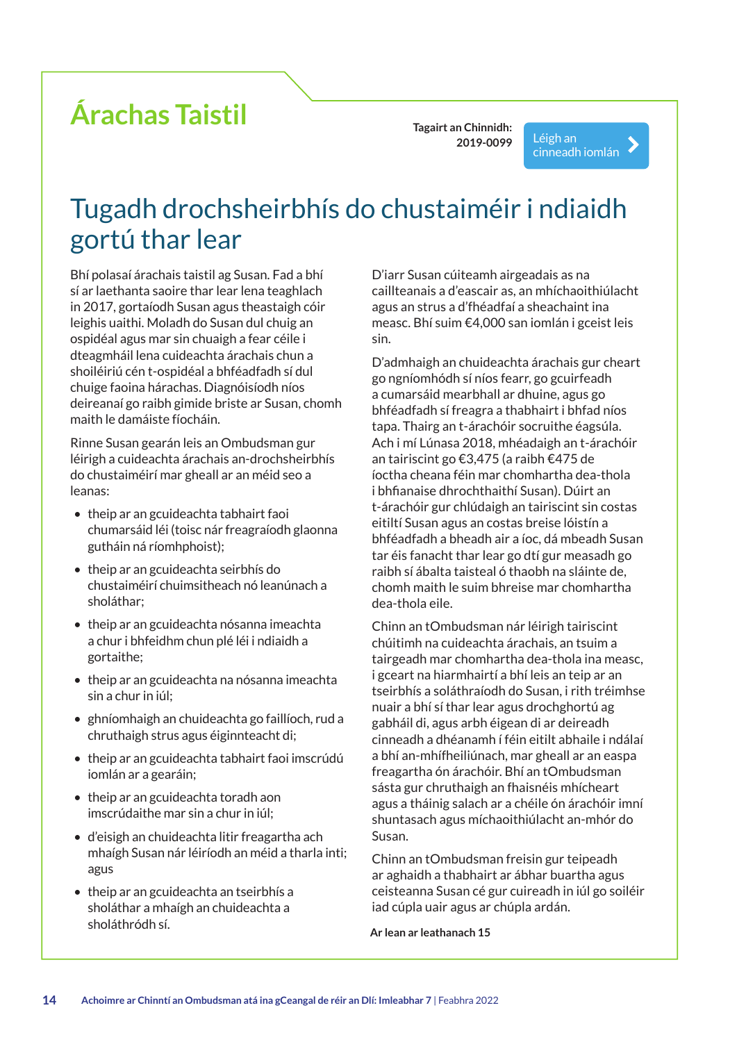# Árachas Taistil

**Tagairt an Chinnidh: 2019-0099**

Léigh an cinneadh iomlán

## Tugadh drochsheirbhís do chustaiméir i ndiaidh gortú thar lear

Bhí polasaí árachais taistil ag Susan. Fad a bhí sí ar laethanta saoire thar lear lena teaghlach in 2017, gortaíodh Susan agus theastaigh cóir leighis uaithi. Moladh do Susan dul chuig an ospidéal agus mar sin chuaigh a fear céile i dteagmháil lena cuideachta árachais chun a shoiléiriú cén t-ospidéal a bhféadfadh sí dul chuige faoina hárachas. Diagnóisíodh níos deireanaí go raibh gimide briste ar Susan, chomh maith le damáiste fíocháin.

Rinne Susan gearán leis an Ombudsman gur léirigh a cuideachta árachais an-drochsheirbhís do chustaiméirí mar gheall ar an méid seo a leanas:

- theip ar an gcuideachta tabhairt faoi chumarsáid léi (toisc nár freagraíodh glaonna gutháin ná ríomhphoist);
- theip ar an gcuideachta seirbhís do chustaiméirí chuimsitheach nó leanúnach a sholáthar;
- theip ar an gcuideachta nósanna imeachta a chur i bhfeidhm chun plé léi i ndiaidh a gortaithe;
- theip ar an gcuideachta na nósanna imeachta sin a chur in iúl;
- ghníomhaigh an chuideachta go faillíoch, rud a chruthaigh strus agus éiginnteacht di;
- theip ar an gcuideachta tabhairt faoi imscrúdú iomlán ar a gearáin;
- theip ar an gcuideachta toradh aon imscrúdaithe mar sin a chur in iúl;
- d'eisigh an chuideachta litir freagartha ach mhaígh Susan nár léiríodh an méid a tharla inti; agus
- theip ar an gcuideachta an tseirbhís a sholáthar a mhaígh an chuideachta a sholáthródh sí.

D'iarr Susan cúiteamh airgeadais as na caillteanais a d'eascair as, an mhíchaoithiúlacht agus an strus a d'fhéadfaí a sheachaint ina measc. Bhí suim €4,000 san iomlán i gceist leis sin.

D'admhaigh an chuideachta árachais gur cheart go ngníomhódh sí níos fearr, go gcuirfeadh a cumarsáid mearbhall ar dhuine, agus go bhféadfadh sí freagra a thabhairt i bhfad níos tapa. Thairg an t-árachóir socruithe éagsúla. Ach i mí Lúnasa 2018, mhéadaigh an t-árachóir an tairiscint go €3,475 (a raibh €475 de íoctha cheana féin mar chomhartha dea-thola i bhfianaise dhrochthaithí Susan). Dúirt an t-árachóir gur chlúdaigh an tairiscint sin costas eitiltí Susan agus an costas breise lóistín a bhféadfadh a bheadh air a íoc, dá mbeadh Susan tar éis fanacht thar lear go dtí gur measadh go raibh sí ábalta taisteal ó thaobh na sláinte de, chomh maith le suim bhreise mar chomhartha dea-thola eile.

Chinn an tOmbudsman nár léirigh tairiscint chúitimh na cuideachta árachais, an tsuim a tairgeadh mar chomhartha dea-thola ina measc, i gceart na hiarmhairtí a bhí leis an teip ar an tseirbhís a soláthraíodh do Susan, i rith tréimhse nuair a bhí sí thar lear agus drochghortú ag gabháil di, agus arbh éigean di ar deireadh cinneadh a dhéanamh í féin eitilt abhaile i ndálaí a bhí an-mhífheiliúnach, mar gheall ar an easpa freagartha ón árachóir. Bhí an tOmbudsman sásta gur chruthaigh an fhaisnéis mhícheart agus a tháinig salach ar a chéile ón árachóir imní shuntasach agus míchaoithiúlacht an-mhór do Susan.

Chinn an tOmbudsman freisin gur teipeadh ar aghaidh a thabhairt ar ábhar buartha agus ceisteanna Susan cé gur cuireadh in iúl go soiléir iad cúpla uair agus ar chúpla ardán.

**Ar lean ar leathanach 15**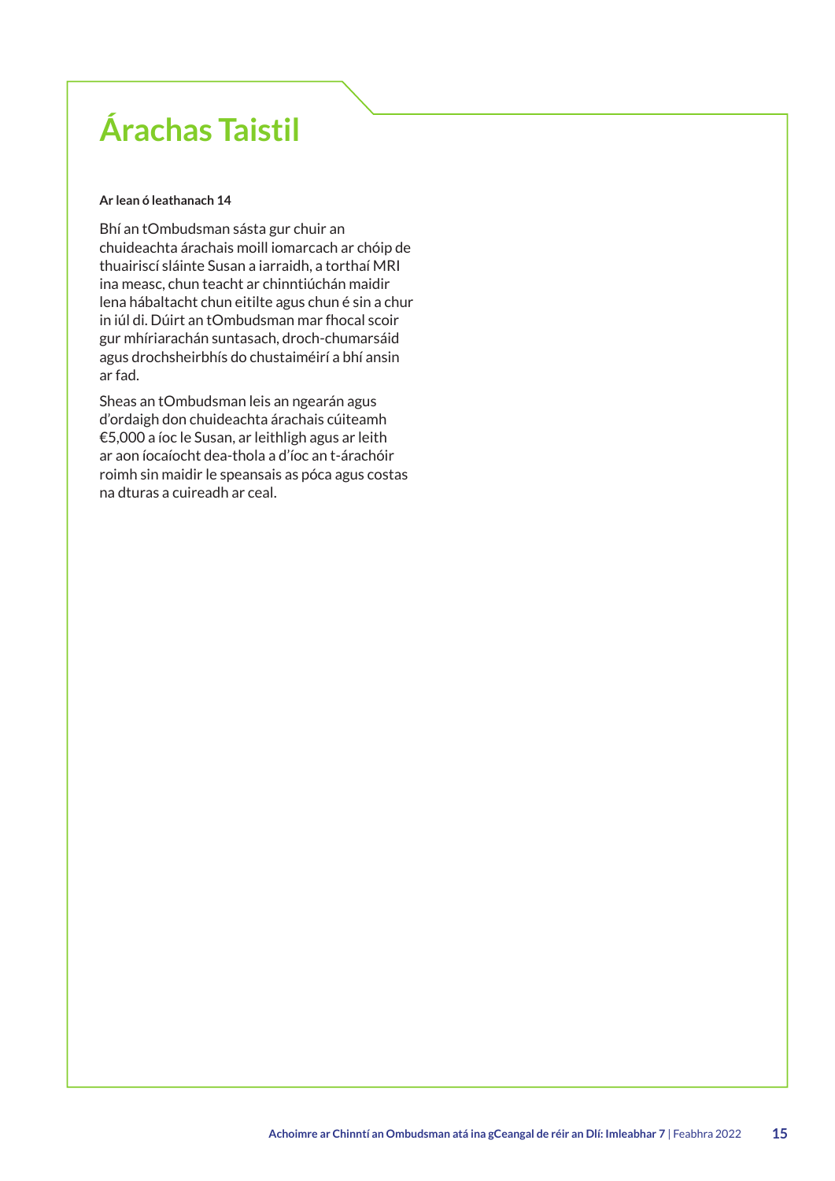# Árachas Taistil

**Ar lean ó leathanach 14**

Bhí an tOmbudsman sásta gur chuir an chuideachta árachais moill iomarcach ar chóip de thuairiscí sláinte Susan a iarraidh, a torthaí MRI ina measc, chun teacht ar chinntiúchán maidir lena hábaltacht chun eitilte agus chun é sin a chur in iúl di. Dúirt an tOmbudsman mar fhocal scoir gur mhíriarachán suntasach, droch-chumarsáid agus drochsheirbhís do chustaiméirí a bhí ansin ar fad.

Sheas an tOmbudsman leis an ngearán agus d'ordaigh don chuideachta árachais cúiteamh €5,000 a íoc le Susan, ar leithligh agus ar leith ar aon íocaíocht dea-thola a d'íoc an t-árachóir roimh sin maidir le speansais as póca agus costas na dturas a cuireadh ar ceal.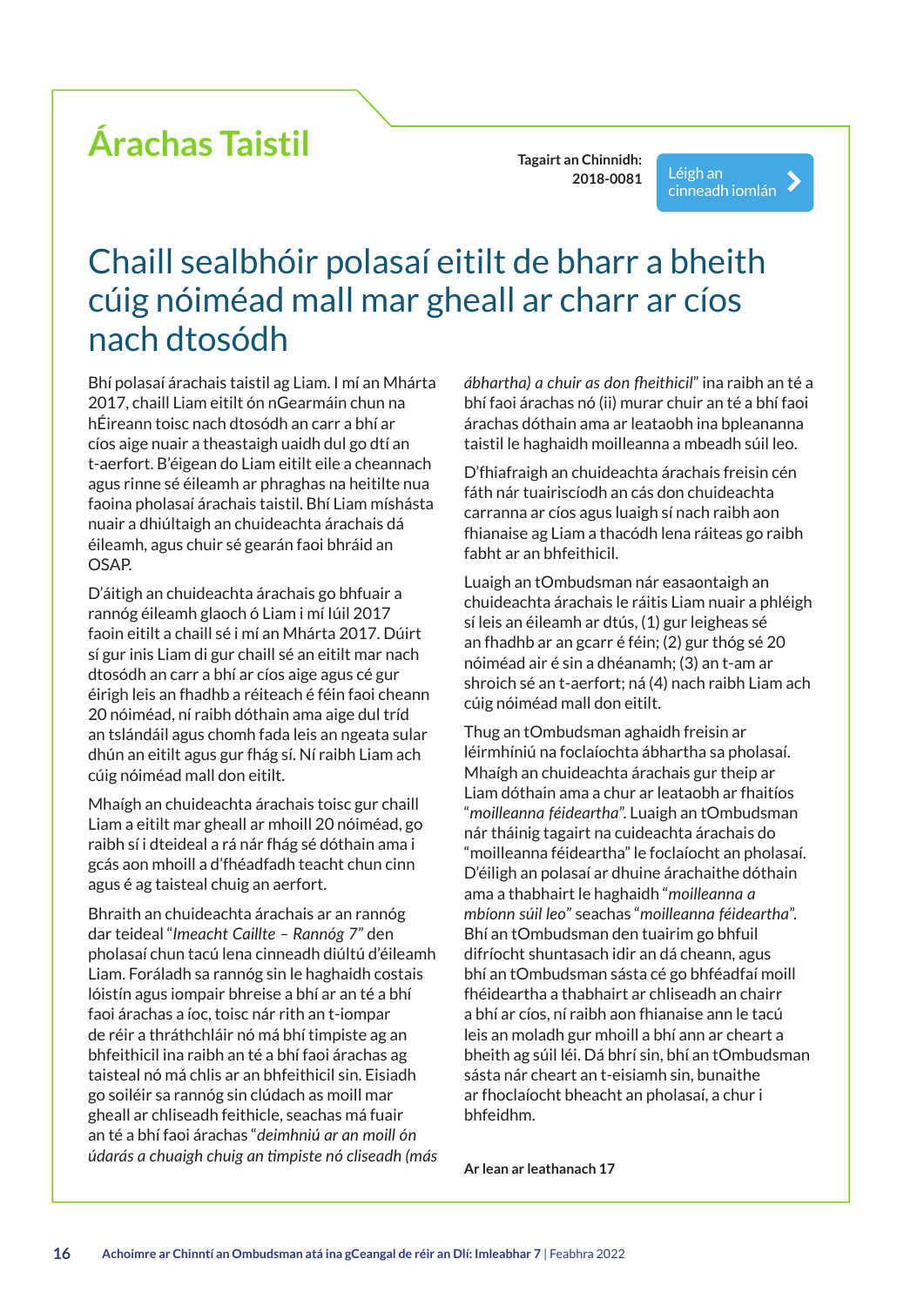# Árachas Taistil

**Tagairt an Chinnidh: 2018-0081**

Léigh an cinneadh iomlán

## Chaill sealbhóir polasaí eitilt de bharr a bheith cúig nóiméad mall mar gheall ar charr ar cíos nach dtosódh

Bhí polasaí árachais taistil ag Liam. I mí an Mhárta 2017, chaill Liam eitilt ón nGearmáin chun na hÉireann toisc nach dtosódh an carr a bhí ar cíos aige nuair a theastaigh uaidh dul go dtí an t-aerfort. B'éigean do Liam eitilt eile a cheannach agus rinne sé éileamh ar phraghas na heitilte nua faoina pholasaí árachais taistil. Bhí Liam míshásta nuair a dhiúltaigh an chuideachta árachais dá éileamh, agus chuir sé gearán faoi bhráid an OSAP.

D'áitigh an chuideachta árachais go bhfuair a rannóg éileamh glaoch ó Liam i mí Iúil 2017 faoin eitilt a chaill sé i mí an Mhárta 2017. Dúirt sí gur inis Liam di gur chaill sé an eitilt mar nach dtosódh an carr a bhí ar cíos aige agus cé gur éirigh leis an fhadhb a réiteach é féin faoi cheann 20 nóiméad, ní raibh dóthain ama aige dul tríd an tslándáil agus chomh fada leis an ngeata sular dhún an eitilt agus gur fhág sí. Ní raibh Liam ach cúig nóiméad mall don eitilt.

Mhaígh an chuideachta árachais toisc gur chaill Liam a eitilt mar gheall ar mhoill 20 nóiméad, go raibh sí i dteideal a rá nár fhág sé dóthain ama i gcás aon mhoill a d'fhéadfadh teacht chun cinn agus é ag taisteal chuig an aerfort.

Bhraith an chuideachta árachais ar an rannóg dar teideal "*Imeacht Caillte – Rannóg 7*" den pholasaí chun tacú lena cinneadh diúltú d'éileamh Liam. Foráladh sa rannóg sin le haghaidh costais lóistín agus iompair bhreise a bhí ar an té a bhí faoi árachas a íoc, toisc nár rith an t-iompar de réir a thráthchláir nó má bhí timpiste ag an bhfeithicil ina raibh an té a bhí faoi árachas ag taisteal nó má chlis ar an bhfeithicil sin. Eisiadh go soiléir sa rannóg sin clúdach as moill mar gheall ar chliseadh feithicle, seachas má fuair an té a bhí faoi árachas "*deimhniú ar an moill ón údarás a chuaigh chuig an timpiste nó cliseadh (más ábhartha) a chuir as don fheithicil*" ina raibh an té a bhí faoi árachas nó (ii) murar chuir an té a bhí faoi árachas dóthain ama ar leataobh ina bpleananna taistil le haghaidh moilleanna a mbeadh súil leo.

D'fhiafraigh an chuideachta árachais freisin cén fáth nár tuairiscíodh an cás don chuideachta carranna ar cíos agus luaigh sí nach raibh aon fhianaise ag Liam a thacódh lena ráiteas go raibh fabht ar an bhfeithicil.

Luaigh an tOmbudsman nár easaontaigh an chuideachta árachais le ráitis Liam nuair a phléigh sí leis an éileamh ar dtús, (1) gur leigheas sé an fhadhb ar an gcarr é féin; (2) gur thóg sé 20 nóiméad air é sin a dhéanamh; (3) an t-am ar shroich sé an t-aerfort; ná (4) nach raibh Liam ach cúig nóiméad mall don eitilt.

Thug an tOmbudsman aghaidh freisin ar léirmhíniú na foclaíochta ábhartha sa pholasaí. Mhaígh an chuideachta árachais gur theip ar Liam dóthain ama a chur ar leataobh ar fhaitíos "*moilleanna féideartha*". Luaigh an tOmbudsman nár tháinig tagairt na cuideachta árachais do "moilleanna féideartha" le foclaíocht an pholasaí. D'éiligh an polasaí ar dhuine árachaithe dóthain ama a thabhairt le haghaidh "*moilleanna a mbíonn súil leo*" seachas "*moilleanna féideartha*". Bhí an tOmbudsman den tuairim go bhfuil difríocht shuntasach idir an dá cheann, agus bhí an tOmbudsman sásta cé go bhféadfaí moill fhéideartha a thabhairt ar chliseadh an chairr a bhí ar cíos, ní raibh aon fhianaise ann le tacú leis an moladh gur mhoill a bhí ann ar cheart a bheith ag súil léi. Dá bhrí sin, bhí an tOmbudsman sásta nár cheart an t-eisiamh sin, bunaithe ar fhoclaíocht bheacht an pholasaí, a chur i bhfeidhm.

**Ar lean ar leathanach 17**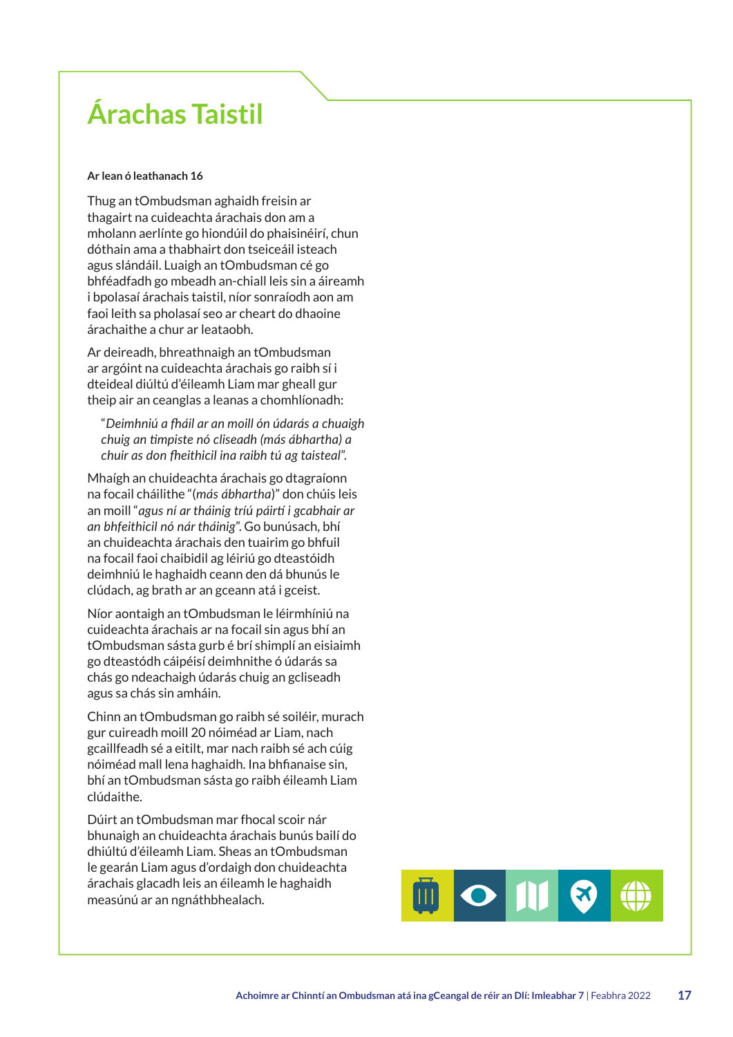# Árachas Taistil

**Ar lean ó leathanach 16**

Thug an tOmbudsman aghaidh freisin ar thagairt na cuideachta árachais don am a mholann aerlínte go hiondúil do phaisinéirí, chun dóthain ama a thabhairt don tseiceáil isteach agus slándáil. Luaigh an tOmbudsman cé go bhféadfadh go mbeadh an-chiall leis sin a áireamh i bpolasaí árachais taistil, níor sonraíodh aon am faoi leith sa pholasaí seo ar cheart do dhaoine árachaithe a chur ar leataobh.

Ar deireadh, bhreathnaigh an tOmbudsman ar argóint na cuideachta árachais go raibh sí i dteideal diúltú d'éileamh Liam mar gheall gur theip air an ceanglas a leanas a chomhlíonadh:

> "*Deimhniú a fháil ar an moill ón údarás a chuaigh chuig an timpiste nó cliseadh (más ábhartha) a chuir as don fheithicil ina raibh tú ag taisteal*".

Mhaígh an chuideachta árachais go dtagraíonn na focail cháilithe "(*más ábhartha*)" don chúis leis an moill "*agus ní ar tháinig tríú páirtí i gcabhair ar an bhfeithicil nó nár tháinig*". Go bunúsach, bhí an chuideachta árachais den tuairim go bhfuil na focail faoi chaibidil ag léiriú go dteastóidh deimhniú le haghaidh ceann den dá bhunús le clúdach, ag brath ar an gceann atá i gceist.

Níor aontaigh an tOmbudsman le léirmhíniú na cuideachta árachais ar na focail sin agus bhí an tOmbudsman sásta gurb é brí shimplí an eisiaimh go dteastódh cáipéisí deimhnithe ó údarás sa chás go ndeachaigh údarás chuig an gcliseadh agus sa chás sin amháin.

Chinn an tOmbudsman go raibh sé soiléir, murach gur cuireadh moill 20 nóiméad ar Liam, nach gcaillfeadh sé a eitilt, mar nach raibh sé ach cúig nóiméad mall lena haghaidh. Ina bhfianaise sin, bhí an tOmbudsman sásta go raibh éileamh Liam clúdaithe.

Dúirt an tOmbudsman mar fhocal scoir nár bhunaigh an chuideachta árachais bunús bailí do dhiúltú d'éileamh Liam. Sheas an tOmbudsman le gearán Liam agus d'ordaigh don chuideachta árachais glacadh leis an éileamh le haghaidh measúnú ar an ngnáthbhealach.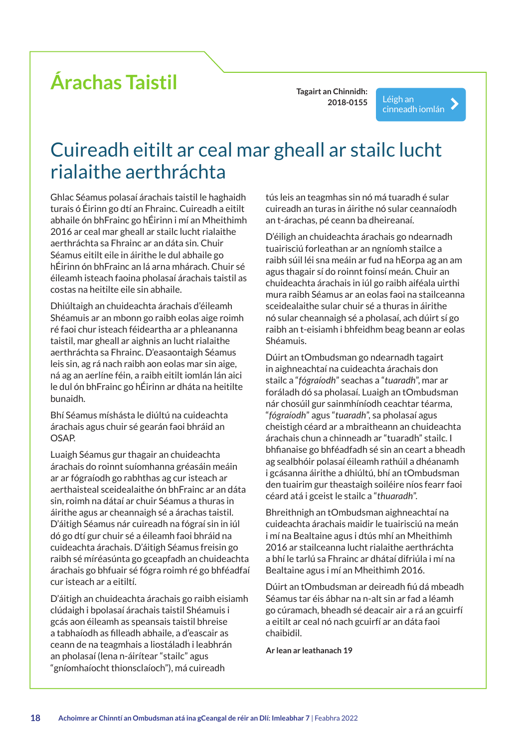# Árachas Taistil

**Tagairt an Chinnidh: 2018-0155**

Léigh an cinneadh iomlán

## Cuireadh eitilt ar ceal mar gheall ar stailc lucht rialaithe aerthráchta

Ghlac Séamus polasaí árachais taistil le haghaidh turais ó Éirinn go dtí an Fhrainc. Cuireadh a eitilt abhaile ón bhFrainc go hÉirinn i mí an Mheithimh 2016 ar ceal mar gheall ar stailc lucht rialaithe aerthráchta sa Fhrainc ar an dáta sin. Chuir Séamus eitilt eile in áirithe le dul abhaile go hÉirinn ón bhFrainc an lá arna mhárach. Chuir sé éileamh isteach faoina pholasaí árachais taistil as costas na heitilte eile sin abhaile.

Dhiúltaigh an chuideachta árachais d'éileamh Shéamuis ar an mbonn go raibh eolas aige roimh ré faoi chur isteach féideartha ar a phleananna taistil, mar gheall ar aighnis an lucht rialaithe aerthráchta sa Fhrainc. D'easaontaigh Séamus leis sin, ag rá nach raibh aon eolas mar sin aige, ná ag an aerlíne féin, a raibh eitilt iomlán lán aici le dul ón bhFrainc go hÉirinn ar dháta na heitilte bunaidh.

Bhí Séamus míshásta le diúltú na cuideachta árachais agus chuir sé gearán faoi bhráid an OSAP.

Luaigh Séamus gur thagair an chuideachta árachais do roinnt suíomhanna gréasáin meáin ar ar fógraíodh go rabhthas ag cur isteach ar aerthaisteal sceidealaithe ón bhFrainc ar an dáta sin, roimh na dátaí ar chuir Séamus a thuras in áirithe agus ar cheannaigh sé a árachas taistil. D'áitigh Séamus nár cuireadh na fógraí sin in iúl dó go dtí gur chuir sé a éileamh faoi bhráid na cuideachta árachais. D'áitigh Séamus freisin go raibh sé míréasúnta go gceapfadh an chuideachta árachais go bhfuair sé fógra roimh ré go bhféadfaí cur isteach ar a eitiltí.

D'áitigh an chuideachta árachais go raibh eisiamh clúdaigh i bpolasaí árachais taistil Shéamuis i gcás aon éileamh as speansais taistil bhreise a tabhaíodh as filleadh abhaile, a d'eascair as ceann de na teagmhais a liostáladh i leabhrán an pholasaí (lena n-áirítear "stailc" agus "gníomhaíocht thionsclaíoch"), má cuireadh tús leis an teagmhas sin nó má tuaradh é sular cuireadh an turas in áirithe nó sular ceannaíodh an t-árachas, pé ceann ba dheireanaí.

D'éiligh an chuideachta árachais go ndearnadh tuairisciú forleathan ar an ngníomh stailce a raibh súil léi sna meáin ar fud na hEorpa ag an am agus thagair sí do roinnt foinsí meán. Chuir an chuideachta árachais in iúl go raibh aiféala uirthi mura raibh Séamus ar an eolas faoi na stailceanna sceidealaithe sular chuir sé a thuras in áirithe nó sular cheannaigh sé a pholasaí, ach dúirt sí go raibh an t-eisiamh i bhfeidhm beag beann ar eolas Shéamuis.

Dúirt an tOmbudsman go ndearnadh tagairt in aighneachtaí na cuideachta árachais don stailc a "*fógraíodh*" seachas a "*tuaradh*", mar ar foráladh dó sa pholasaí. Luaigh an tOmbudsman nár chosúil gur sainmhíníodh ceachtar téarma, "*fógraíodh*" agus "*tuaradh*", sa pholasaí agus cheistigh céard ar a mbraitheann an chuideachta árachais chun a chinneadh ar "tuaradh" stailc. I bhfianaise go bhféadfadh sé sin an ceart a bheadh ag sealbhóir polasaí éileamh rathúil a dhéanamh i gcásanna áirithe a dhiúltú, bhí an tOmbudsman den tuairim gur theastaigh soiléire níos fearr faoi céard atá i gceist le stailc a "*thuaradh*".

Bhreithnigh an tOmbudsman aighneachtaí na cuideachta árachais maidir le tuairisciú na meán i mí na Bealtaine agus i dtús mhí an Mheithimh 2016 ar stailceanna lucht rialaithe aerthráchta a bhí le tarlú sa Fhrainc ar dhátaí difriúla i mí na Bealtaine agus i mí an Mheithimh 2016.

Dúirt an tOmbudsman ar deireadh fiú dá mbeadh Séamus tar éis ábhar na n-alt sin ar fad a léamh go cúramach, bheadh sé deacair air a rá an gcuirfí a eitilt ar ceal nó nach gcuirfí ar an dáta faoi chaibidil.

**Ar lean ar leathanach 19**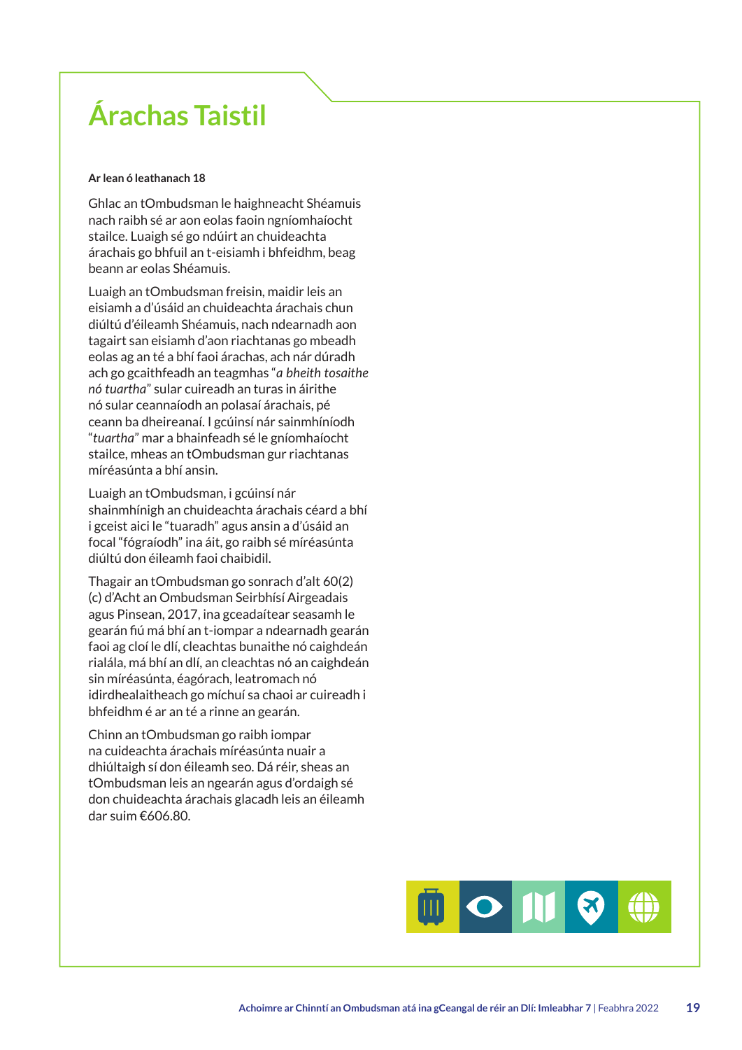# Árachas Taistil

**Ar lean ó leathanach 18**

Ghlac an tOmbudsman le haighneacht Shéamuis nach raibh sé ar aon eolas faoin ngníomhaíocht stailce. Luaigh sé go ndúirt an chuideachta árachais go bhfuil an t-eisiamh i bhfeidhm, beag beann ar eolas Shéamuis.

Luaigh an tOmbudsman freisin, maidir leis an eisiamh a d'úsáid an chuideachta árachais chun diúltú d'éileamh Shéamuis, nach ndearnadh aon tagairt san eisiamh d'aon riachtanas go mbeadh eolas ag an té a bhí faoi árachas, ach nár dúradh ach go gcaithfeadh an teagmhas "*a bheith tosaithe nó tuartha*" sular cuireadh an turas in áirithe nó sular ceannaíodh an polasaí árachais, pé ceann ba dheireanaí. I gcúinsí nár sainmhíníodh "*tuartha*" mar a bhainfeadh sé le gníomhaíocht stailce, mheas an tOmbudsman gur riachtanas míréasúnta a bhí ansin.

Luaigh an tOmbudsman, i gcúinsí nár shainmhínigh an chuideachta árachais céard a bhí i gceist aici le "tuaradh" agus ansin a d'úsáid an focal "fógraíodh" ina áit, go raibh sé míréasúnta diúltú don éileamh faoi chaibidil.

Thagair an tOmbudsman go sonrach d'alt 60(2) (c) d'Acht an Ombudsman Seirbhísí Airgeadais agus Pinsean, 2017, ina gceadaítear seasamh le gearán fiú má bhí an t-iompar a ndearnadh gearán faoi ag cloí le dlí, cleachtas bunaithe nó caighdeán rialála, má bhí an dlí, an cleachtas nó an caighdeán sin míréasúnta, éagórach, leatromach nó idirdhealaitheach go míchuí sa chaoi ar cuireadh i bhfeidhm é ar an té a rinne an gearán.

Chinn an tOmbudsman go raibh iompar na cuideachta árachais míréasúnta nuair a dhiúltaigh sí don éileamh seo. Dá réir, sheas an tOmbudsman leis an ngearán agus d'ordaigh sé don chuideachta árachais glacadh leis an éileamh dar suim €606.80.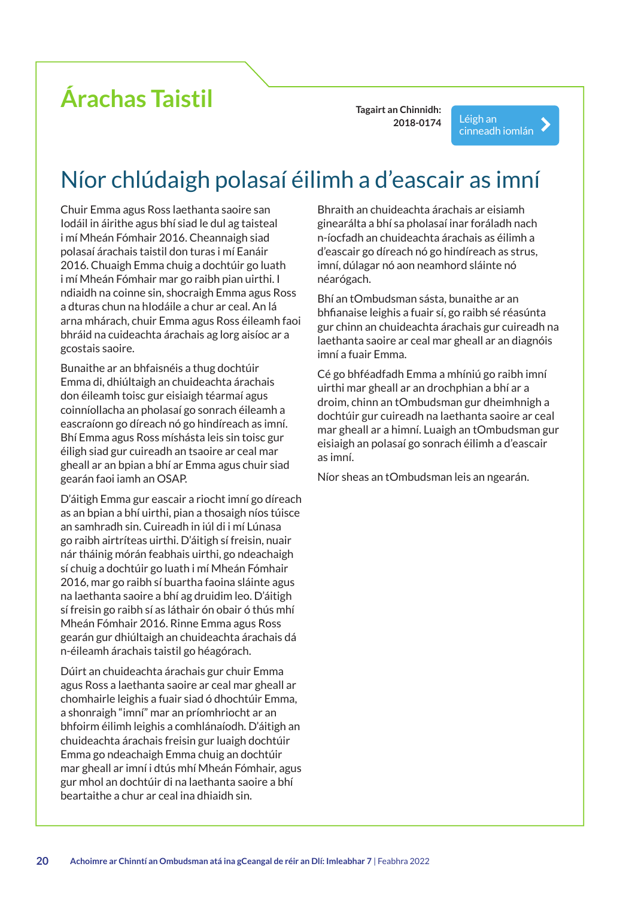# Árachas Taistil

**Tagairt an Chinnidh: 2018-0174**

Léigh an cinneadh iomlán

## Níor chlúdaigh polasaí éilimh a d'eascair as imní

Chuir Emma agus Ross laethanta saoire san Iodáil in áirithe agus bhí siad le dul ag taisteal i mí Mheán Fómhair 2016. Cheannaigh siad polasaí árachais taistil don turas i mí Eanáir 2016. Chuaigh Emma chuig a dochtúir go luath i mí Mheán Fómhair mar go raibh pian uirthi. I ndiaidh na coinne sin, shocraigh Emma agus Ross a dturas chun na hIodáile a chur ar ceal. An lá arna mhárach, chuir Emma agus Ross éileamh faoi bhráid na cuideachta árachais ag lorg aisíoc ar a gcostais saoire.

Bunaithe ar an bhfaisnéis a thug dochtúir Emma di, dhiúltaigh an chuideachta árachais don éileamh toisc gur eisiaigh téarmaí agus coinníollacha an pholasaí go sonrach éileamh a eascraíonn go díreach nó go hindíreach as imní. Bhí Emma agus Ross míshásta leis sin toisc gur éiligh siad gur cuireadh an tsaoire ar ceal mar gheall ar an bpian a bhí ar Emma agus chuir siad gearán faoi iamh an OSAP.

D'áitigh Emma gur eascair a riocht imní go díreach as an bpian a bhí uirthi, pian a thosaigh níos túisce an samhradh sin. Cuireadh in iúl di i mí Lúnasa go raibh airtríteas uirthi. D'áitigh sí freisin, nuair nár tháinig mórán feabhais uirthi, go ndeachaigh sí chuig a dochtúir go luath i mí Mheán Fómhair 2016, mar go raibh sí buartha faoina sláinte agus na laethanta saoire a bhí ag druidim leo. D'áitigh sí freisin go raibh sí as láthair ón obair ó thús mhí Mheán Fómhair 2016. Rinne Emma agus Ross gearán gur dhiúltaigh an chuideachta árachais dá n-éileamh árachais taistil go héagórach.

Dúirt an chuideachta árachais gur chuir Emma agus Ross a laethanta saoire ar ceal mar gheall ar chomhairle leighis a fuair siad ó dhochtúir Emma, a shonraigh "imní" mar an príomhriocht ar an bhfoirm éilimh leighis a comhlánaíodh. D'áitigh an chuideachta árachais freisin gur luaigh dochtúir Emma go ndeachaigh Emma chuig an dochtúir mar gheall ar imní i dtús mhí Mheán Fómhair, agus gur mhol an dochtúir di na laethanta saoire a bhí beartaithe a chur ar ceal ina dhiaidh sin.

Bhraith an chuideachta árachais ar eisiamh ginearálta a bhí sa pholasaí inar foráladh nach n-íocfadh an chuideachta árachais as éilimh a d'eascair go díreach nó go hindíreach as strus, imní, dúlagar nó aon neamhord sláinte nó néarógach.

Bhí an tOmbudsman sásta, bunaithe ar an bhfianaise leighis a fuair sí, go raibh sé réasúnta gur chinn an chuideachta árachais gur cuireadh na laethanta saoire ar ceal mar gheall ar an diagnóis imní a fuair Emma.

Cé go bhféadfadh Emma a mhíniú go raibh imní uirthi mar gheall ar an drochphian a bhí ar a droim, chinn an tOmbudsman gur dheimhnigh a dochtúir gur cuireadh na laethanta saoire ar ceal mar gheall ar a himní. Luaigh an tOmbudsman gur eisiaigh an polasaí go sonrach éilimh a d'eascair as imní.

Níor sheas an tOmbudsman leis an ngearán.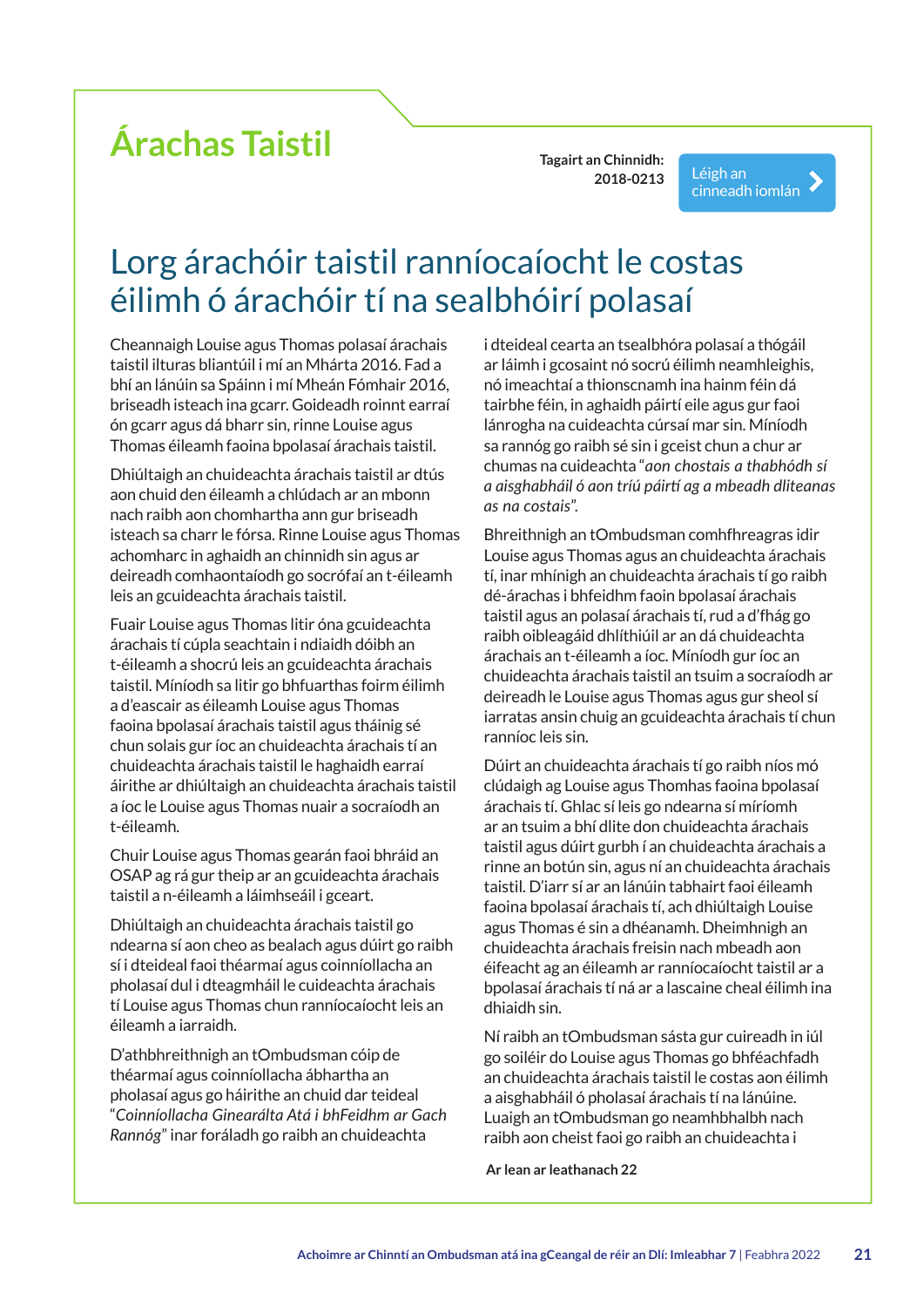# Árachas Taistil

**Tagairt an Chinnidh:** 2018-0213

Léigh an cinneadh iomlán

## Lorg árachóir taistil ranníocaíocht le costas éilimh ó árachóir tí na sealbhóirí polasaí

Cheannaigh Louise agus Thomas polasaí árachais taistil ilturas bliantúil i mí an Mhárta 2016. Fad a bhí an lánúin sa Spáinn i mí Mheán Fómhair 2016, briseadh isteach ina gcarr. Goideadh roinnt earraí ón gcarr agus dá bharr sin, rinne Louise agus Thomas éileamh faoina bpolasaí árachais taistil.

Dhiúltaigh an chuideachta árachais taistil ar dtús aon chuid den éileamh a chlúdach ar an mbonn nach raibh aon chomhartha ann gur briseadh isteach sa charr le fórsa. Rinne Louise agus Thomas achomharc in aghaidh an chinnidh sin agus ar deireadh comhaontaíodh go socrófaí an t-éileamh leis an gcuideachta árachais taistil.

Fuair Louise agus Thomas litir óna gcuideachta árachais tí cúpla seachtain i ndiaidh dóibh an t-éileamh a shocrú leis an gcuideachta árachais taistil. Míníodh sa litir go bhfuarthas foirm éilimh a d'eascair as éileamh Louise agus Thomas faoina bpolasaí árachais taistil agus tháinig sé chun solais gur íoc an chuideachta árachais tí an chuideachta árachais taistil le haghaidh earraí áirithe ar dhiúltaigh an chuideachta árachais taistil a íoc le Louise agus Thomas nuair a socraíodh an t-éileamh.

Chuir Louise agus Thomas gearán faoi bhráid an OSAP ag rá gur theip ar an gcuideachta árachais taistil a n-éileamh a láimhseáil i gceart.

Dhiúltaigh an chuideachta árachais taistil go ndearna sí aon cheo as bealach agus dúirt go raibh sí i dteideal faoi théarmaí agus coinníollacha an pholasaí dul i dteagmháil le cuideachta árachais tí Louise agus Thomas chun ranníocaíocht leis an éileamh a iarraidh.

D'athbhreithnigh an tOmbudsman cóip de théarmaí agus coinníollacha ábhartha an pholasaí agus go háirithe an chuid dar teideal "*Coinníollacha Ginearálta Atá i bhFeidhm ar Gach Rannóg*" inar foráladh go raibh an chuideachta i dteideal cearta an tsealbhóra polasaí a thógáil ar láimh i gcosaint nó socrú éilimh neamhleighis, nó imeachtaí a thionscnamh ina hainm féin dá tairbhe féin, in aghaidh páirtí eile agus gur faoi lánrogha na cuideachta cúrsaí mar sin. Míníodh sa rannóg go raibh sé sin i gceist chun a chur ar chumas na cuideachta "*aon chostais a thabhódh sí a aisghabháil ó aon tríú páirtí ag a mbeadh dliteanas as na costais*".

Bhreithnigh an tOmbudsman comhfhreagras idir Louise agus Thomas agus an chuideachta árachais tí, inar mhínigh an chuideachta árachais tí go raibh dé-árachas i bhfeidhm faoin bpolasaí árachais taistil agus an polasaí árachais tí, rud a d'fhág go raibh oibleagáid dhlíthiúil ar an dá chuideachta árachais an t-éileamh a íoc. Míníodh gur íoc an chuideachta árachais taistil an tsuim a socraíodh ar deireadh le Louise agus Thomas agus gur sheol sí iarratas ansin chuig an gcuideachta árachais tí chun ranníoc leis sin.

Dúirt an chuideachta árachais tí go raibh níos mó clúdaigh ag Louise agus Thomhas faoina bpolasaí árachais tí. Ghlac sí leis go ndearna sí míríomh ar an tsuim a bhí dlite don chuideachta árachais taistil agus dúirt gurbh í an chuideachta árachais a rinne an botún sin, agus ní an chuideachta árachais taistil. D'iarr sí ar an lánúin tabhairt faoi éileamh faoina bpolasaí árachais tí, ach dhiúltaigh Louise agus Thomas é sin a dhéanamh. Dheimhnigh an chuideachta árachais freisin nach mbeadh aon éifeacht ag an éileamh ar ranníocaíocht taistil ar a bpolasaí árachais tí ná ar a lascaine cheal éilimh ina dhiaidh sin.

Ní raibh an tOmbudsman sásta gur cuireadh in iúl go soiléir do Louise agus Thomas go bhféachfadh an chuideachta árachais taistil le costas aon éilimh a aisghabháil ó pholasaí árachais tí na lánúine. Luaigh an tOmbudsman go neamhbhalbh nach raibh aon cheist faoi go raibh an chuideachta i

**Ar lean ar leathanach 22**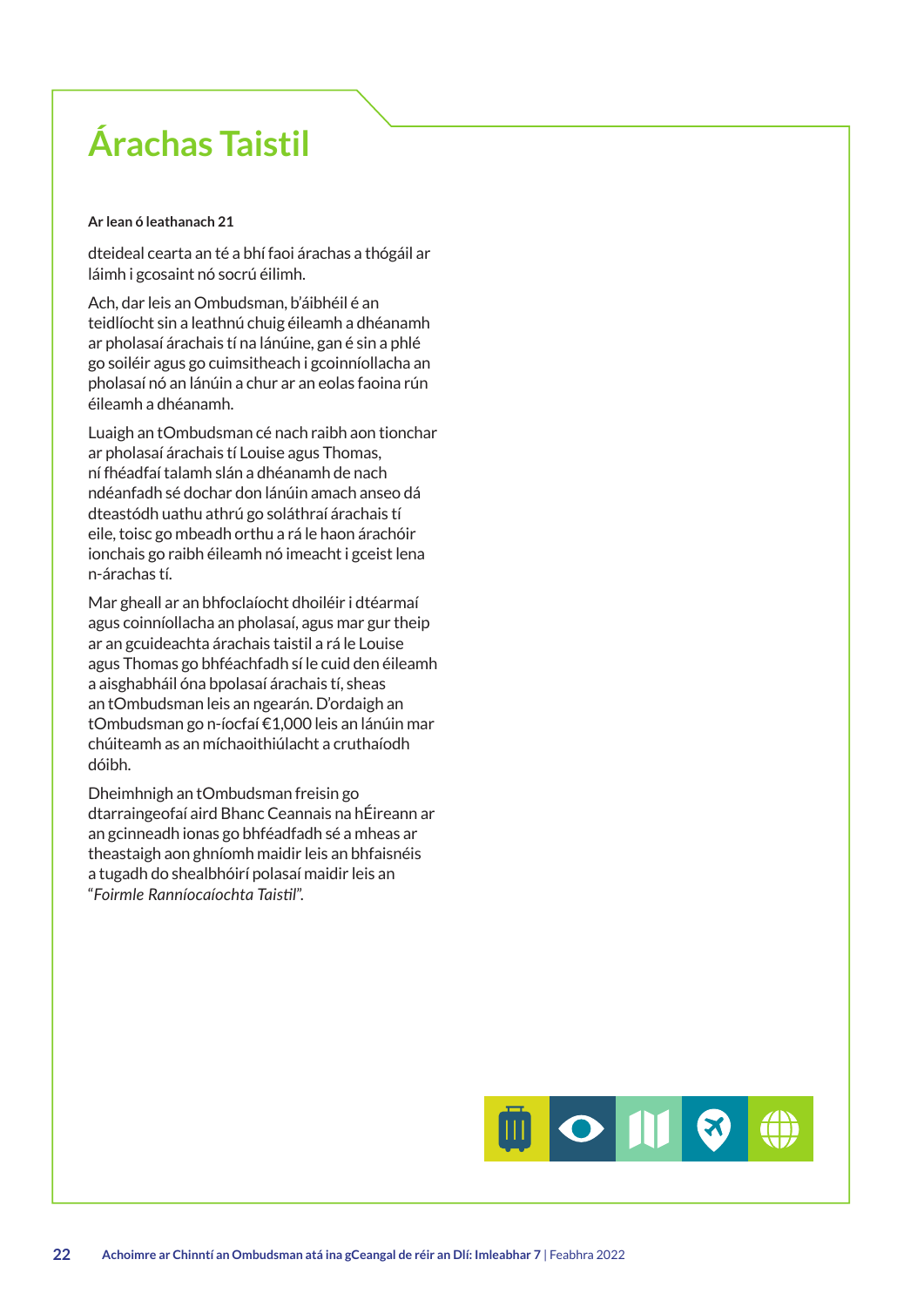# Árachas Taistil

**Ar lean ó leathanach 21**

dteideal cearta an té a bhí faoi árachas a thógáil ar láimh i gcosaint nó socrú éilimh.

Ach, dar leis an Ombudsman, b'áibhéil é an teidlíocht sin a leathnú chuig éileamh a dhéanamh ar pholasaí árachais tí na lánúine, gan é sin a phlé go soiléir agus go cuimsitheach i gcoinníollacha an pholasaí nó an lánúin a chur ar an eolas faoina rún éileamh a dhéanamh.

Luaigh an tOmbudsman cé nach raibh aon tionchar ar pholasaí árachais tí Louise agus Thomas, ní fhéadfaí talamh slán a dhéanamh de nach ndéanfadh sé dochar don lánúin amach anseo dá dteastódh uathu athrú go soláthraí árachais tí eile, toisc go mbeadh orthu a rá le haon árachóir ionchais go raibh éileamh nó imeacht i gceist lena n-árachas tí.

Mar gheall ar an bhfoclaíocht dhoiléir i dtéarmaí agus coinníollacha an pholasaí, agus mar gur theip ar an gcuideachta árachais taistil a rá le Louise agus Thomas go bhféachfadh sí le cuid den éileamh a aisghabháil óna bpolasaí árachais tí, sheas an tOmbudsman leis an ngearán. D'ordaigh an tOmbudsman go n-íocfaí €1,000 leis an lánúin mar chúiteamh as an míchaoithiúlacht a cruthaíodh dóibh.

Dheimhnigh an tOmbudsman freisin go dtarraingeofaí aird Bhanc Ceannais na hÉireann ar an gcinneadh ionas go bhféadfadh sé a mheas ar theastaigh aon ghníomh maidir leis an bhfaisnéis a tugadh do shealbhóirí polasaí maidir leis an "*Foirmle Ranníocaíochta Taistil*".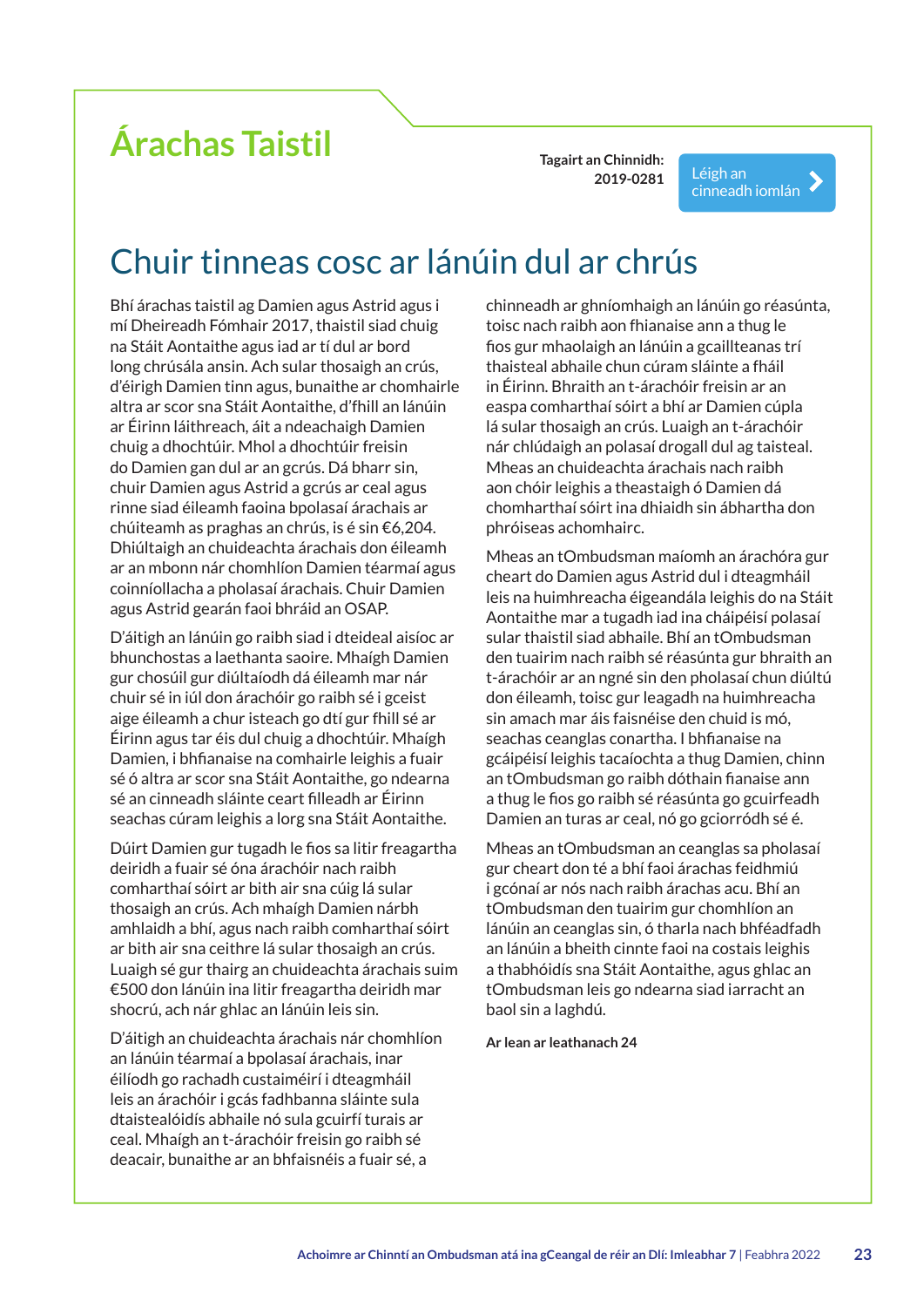# Árachas Taistil

**Tagairt an Chinnidh: 2019-0281**

Léigh an cinneadh iomlán

## Chuir tinneas cosc ar lánúin dul ar chrús

Bhí árachas taistil ag Damien agus Astrid agus i mí Dheireadh Fómhair 2017, thaistil siad chuig na Stáit Aontaithe agus iad ar tí dul ar bord long chrúsála ansin. Ach sular thosaigh an crús, d'éirigh Damien tinn agus, bunaithe ar chomhairle altra ar scor sna Stáit Aontaithe, d'fhill an lánúin ar Éirinn láithreach, áit a ndeachaigh Damien chuig a dhochtúir. Mhol a dhochtúir freisin do Damien gan dul ar an gcrús. Dá bharr sin, chuir Damien agus Astrid a gcrús ar ceal agus rinne siad éileamh faoina bpolasaí árachais ar chúiteamh as praghas an chrús, is é sin €6,204. Dhiúltaigh an chuideachta árachais don éileamh ar an mbonn nár chomhlíon Damien téarmaí agus coinníollacha a pholasaí árachais. Chuir Damien agus Astrid gearán faoi bhráid an OSAP.

D'áitigh an lánúin go raibh siad i dteideal aisíoc ar bhunchostas a laethanta saoire. Mhaígh Damien gur chosúil gur diúltaíodh dá éileamh mar nár chuir sé in iúl don árachóir go raibh sé i gceist aige éileamh a chur isteach go dtí gur fhill sé ar Éirinn agus tar éis dul chuig a dhochtúir. Mhaígh Damien, i bhfianaise na comhairle leighis a fuair sé ó altra ar scor sna Stáit Aontaithe, go ndearna sé an cinneadh sláinte ceart filleadh ar Éirinn seachas cúram leighis a lorg sna Stáit Aontaithe.

Dúirt Damien gur tugadh le fios sa litir freagartha deiridh a fuair sé óna árachóir nach raibh comharthaí sóirt ar bith air sna cúig lá sular thosaigh an crús. Ach mhaígh Damien nárbh amhlaidh a bhí, agus nach raibh comharthaí sóirt ar bith air sna ceithre lá sular thosaigh an crús. Luaigh sé gur thairg an chuideachta árachais suim €500 don lánúin ina litir freagartha deiridh mar shocrú, ach nár ghlac an lánúin leis sin.

D'áitigh an chuideachta árachais nár chomhlíon an lánúin téarmaí a bpolasaí árachais, inar éilíodh go rachadh custaiméirí i dteagmháil leis an árachóir i gcás fadhbanna sláinte sula dtaistealóidís abhaile nó sula gcuirfí turais ar ceal. Mhaígh an t-árachóir freisin go raibh sé deacair, bunaithe ar an bhfaisnéis a fuair sé, a chinneadh ar ghníomhaigh an lánúin go réasúnta, toisc nach raibh aon fhianaise ann a thug le fios gur mhaolaigh an lánúin a gcaillteanas trí thaisteal abhaile chun cúram sláinte a fháil in Éirinn. Bhraith an t-árachóir freisin ar an easpa comharthaí sóirt a bhí ar Damien cúpla lá sular thosaigh an crús. Luaigh an t-árachóir nár chlúdaigh an polasaí drogall dul ag taisteal. Mheas an chuideachta árachais nach raibh aon chóir leighis a theastaigh ó Damien dá chomharthaí sóirt ina dhiaidh sin ábhartha don phróiseas achomhairc.

Mheas an tOmbudsman maíomh an árachóra gur cheart do Damien agus Astrid dul i dteagmháil leis na huimhreacha éigeandála leighis do na Stáit Aontaithe mar a tugadh iad ina cháipéisí polasaí sular thaistil siad abhaile. Bhí an tOmbudsman den tuairim nach raibh sé réasúnta gur bhraith an t-árachóir ar an ngné sin den pholasaí chun diúltú don éileamh, toisc gur leagadh na huimhreacha sin amach mar áis faisnéise den chuid is mó, seachas ceanglas conartha. I bhfianaise na gcáipéisí leighis tacaíochta a thug Damien, chinn an tOmbudsman go raibh dóthain fianaise ann a thug le fios go raibh sé réasúnta go gcuirfeadh Damien an turas ar ceal, nó go gciorródh sé é.

Mheas an tOmbudsman an ceanglas sa pholasaí gur cheart don té a bhí faoi árachas feidhmiú i gcónaí ar nós nach raibh árachas acu. Bhí an tOmbudsman den tuairim gur chomhlíon an lánúin an ceanglas sin, ó tharla nach bhféadfadh an lánúin a bheith cinnte faoi na costais leighis a thabhóidís sna Stáit Aontaithe, agus ghlac an tOmbudsman leis go ndearna siad iarracht an baol sin a laghdú.

**Ar lean ar leathanach 24**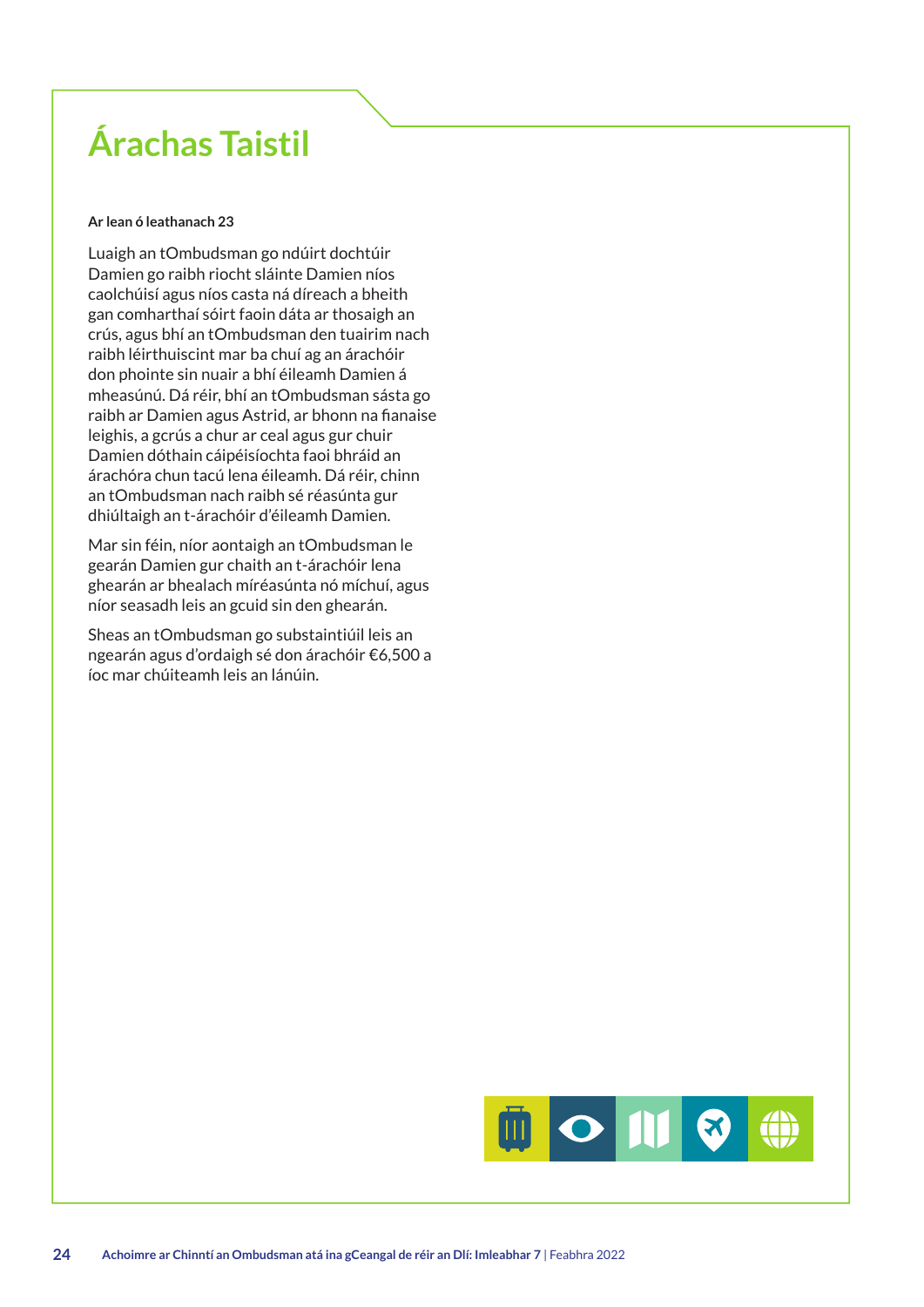# Árachas Taistil

**Ar lean ó leathanach 23**

Luaigh an tOmbudsman go ndúirt dochtúir Damien go raibh riocht sláinte Damien níos caolchúisí agus níos casta ná díreach a bheith gan comharthaí sóirt faoin dáta ar thosaigh an crús, agus bhí an tOmbudsman den tuairim nach raibh léirthuiscint mar ba chuí ag an árachóir don phointe sin nuair a bhí éileamh Damien á mheasúnú. Dá réir, bhí an tOmbudsman sásta go raibh ar Damien agus Astrid, ar bhonn na fianaise leighis, a gcrús a chur ar ceal agus gur chuir Damien dóthain cáipéisíochta faoi bhráid an árachóra chun tacú lena éileamh. Dá réir, chinn an tOmbudsman nach raibh sé réasúnta gur dhiúltaigh an t-árachóir d'éileamh Damien.

Mar sin féin, níor aontaigh an tOmbudsman le gearán Damien gur chaith an t-árachóir lena ghearán ar bhealach míréasúnta nó míchuí, agus níor seasadh leis an gcuid sin den ghearán.

Sheas an tOmbudsman go substaintiúil leis an ngearán agus d'ordaigh sé don árachóir €6,500 a íoc mar chúiteamh leis an lánúin.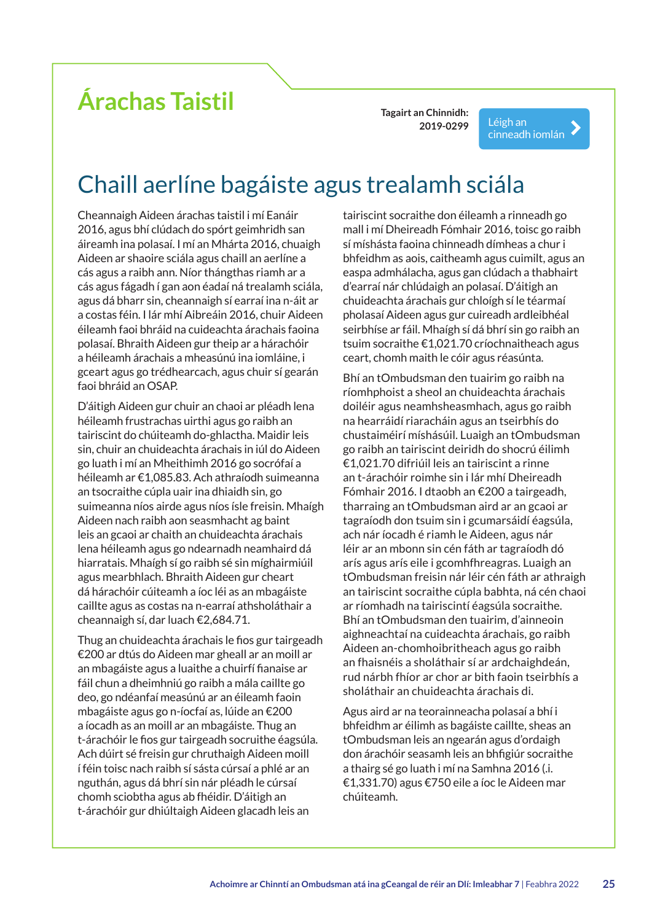# Árachas Taistil

**Tagairt an Chinnidh: 2019-0299**

Léigh an cinneadh iomlán

## Chaill aerlíne bagáiste agus trealamh sciála

Cheannaigh Aideen árachas taistil i mí Eanáir 2016, agus bhí clúdach do spórt geimhridh san áireamh ina polasaí. I mí an Mhárta 2016, chuaigh Aideen ar shaoire sciála agus chaill an aerlíne a cás agus a raibh ann. Níor thángthas riamh ar a cás agus fágadh í gan aon éadaí ná trealamh sciála, agus dá bharr sin, cheannaigh sí earraí ina n-áit ar a costas féin. I lár mhí Aibreáin 2016, chuir Aideen éileamh faoi bhráid na cuideachta árachais faoina polasaí. Bhraith Aideen gur theip ar a hárachóir a héileamh árachais a mheasúnú ina iomláine, i gceart agus go trédhearcach, agus chuir sí gearán faoi bhráid an OSAP.

D'áitigh Aideen gur chuir an chaoi ar pléadh lena héileamh frustrachas uirthi agus go raibh an tairiscint do chúiteamh do-ghlactha. Maidir leis sin, chuir an chuideachta árachais in iúl do Aideen go luath i mí an Mheithimh 2016 go socrófaí a héileamh ar €1,085.83. Ach athraíodh suimeanna an tsocraithe cúpla uair ina dhiaidh sin, go suimeanna níos airde agus níos ísle freisin. Mhaígh Aideen nach raibh aon seasmhacht ag baint leis an gcaoi ar chaith an chuideachta árachais lena héileamh agus go ndearnadh neamhaird dá hiarratais. Mhaígh sí go raibh sé sin míghairmiúil agus mearbhlach. Bhraith Aideen gur cheart dá hárachóir cúiteamh a íoc léi as an mbagáiste caillte agus as costas na n-earraí athsholáthair a cheannaigh sí, dar luach €2,684.71.

Thug an chuideachta árachais le fios gur tairgeadh €200 ar dtús do Aideen mar gheall ar an moill ar an mbagáiste agus a luaithe a chuirfí fianaise ar fáil chun a dheimhniú go raibh a mála caillte go deo, go ndéanfaí measúnú ar an éileamh faoin mbagáiste agus go n-íocfaí as, lúide an €200 a íocadh as an moill ar an mbagáiste. Thug an t-árachóir le fios gur tairgeadh socruithe éagsúla. Ach dúirt sé freisin gur chruthaigh Aideen moill í féin toisc nach raibh sí sásta cúrsaí a phlé ar an nguthán, agus dá bhrí sin nár pléadh le cúrsaí chomh sciobtha agus ab fhéidir. D'áitigh an t-árachóir gur dhiúltaigh Aideen glacadh leis an tairiscint socraithe don éileamh a rinneadh go mall i mí Dheireadh Fómhair 2016, toisc go raibh sí míshásta faoina chinneadh dímheas a chur i bhfeidhm as aois, caitheamh agus cuimilt, agus an easpa admhálacha, agus gan clúdach a thabhairt d'earraí nár chlúdaigh an polasaí. D'áitigh an chuideachta árachais gur chloígh sí le téarmaí pholasaí Aideen agus gur cuireadh ardleibhéal seirbhíse ar fáil. Mhaígh sí dá bhrí sin go raibh an tsuim socraithe €1,021.70 críochnaitheach agus ceart, chomh maith le cóir agus réasúnta.

Bhí an tOmbudsman den tuairim go raibh na ríomhphoist a sheol an chuideachta árachais doiléir agus neamhsheasmhach, agus go raibh na hearráidí riaracháin agus an tseirbhís do chustaiméirí míshásúil. Luaigh an tOmbudsman go raibh an tairiscint deiridh do shocrú éilimh €1,021.70 difriúil leis an tairiscint a rinne an t-árachóir roimhe sin i lár mhí Dheireadh Fómhair 2016. I dtaobh an €200 a tairgeadh, tharraing an tOmbudsman aird ar an gcaoi ar tagraíodh don tsuim sin i gcumarsáidí éagsúla, ach nár íocadh é riamh le Aideen, agus nár léir ar an mbonn sin cén fáth ar tagraíodh dó arís agus arís eile i gcomhfhreagras. Luaigh an tOmbudsman freisin nár léir cén fáth ar athraigh an tairiscint socraithe cúpla babhta, ná cén chaoi ar ríomhadh na tairiscintí éagsúla socraithe. Bhí an tOmbudsman den tuairim, d'ainneoin aighneachtaí na cuideachta árachais, go raibh Aideen an-chomhoibritheach agus go raibh an fhaisnéis a sholáthair sí ar ardchaighdeán, rud nárbh fhíor ar chor ar bith faoin tseirbhís a sholáthair an chuideachta árachais di.

Agus aird ar na teorainneacha polasaí a bhí i bhfeidhm ar éilimh as bagáiste caillte, sheas an tOmbudsman leis an ngearán agus d'ordaigh don árachóir seasamh leis an bhfigiúr socraithe a thairg sé go luath i mí na Samhna 2016 (.i. €1,331.70) agus €750 eile a íoc le Aideen mar chúiteamh.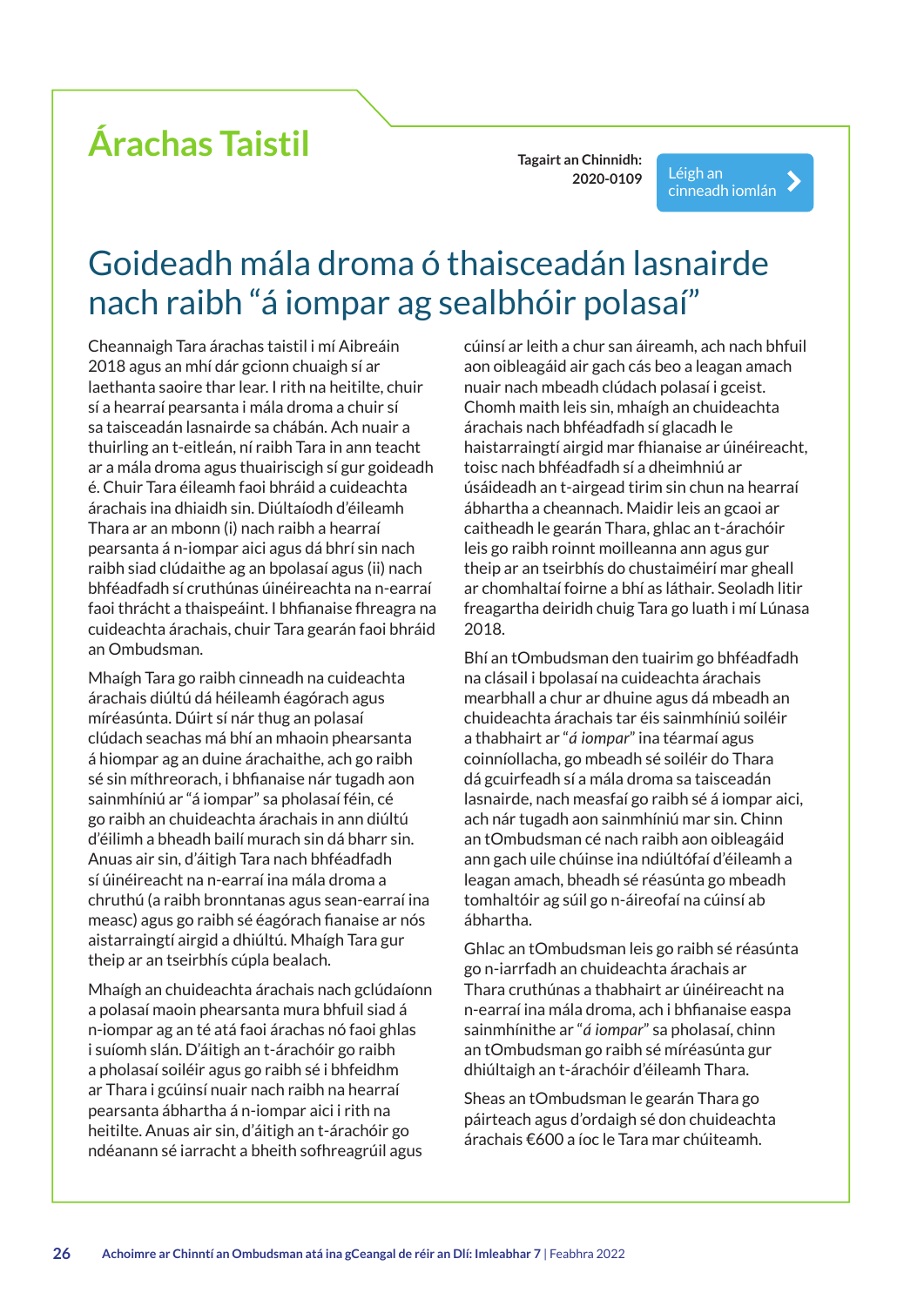# Árachas Taistil

**Tagairt an Chinnidh: 2020-0109**

Léigh an cinneadh iomlán

## Goideadh mála droma ó thaisceadán lasnairde nach raibh "á iompar ag sealbhóir polasaí"

Cheannaigh Tara árachas taistil i mí Aibreáin 2018 agus an mhí dár gcionn chuaigh sí ar laethanta saoire thar lear. I rith na heitilte, chuir sí a hearraí pearsanta i mála droma a chuir sí sa taisceadán lasnairde sa chábán. Ach nuair a thuirling an t-eitleán, ní raibh Tara in ann teacht ar a mála droma agus thuairiscigh sí gur goideadh é. Chuir Tara éileamh faoi bhráid a cuideachta árachais ina dhiaidh sin. Diúltaíodh d'éileamh Thara ar an mbonn (i) nach raibh a hearraí pearsanta á n-iompar aici agus dá bhrí sin nach raibh siad clúdaithe ag an bpolasaí agus (ii) nach bhféadfadh sí cruthúnas úinéireachta na n-earraí faoi thrácht a thaispeáint. I bhfianaise fhreagra na cuideachta árachais, chuir Tara gearán faoi bhráid an Ombudsman.

Mhaígh Tara go raibh cinneadh na cuideachta árachais diúltú dá héileamh éagórach agus míréasúnta. Dúirt sí nár thug an polasaí clúdach seachas má bhí an mhaoin phearsanta á hiompar ag an duine árachaithe, ach go raibh sé sin míthreorach, i bhfianaise nár tugadh aon sainmhíniú ar "á iompar" sa pholasaí féin, cé go raibh an chuideachta árachais in ann diúltú d'éilimh a bheadh bailí murach sin dá bharr sin. Anuas air sin, d'áitigh Tara nach bhféadfadh sí úinéireacht na n-earraí ina mála droma a chruthú (a raibh bronntanas agus sean-earraí ina measc) agus go raibh sé éagórach fianaise ar nós aistarraingtí airgid a dhiúltú. Mhaígh Tara gur theip ar an tseirbhís cúpla bealach.

Mhaígh an chuideachta árachais nach gclúdaíonn a polasaí maoin phearsanta mura bhfuil siad á n-iompar ag an té atá faoi árachas nó faoi ghlas i suíomh slán. D'áitigh an t-árachóir go raibh a pholasaí soiléir agus go raibh sé i bhfeidhm ar Thara i gcúinsí nuair nach raibh na hearraí pearsanta ábhartha á n-iompar aici i rith na heitilte. Anuas air sin, d'áitigh an t-árachóir go ndéanann sé iarracht a bheith sofhreagrúil agus cúinsí ar leith a chur san áireamh, ach nach bhfuil aon oibleagáid air gach cás beo a leagan amach nuair nach mbeadh clúdach polasaí i gceist. Chomh maith leis sin, mhaígh an chuideachta árachais nach bhféadfadh sí glacadh le haistarraingtí airgid mar fhianaise ar úinéireacht, toisc nach bhféadfadh sí a dheimhniú ar úsáideadh an t-airgead tirim sin chun na hearraí ábhartha a cheannach. Maidir leis an gcaoi ar caitheadh le gearán Thara, ghlac an t-árachóir leis go raibh roinnt moilleanna ann agus gur theip ar an tseirbhís do chustaiméirí mar gheall ar chomhaltaí foirne a bhí as láthair. Seoladh litir freagartha deiridh chuig Tara go luath i mí Lúnasa 2018.

Bhí an tOmbudsman den tuairim go bhféadfadh na clásail i bpolasaí na cuideachta árachais mearbhall a chur ar dhuine agus dá mbeadh an chuideachta árachais tar éis sainmhíniú soiléir a thabhairt ar "*á iompar*" ina téarmaí agus coinníollacha, go mbeadh sé soiléir do Thara dá gcuirfeadh sí a mála droma sa taisceadán lasnairde, nach measfaí go raibh sé á iompar aici, ach nár tugadh aon sainmhíniú mar sin. Chinn an tOmbudsman cé nach raibh aon oibleagáid ann gach uile chúinse ina ndiúltófaí d'éileamh a leagan amach, bheadh sé réasúnta go mbeadh tomhaltóir ag súil go n-áireofaí na cúinsí ab ábhartha.

Ghlac an tOmbudsman leis go raibh sé réasúnta go n-iarrfadh an chuideachta árachais ar Thara cruthúnas a thabhairt ar úinéireacht na n-earraí ina mála droma, ach i bhfianaise easpa sainmhínithe ar "*á iompar*" sa pholasaí, chinn an tOmbudsman go raibh sé míréasúnta gur dhiúltaigh an t-árachóir d'éileamh Thara.

Sheas an tOmbudsman le gearán Thara go páirteach agus d'ordaigh sé don chuideachta árachais €600 a íoc le Tara mar chúiteamh.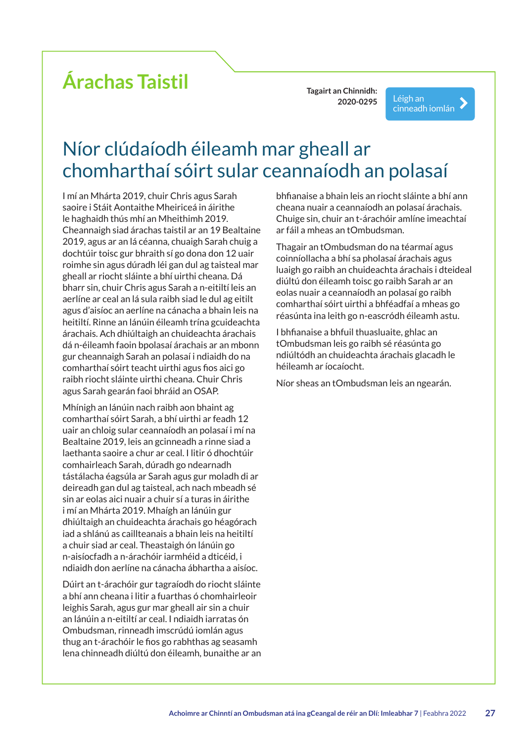# Árachas Taistil

**Tagairt an Chinnidh: 2020-0295**

Léigh an cinneadh iomlán

## Níor clúdaíodh éileamh mar gheall ar chomharthaí sóirt sular ceannaíodh an polasaí

I mí an Mhárta 2019, chuir Chris agus Sarah saoire i Stáit Aontaithe Mheiriceá in áirithe le haghaidh thús mhí an Mheithimh 2019. Cheannaigh siad árachas taistil ar an 19 Bealtaine 2019, agus ar an lá céanna, chuaigh Sarah chuig a dochtúir toisc gur bhraith sí go dona don 12 uair roimhe sin agus dúradh léi gan dul ag taisteal mar gheall ar riocht sláinte a bhí uirthi cheana. Dá bharr sin, chuir Chris agus Sarah a n-eitiltí leis an aerlíne ar ceal an lá sula raibh siad le dul ag eitilt agus d'aisíoc an aerlíne na cánacha a bhain leis na heitiltí. Rinne an lánúin éileamh trína gcuideachta árachais. Ach dhiúltaigh an chuideachta árachais dá n-éileamh faoin bpolasaí árachais ar an mbonn gur cheannaigh Sarah an polasaí i ndiaidh do na comharthaí sóirt teacht uirthi agus fios aici go raibh riocht sláinte uirthi cheana. Chuir Chris agus Sarah gearán faoi bhráid an OSAP.

Mhínigh an lánúin nach raibh aon bhaint ag comharthaí sóirt Sarah, a bhí uirthi ar feadh 12 uair an chloig sular ceannaíodh an polasaí i mí na Bealtaine 2019, leis an gcinneadh a rinne siad a laethanta saoire a chur ar ceal. I litir ó dhochtúir comhairleach Sarah, dúradh go ndearnadh tástálacha éagsúla ar Sarah agus gur moladh di ar deireadh gan dul ag taisteal, ach nach mbeadh sé sin ar eolas aici nuair a chuir sí a turas in áirithe i mí an Mhárta 2019. Mhaígh an lánúin gur dhiúltaigh an chuideachta árachais go héagórach iad a shlánú as caillteanais a bhain leis na heitiltí a chuir siad ar ceal. Theastaigh ón lánúin go n-aisíocfadh a n-árachóir iarmhéid a dticéid, i ndiaidh don aerlíne na cánacha ábhartha a aisíoc.

Dúirt an t-árachóir gur tagraíodh do riocht sláinte a bhí ann cheana i litir a fuarthas ó chomhairleoir leighis Sarah, agus gur mar gheall air sin a chuir an lánúin a n-eitiltí ar ceal. I ndiaidh iarratas ón Ombudsman, rinneadh imscrúdú iomlán agus thug an t-árachóir le fios go rabhthas ag seasamh lena chinneadh diúltú don éileamh, bunaithe ar an bhfianaise a bhain leis an riocht sláinte a bhí ann cheana nuair a ceannaíodh an polasaí árachais. Chuige sin, chuir an t-árachóir amlíne imeachtaí ar fáil a mheas an tOmbudsman.

Thagair an tOmbudsman do na téarmaí agus coinníollacha a bhí sa pholasaí árachais agus luaigh go raibh an chuideachta árachais i dteideal diúltú don éileamh toisc go raibh Sarah ar an eolas nuair a ceannaíodh an polasaí go raibh comharthaí sóirt uirthi a bhféadfaí a mheas go réasúnta ina leith go n-eascródh éileamh astu.

I bhfianaise a bhfuil thuasluaite, ghlac an tOmbudsman leis go raibh sé réasúnta go ndiúltódh an chuideachta árachais glacadh le héileamh ar íocaíocht.

Níor sheas an tOmbudsman leis an ngearán.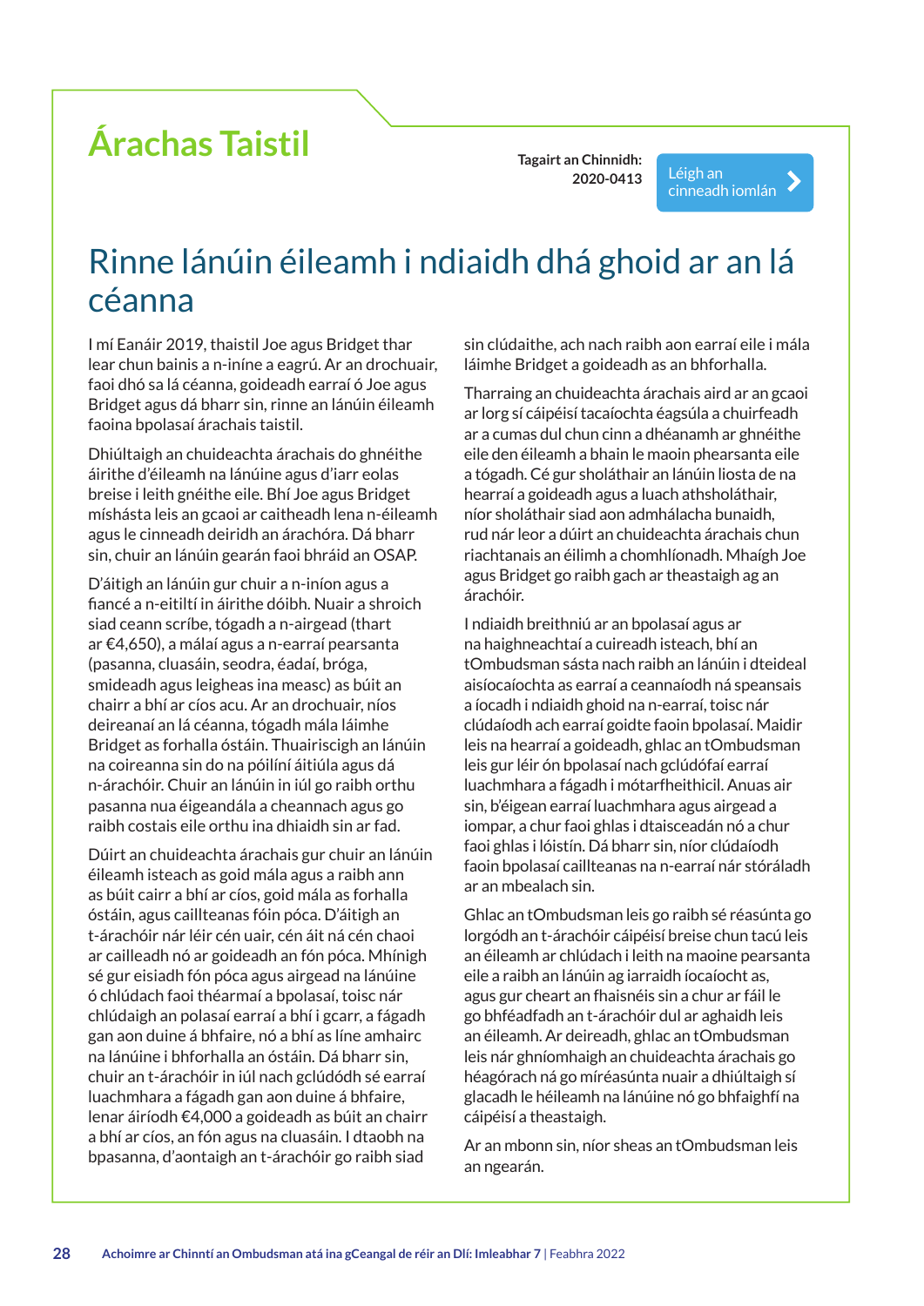# Árachas Taistil

**Tagairt an Chinnidh: 2020-0413**

Léigh an cinneadh iomlán

## Rinne lánúin éileamh i ndiaidh dhá ghoid ar an lá céanna

I mí Eanáir 2019, thaistil Joe agus Bridget thar lear chun bainis a n-iníne a eagrú. Ar an drochuair, faoi dhó sa lá céanna, goideadh earraí ó Joe agus Bridget agus dá bharr sin, rinne an lánúin éileamh faoina bpolasaí árachais taistil.

Dhiúltaigh an chuideachta árachais do ghnéithe áirithe d'éileamh na lánúine agus d'iarr eolas breise i leith gnéithe eile. Bhí Joe agus Bridget míshásta leis an gcaoi ar caitheadh lena n-éileamh agus le cinneadh deiridh an árachóra. Dá bharr sin, chuir an lánúin gearán faoi bhráid an OSAP.

D'áitigh an lánúin gur chuir a n-iníon agus a fiancé a n-eitiltí in áirithe dóibh. Nuair a shroich siad ceann scríbe, tógadh a n-airgead (thart ar €4,650), a málaí agus a n-earraí pearsanta (pasanna, cluasáin, seodra, éadaí, bróga, smideadh agus leigheas ina measc) as búit an chairr a bhí ar cíos acu. Ar an drochuair, níos deireanaí an lá céanna, tógadh mála láimhe Bridget as forhalla óstáin. Thuairiscigh an lánúin na coireanna sin do na póilíní áitiúla agus dá n-árachóir. Chuir an lánúin in iúl go raibh orthu pasanna nua éigeandála a cheannach agus go raibh costais eile orthu ina dhiaidh sin ar fad.

Dúirt an chuideachta árachais gur chuir an lánúin éileamh isteach as goid mála agus a raibh ann as búit cairr a bhí ar cíos, goid mála as forhalla óstáin, agus caillteanas fóin póca. D'áitigh an t-árachóir nár léir cén uair, cén áit ná cén chaoi ar cailleadh nó ar goideadh an fón póca. Mhínigh sé gur eisiadh fón póca agus airgead na lánúine ó chlúdach faoi théarmaí a bpolasaí, toisc nár chlúdaigh an polasaí earraí a bhí i gcarr, a fágadh gan aon duine á bhfaire, nó a bhí as líne amhairc na lánúine i bhforhalla an óstáin. Dá bharr sin, chuir an t-árachóir in iúl nach gclúdódh sé earraí luachmhara a fágadh gan aon duine á bhfaire, lenar áiríodh €4,000 a goideadh as búit an chairr a bhí ar cíos, an fón agus na cluasáin. I dtaobh na bpasanna, d'aontaigh an t-árachóir go raibh siad sin clúdaithe, ach nach raibh aon earraí eile i mála láimhe Bridget a goideadh as an bhforhalla.

Tharraing an chuideachta árachais aird ar an gcaoi ar lorg sí cáipéisí tacaíochta éagsúla a chuirfeadh ar a cumas dul chun cinn a dhéanamh ar ghnéithe eile den éileamh a bhain le maoin phearsanta eile a tógadh. Cé gur sholáthair an lánúin liosta de na hearraí a goideadh agus a luach athsholáthair, níor sholáthair siad aon admhálacha bunaidh, rud nár leor a dúirt an chuideachta árachais chun riachtanais an éilimh a chomhlíonadh. Mhaígh Joe agus Bridget go raibh gach ar theastaigh ag an árachóir.

I ndiaidh breithniú ar an bpolasaí agus ar na haighneachtaí a cuireadh isteach, bhí an tOmbudsman sásta nach raibh an lánúin i dteideal aisíocaíochta as earraí a ceannaíodh ná speansais a íocadh i ndiaidh ghoid na n-earraí, toisc nár clúdaíodh ach earraí goidte faoin bpolasaí. Maidir leis na hearraí a goideadh, ghlac an tOmbudsman leis gur léir ón bpolasaí nach gclúdófaí earraí luachmhara a fágadh i mótarfheithicil. Anuas air sin, b'éigean earraí luachmhara agus airgead a iompar, a chur faoi ghlas i dtaisceadán nó a chur faoi ghlas i lóistín. Dá bharr sin, níor clúdaíodh faoin bpolasaí caillteanas na n-earraí nár stóráladh ar an mbealach sin.

Ghlac an tOmbudsman leis go raibh sé réasúnta go lorgódh an t-árachóir cáipéisí breise chun tacú leis an éileamh ar chlúdach i leith na maoine pearsanta eile a raibh an lánúin ag iarraidh íocaíocht as, agus gur cheart an fhaisnéis sin a chur ar fáil le go bhféadfadh an t-árachóir dul ar aghaidh leis an éileamh. Ar deireadh, ghlac an tOmbudsman leis nár ghníomhaigh an chuideachta árachais go héagórach ná go míréasúnta nuair a dhiúltaigh sí glacadh le héileamh na lánúine nó go bhfaighfí na cáipéisí a theastaigh.

Ar an mbonn sin, níor sheas an tOmbudsman leis an ngearán.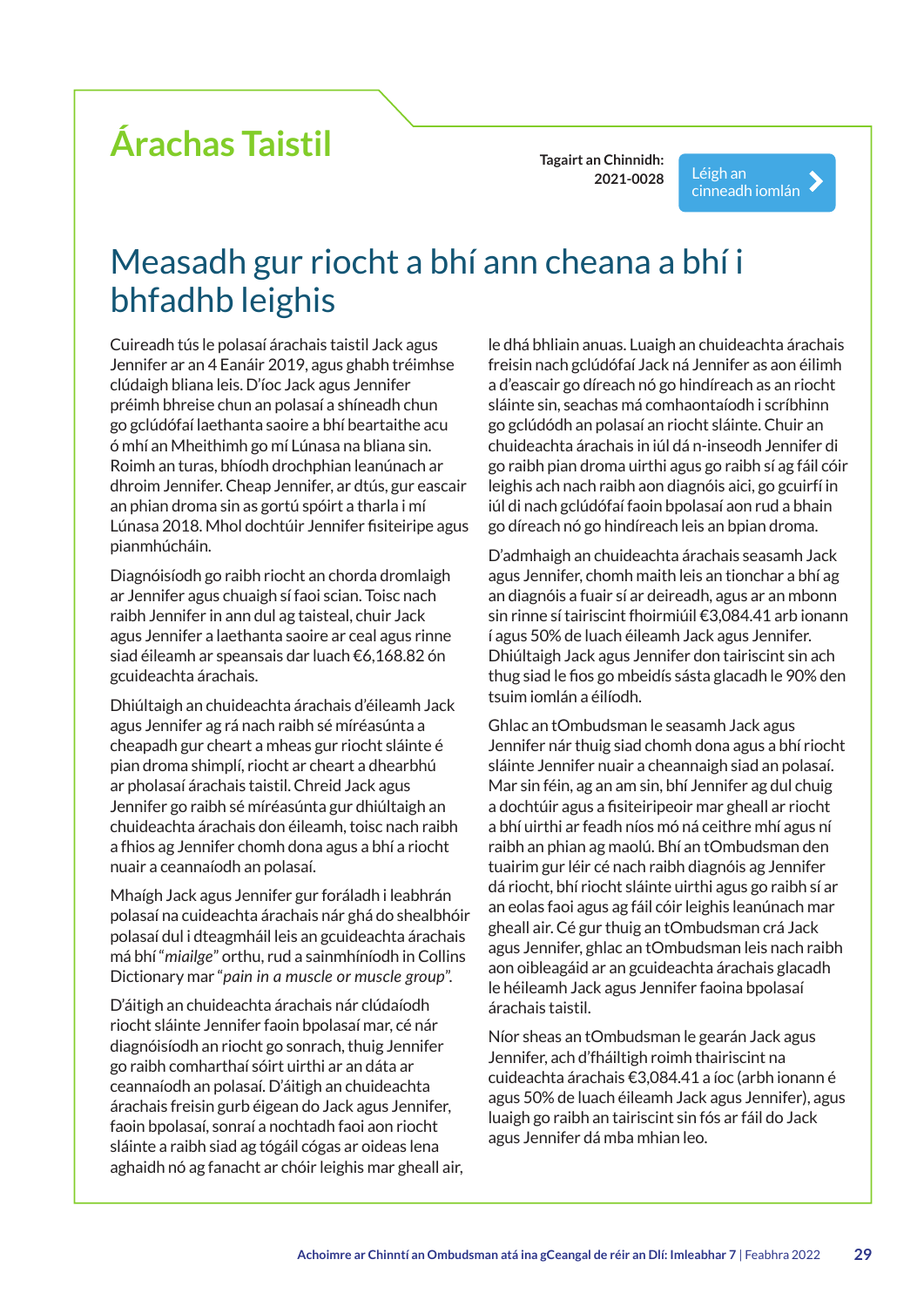# Árachas Taistil

**Tagairt an Chinnidh: 2021-0028**

Léigh an cinneadh iomlán

## Measadh gur riocht a bhí ann cheana a bhí i bhfadhb leighis

Cuireadh tús le polasaí árachais taistil Jack agus Jennifer ar an 4 Eanáir 2019, agus ghabh tréimhse clúdaigh bliana leis. D'íoc Jack agus Jennifer préimh bhreise chun an polasaí a shíneadh chun go gclúdófaí laethanta saoire a bhí beartaithe acu ó mhí an Mheithimh go mí Lúnasa na bliana sin. Roimh an turas, bhíodh drochphian leanúnach ar dhroim Jennifer. Cheap Jennifer, ar dtús, gur eascair an phian droma sin as gortú spóirt a tharla i mí Lúnasa 2018. Mhol dochtúir Jennifer fisiteiripe agus pianmhúcháin.

Diagnóisíodh go raibh riocht an chorda dromlaigh ar Jennifer agus chuaigh sí faoi scian. Toisc nach raibh Jennifer in ann dul ag taisteal, chuir Jack agus Jennifer a laethanta saoire ar ceal agus rinne siad éileamh ar speansais dar luach €6,168.82 ón gcuideachta árachais.

Dhiúltaigh an chuideachta árachais d'éileamh Jack agus Jennifer ag rá nach raibh sé míréasúnta a cheapadh gur cheart a mheas gur riocht sláinte é pian droma shimplí, riocht ar cheart a dhearbhú ar pholasaí árachais taistil. Chreid Jack agus Jennifer go raibh sé míréasúnta gur dhiúltaigh an chuideachta árachais don éileamh, toisc nach raibh a fhios ag Jennifer chomh dona agus a bhí a riocht nuair a ceannaíodh an polasaí.

Mhaígh Jack agus Jennifer gur foráladh i leabhrán polasaí na cuideachta árachais nár ghá do shealbhóir polasaí dul i dteagmháil leis an gcuideachta árachais má bhí "*mialgе*" orthu, rud a sainmhíníodh in Collins Dictionary mar "*pain in a muscle or muscle group*".

D'áitigh an chuideachta árachais nár clúdaíodh riocht sláinte Jennifer faoin bpolasaí mar, cé nár diagnóisíodh an riocht go sonrach, thuig Jennifer go raibh comharthaí sóirt uirthi ar an dáta ar ceannaíodh an polasaí. D'áitigh an chuideachta árachais freisin gurb éigean do Jack agus Jennifer, faoin bpolasaí, sonraí a nochtadh faoi aon riocht sláinte a raibh siad ag tógáil cógas ar oideas lena aghaidh nó ag fanacht ar chóir leighis mar gheall air, le dhá bhliain anuas. Luaigh an chuideachta árachais freisin nach gclúdófaí Jack ná Jennifer as aon éilimh a d'eascair go díreach nó go hindíreach as an riocht sláinte sin, seachas má comhaontaíodh i scríbhinn go gclúdódh an polasaí an riocht sláinte. Chuir an chuideachta árachais in iúl dá n-inseodh Jennifer di go raibh pian droma uirthi agus go raibh sí ag fáil cóir leighis ach nach raibh aon diagnóis aici, go gcuirfí in iúl di nach gclúdófaí faoin bpolasaí aon rud a bhain go díreach nó go hindíreach leis an bpian droma.

D'admhaigh an chuideachta árachais seasamh Jack agus Jennifer, chomh maith leis an tionchar a bhí ag an diagnóis a fuair sí ar deireadh, agus ar an mbonn sin rinne sí tairiscint fhoirmiúil €3,084.41 arb ionann í agus 50% de luach éileamh Jack agus Jennifer. Dhiúltaigh Jack agus Jennifer don tairiscint sin ach thug siad le fios go mbeidís sásta glacadh le 90% den tsuim iomlán a éilíodh.

Ghlac an tOmbudsman le seasamh Jack agus Jennifer nár thuig siad chomh dona agus a bhí riocht sláinte Jennifer nuair a cheannaigh siad an polasaí. Mar sin féin, ag an am sin, bhí Jennifer ag dul chuig a dochtúir agus a fisiteiripeoir mar gheall ar riocht a bhí uirthi ar feadh níos mó ná ceithre mhí agus ní raibh an phian ag maolú. Bhí an tOmbudsman den tuairim gur léir cé nach raibh diagnóis ag Jennifer dá riocht, bhí riocht sláinte uirthi agus go raibh sí ar an eolas faoi agus ag fáil cóir leighis leanúnach mar gheall air. Cé gur thuig an tOmbudsman crá Jack agus Jennifer, ghlac an tOmbudsman leis nach raibh aon oibleagáid ar an gcuideachta árachais glacadh le héileamh Jack agus Jennifer faoina bpolasaí árachais taistil.

Níor sheas an tOmbudsman le gearán Jack agus Jennifer, ach d'fháiltigh roimh thairiscint na cuideachta árachais €3,084.41 a íoc (arbh ionann é agus 50% de luach éileamh Jack agus Jennifer), agus luaigh go raibh an tairiscint sin fós ar fáil do Jack agus Jennifer dá mba mhian leo.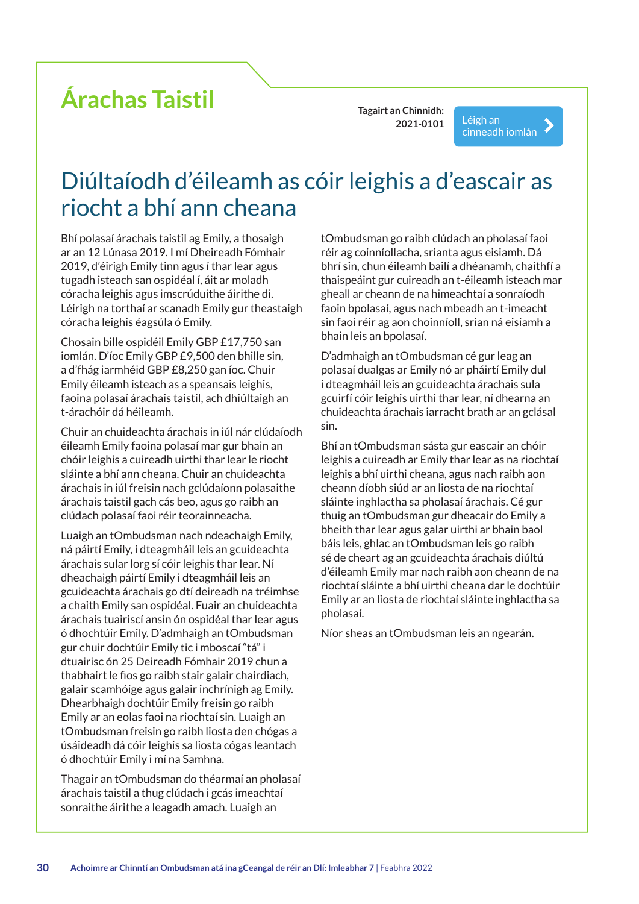# Árachas Taistil

**Tagairt an Chinnidh: 2021-0101**

Léigh an cinneadh iomlán

## Diúltaíodh d'éileamh as cóir leighis a d'eascair as riocht a bhí ann cheana

Bhí polasaí árachais taistil ag Emily, a thosaigh ar an 12 Lúnasa 2019. I mí Dheireadh Fómhair 2019, d'éirigh Emily tinn agus í thar lear agus tugadh isteach san ospidéal í, áit ar moladh córacha leighis agus imscrúduithe áirithe di. Léirigh na torthaí ar scanadh Emily gur theastaigh córacha leighis éagsúla ó Emily.

Chosain bille ospidéil Emily GBP £17,750 san iomlán. D'íoc Emily GBP £9,500 den bhille sin, a d'fhág iarmhéid GBP £8,250 gan íoc. Chuir Emily éileamh isteach as a speansais leighis, faoina polasaí árachais taistil, ach dhiúltaigh an t-árachóir dá héileamh.

Chuir an chuideachta árachais in iúl nár clúdaíodh éileamh Emily faoina polasaí mar gur bhain an chóir leighis a cuireadh uirthi thar lear le riocht sláinte a bhí ann cheana. Chuir an chuideachta árachais in iúl freisin nach gclúdaíonn polasaithe árachais taistil gach cás beo, agus go raibh an clúdach polasaí faoi réir teorainneacha.

Luaigh an tOmbudsman nach ndeachaigh Emily, ná páirtí Emily, i dteagmháil leis an gcuideachta árachais sular lorg sí cóir leighis thar lear. Ní dheachaigh páirtí Emily i dteagmháil leis an gcuideachta árachais go dtí deireadh na tréimhse a chaith Emily san ospidéal. Fuair an chuideachta árachais tuairiscí ansin ón ospidéal thar lear agus ó dhochtúir Emily. D'admhaigh an tOmbudsman gur chuir dochtúir Emily tic i mboscaí "tá" i dtuairisc ón 25 Deireadh Fómhair 2019 chun a thabhairt le fios go raibh stair galair chairdiach, galair scamhóige agus galair inchrínigh ag Emily. Dhearbhaigh dochtúir Emily freisin go raibh Emily ar an eolas faoi na riochtaí sin. Luaigh an tOmbudsman freisin go raibh liosta den chógas a úsáideadh dá cóir leighis sa liosta cógas leantach ó dhochtúir Emily i mí na Samhna.

Thagair an tOmbudsman do théarmaí an pholasaí árachais taistil a thug clúdach i gcás imeachtaí sonraithe áirithe a leagadh amach. Luaigh an tOmbudsman go raibh clúdach an pholasaí faoi réir ag coinníollacha, srianta agus eisiamh. Dá bhrí sin, chun éileamh bailí a dhéanamh, chaithfí a thaispeáint gur cuireadh an t-éileamh isteach mar gheall ar cheann de na himeachtaí a sonraíodh faoin bpolasaí, agus nach mbeadh an t-imeacht sin faoi réir ag aon choinníoll, srian ná eisiamh a bhain leis an bpolasaí.

D'admhaigh an tOmbudsman cé gur leag an polasaí dualgas ar Emily nó ar pháirtí Emily dul i dteagmháil leis an gcuideachta árachais sula gcuirfí cóir leighis uirthi thar lear, ní dhearna an chuideachta árachais iarracht brath ar an gclásal sin.

Bhí an tOmbudsman sásta gur eascair an chóir leighis a cuireadh ar Emily thar lear as na riochtaí leighis a bhí uirthi cheana, agus nach raibh aon cheann díobh siúd ar an liosta de na riochtaí sláinte inghlactha sa pholasaí árachais. Cé gur thuig an tOmbudsman gur dheacair do Emily a bheith thar lear agus galar uirthi ar bhain baol báis leis, ghlac an tOmbudsman leis go raibh sé de cheart ag an gcuideachta árachais diúltú d'éileamh Emily mar nach raibh aon cheann de na riochtaí sláinte a bhí uirthi cheana dar le dochtúir Emily ar an liosta de riochtaí sláinte inghlactha sa pholasaí.

Níor sheas an tOmbudsman leis an ngearán.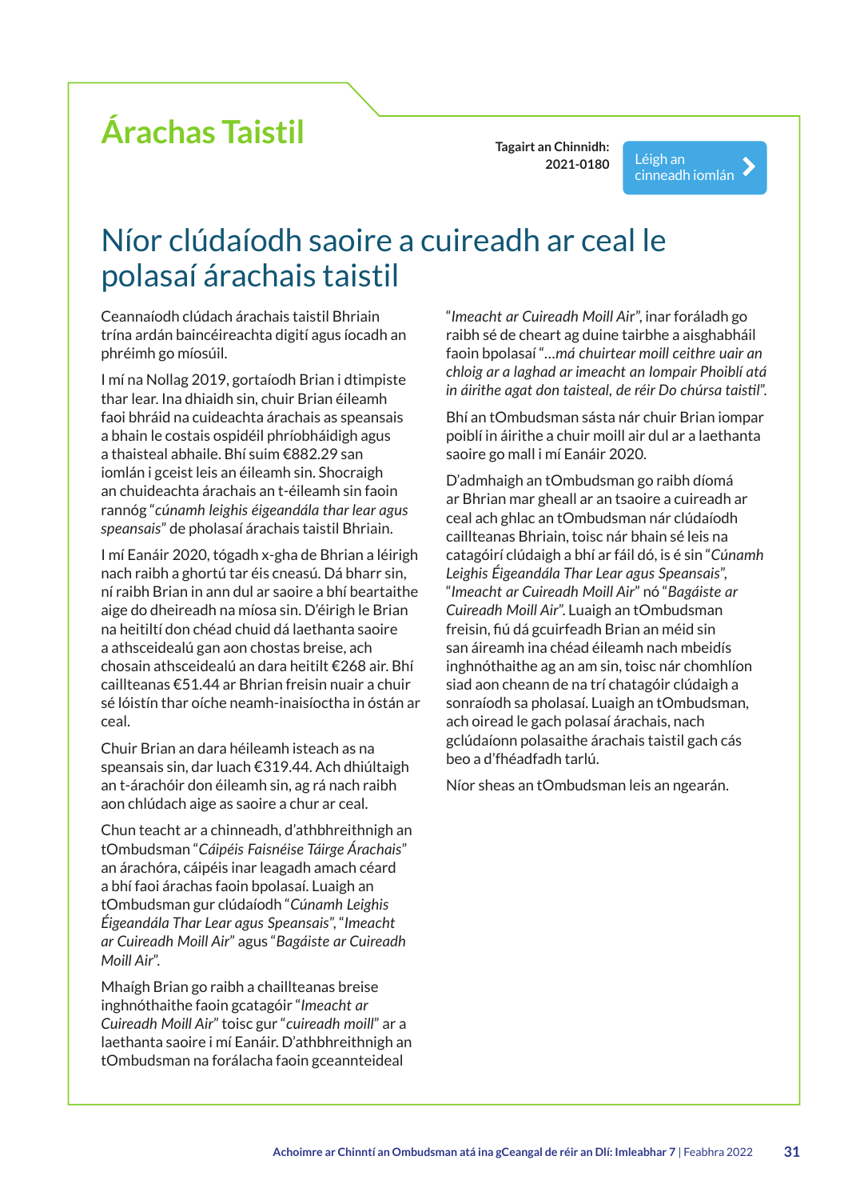# Árachas Taistil

**Tagairt an Chinnidh: 2021-0180**

Léigh an cinneadh iomlán

## Níor clúdaíodh saoire a cuireadh ar ceal le polasaí árachais taistil

Ceannaíodh clúdach árachais taistil Bhriain trína ardán baincéireachta digití agus íocadh an phréimh go míosúil.

I mí na Nollag 2019, gortaíodh Brian i dtimpiste thar lear. Ina dhiaidh sin, chuir Brian éileamh faoi bhráid na cuideachta árachais as speansais a bhain le costais ospidéil phríobháidigh agus a thaisteal abhaile. Bhí suim €882.29 san iomlán i gceist leis an éileamh sin. Shocraigh an chuideachta árachais an t-éileamh sin faoin rannóg "*cúnamh leighis éigeandála thar lear agus speansais*" de pholasaí árachais taistil Bhriain.

I mí Eanáir 2020, tógadh x-gha de Bhrian a léirigh nach raibh a ghortú tar éis cneasú. Dá bharr sin, ní raibh Brian in ann dul ar saoire a bhí beartaithe aige do dheireadh na míosa sin. D'éirigh le Brian na heitiltí don chéad chuid dá laethanta saoire a athsceidealú gan aon chostas breise, ach chosain athsceidealú an dara heitilt €268 air. Bhí caillteanas €51.44 ar Bhrian freisin nuair a chuir sé lóistín thar oíche neamh-inaisíoctha in óstán ar ceal.

Chuir Brian an dara héileamh isteach as na speansais sin, dar luach €319.44. Ach dhiúltaigh an t-árachóir don éileamh sin, ag rá nach raibh aon chlúdach aige as saoire a chur ar ceal.

Chun teacht ar a chinneadh, d'athbhreithnigh an tOmbudsman "*Cáipéis Faisnéise Táirge Árachais*" an árachóra, cáipéis inar leagadh amach céard a bhí faoi árachas faoin bpolasaí. Luaigh an tOmbudsman gur clúdaíodh "*Cúnamh Leighis Éigeandála Thar Lear agus Speansais*", "*Imeacht ar Cuireadh Moill Air*" agus "*Bagáiste ar Cuireadh Moill Air*".

Mhaígh Brian go raibh a chaillteanas breise inghnóthaithe faoin gcatagóir "*Imeacht ar Cuireadh Moill Air*" toisc gur "*cuireadh moill*" ar a laethanta saoire i mí Eanáir. D'athbhreithnigh an tOmbudsman na forálacha faoin gceannteideal "*Imeacht ar Cuireadh Moill Air*", inar foráladh go raibh sé de cheart ag duine tairbhe a aisghabháil faoin bpolasaí "*...má chuirtear moill ceithre uair an chloig ar a laghad ar imeacht an Iompair Phoiblí atá in áirithe agat don taisteal, de réir Do chúrsa taistil*".

Bhí an tOmbudsman sásta nár chuir Brian iompar poiblí in áirithe a chuir moill air dul ar a laethanta saoire go mall i mí Eanáir 2020.

D'admhaigh an tOmbudsman go raibh díomá ar Bhrian mar gheall ar an tsaoire a cuireadh ar ceal ach ghlac an tOmbudsman nár clúdaíodh caillteanas Bhriain, toisc nár bhain sé leis na catagóirí clúdaigh a bhí ar fáil dó, is é sin "*Cúnamh Leighis Éigeandála Thar Lear agus Speansais*", "*Imeacht ar Cuireadh Moill Air*" nó "*Bagáiste ar Cuireadh Moill Air*". Luaigh an tOmbudsman freisin, fiú dá gcuirfeadh Brian an méid sin san áireamh ina chéad éileamh nach mbeidís inghnóthaithe ag an am sin, toisc nár chomhlíon siad aon cheann de na trí chatagóir clúdaigh a sonraíodh sa pholasaí. Luaigh an tOmbudsman, ach oiread le gach polasaí árachais, nach gclúdaíonn polasaithe árachais taistil gach cás beo a d'fhéadfadh tarlú.

Níor sheas an tOmbudsman leis an ngearán.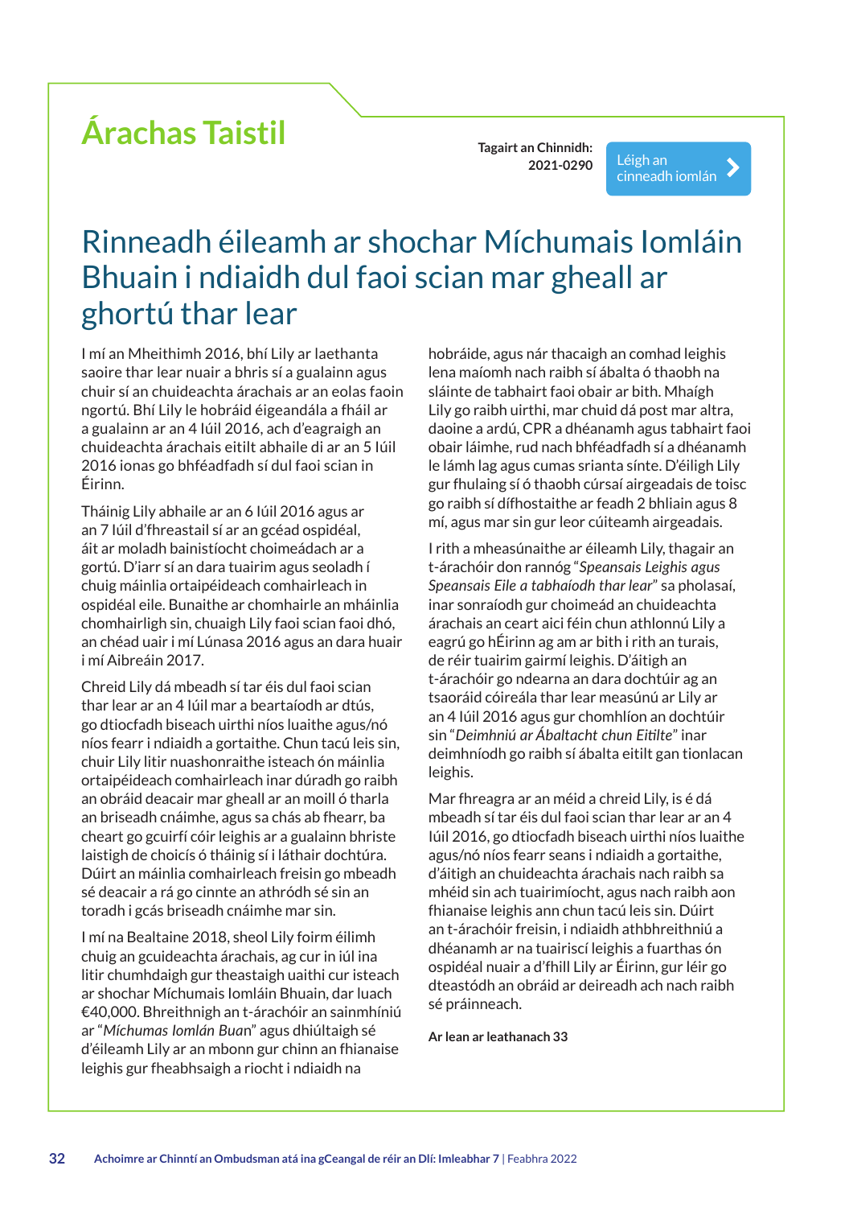# Árachas Taistil

**Tagairt an Chinnidh: 2021-0290**

Léigh an cinneadh iomlán

## Rinneadh éileamh ar shochar Míchumais Iomláin Bhuain i ndiaidh dul faoi scian mar gheall ar ghortú thar lear

I mí an Mheithimh 2016, bhí Lily ar laethanta saoire thar lear nuair a bhris sí a gualainn agus chuir sí an chuideachta árachais ar an eolas faoin ngortú. Bhí Lily le hobráid éigeandála a fháil ar a gualainn ar an 4 Iúil 2016, ach d'eagraigh an chuideachta árachais eitilt abhaile di ar an 5 Iúil 2016 ionas go bhféadfadh sí dul faoi scian in Éirinn.

Tháinig Lily abhaile ar an 6 Iúil 2016 agus ar an 7 Iúil d'fhreastail sí ar an gcéad ospidéal, áit ar moladh bainistíocht choimeádach ar a gortú. D'iarr sí an dara tuairim agus seoladh í chuig máinlia ortaipéideach comhairleach in ospidéal eile. Bunaithe ar chomhairle an mháinlia chomhairligh sin, chuaigh Lily faoi scian faoi dhó, an chéad uair i mí Lúnasa 2016 agus an dara huair i mí Aibreáin 2017.

Chreid Lily dá mbeadh sí tar éis dul faoi scian thar lear ar an 4 Iúil mar a beartaíodh ar dtús, go dtiocfadh biseach uirthi níos luaithe agus/nó níos fearr i ndiaidh a gortaithe. Chun tacú leis sin, chuir Lily litir nuashonraithe isteach ón máinlia ortaipéideach comhairleach inar dúradh go raibh an obráid deacair mar gheall ar an moill ó tharla an briseadh cnáimhe, agus sa chás ab fhearr, ba cheart go gcuirfí cóir leighis ar a gualainn bhriste laistigh de choicís ó tháinig sí i láthair dochtúra. Dúirt an máinlia comhairleach freisin go mbeadh sé deacair a rá go cinnte an athródh sé sin an toradh i gcás briseadh cnáimhe mar sin.

I mí na Bealtaine 2018, sheol Lily foirm éilimh chuig an gcuideachta árachais, ag cur in iúl ina litir chumhdaigh gur theastaigh uaithi cur isteach ar shochar Míchumais Iomláin Bhuain, dar luach €40,000. Bhreithnigh an t-árachóir an sainmhíniú ar "*Míchumas Iomlán Buan*" agus dhiúltaigh sé d'éileamh Lily ar an mbonn gur chinn an fhianaise leighis gur fheabhsaigh a riocht i ndiaidh na hobráide, agus nár thacaigh an comhad leighis lena maíomh nach raibh sí ábalta ó thaobh na sláinte de tabhairt faoi obair ar bith. Mhaígh Lily go raibh uirthi, mar chuid dá post mar altra, daoine a ardú, CPR a dhéanamh agus tabhairt faoi obair láimhe, rud nach bhféadfadh sí a dhéanamh le lámh lag agus cumas srianta sínte. D'éiligh Lily gur fhulaing sí ó thaobh cúrsaí airgeadais de toisc go raibh sí dífhostaithe ar feadh 2 bhliain agus 8 mí, agus mar sin gur leor cúiteamh airgeadais.

I rith a mheasúnaithe ar éileamh Lily, thagair an t-árachóir don rannóg "*Speansais Leighis agus Speansais Eile a tabhaíodh thar lear*" sa pholasaí, inar sonraíodh gur choimeád an chuideachta árachais an ceart aici féin chun athlonnú Lily a eagrú go hÉirinn ag am ar bith i rith an turais, de réir tuairim gairmí leighis. D'áitigh an t-árachóir go ndearna an dara dochtúir ag an tsaoráid cóireála thar lear measúnú ar Lily ar an 4 Iúil 2016 agus gur chomhlíon an dochtúir sin "*Deimhniú ar Ábaltacht chun Eitilte*" inar deimhníodh go raibh sí ábalta eitilt gan tionlacan leighis.

Mar fhreagra ar an méid a chreid Lily, is é dá mbeadh sí tar éis dul faoi scian thar lear ar an 4 Iúil 2016, go dtiocfadh biseach uirthi níos luaithe agus/nó níos fearr seans i ndiaidh a gortaithe, d'áitigh an chuideachta árachais nach raibh sa mhéid sin ach tuairimíocht, agus nach raibh aon fhianaise leighis ann chun tacú leis sin. Dúirt an t-árachóir freisin, i ndiaidh athbhreithniú a dhéanamh ar na tuairiscí leighis a fuarthas ón ospidéal nuair a d'fhill Lily ar Éirinn, gur léir go dteastódh an obráid ar deireadh ach nach raibh sé práinneach.

**Ar lean ar leathanach 33**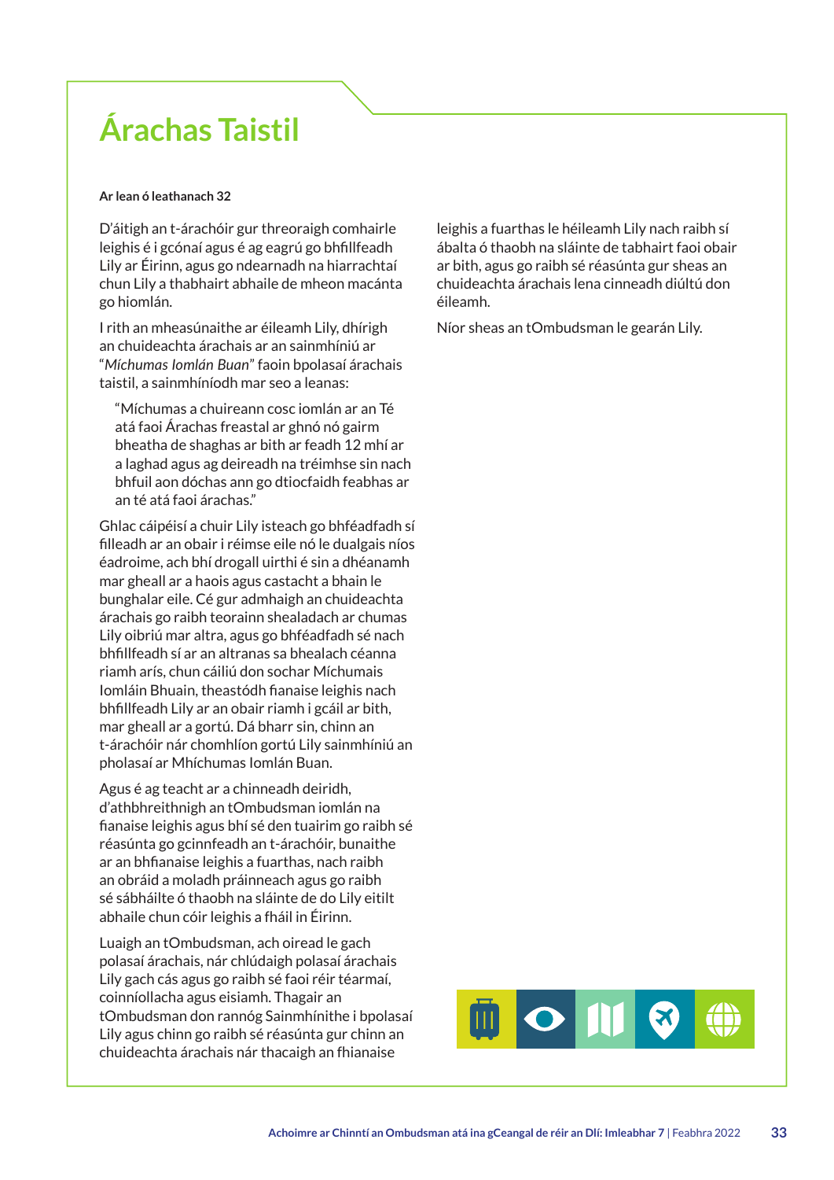# Árachas Taistil

**Ar lean ó leathanach 32**

D'áitigh an t-árachóir gur threoraigh comhairle leighis é i gcónaí agus é ag eagrú go bhfillfeadh Lily ar Éirinn, agus go ndearnadh na hiarrachtaí chun Lily a thabhairt abhaile de mheon macánta go hiomlán.

I rith an mheasúnaithe ar éileamh Lily, dhírigh an chuideachta árachais ar an sainmhíniú ar "*Míchumas Iomlán Buan*" faoin bpolasaí árachais taistil, a sainmhíníodh mar seo a leanas:

> "Míchumas a chuireann cosc iomlán ar an Té atá faoi Árachas freastal ar ghnó nó gairm bheatha de shaghas ar bith ar feadh 12 mhí ar a laghad agus ag deireadh na tréimhse sin nach bhfuil aon dóchas ann go dtiocfaidh feabhas ar an té atá faoi árachas."

Ghlac cáipéisí a chuir Lily isteach go bhféadfadh sí filleadh ar an obair i réimse eile nó le dualgais níos éadroime, ach bhí drogall uirthi é sin a dhéanamh mar gheall ar a haois agus castacht a bhain le bunghalar eile. Cé gur admhaigh an chuideachta árachais go raibh teorainn shealadach ar chumas Lily oibriú mar altra, agus go bhféadfadh sé nach bhfillfeadh sí ar an altranas sa bhealach céanna riamh arís, chun cáiliú don sochar Míchumais Iomláin Bhuain, theastódh fianaise leighis nach bhfillfeadh Lily ar an obair riamh i gcáil ar bith, mar gheall ar a gortú. Dá bharr sin, chinn an t-árachóir nár chomhlíon gortú Lily sainmhíniú an pholasaí ar Mhíchumas Iomlán Buan.

Agus é ag teacht ar a chinneadh deiridh, d'athbhreithnigh an tOmbudsman iomlán na fianaise leighis agus bhí sé den tuairim go raibh sé réasúnta go gcinnfeadh an t-árachóir, bunaithe ar an bhfianaise leighis a fuarthas, nach raibh an obráid a moladh práinneach agus go raibh sé sábháilte ó thaobh na sláinte de do Lily eitilt abhaile chun cóir leighis a fháil in Éirinn.

Luaigh an tOmbudsman, ach oiread le gach polasaí árachais, nár chlúdaigh polasaí árachais Lily gach cás agus go raibh sé faoi réir téarmaí, coinníollacha agus eisiamh. Thagair an tOmbudsman don rannóg Sainmhínithe i bpolasaí Lily agus chinn go raibh sé réasúnta gur chinn an chuideachta árachais nár thacaigh an fhianaise leighis a fuarthas le héileamh Lily nach raibh sí ábalta ó thaobh na sláinte de tabhairt faoi obair ar bith, agus go raibh sé réasúnta gur sheas an chuideachta árachais lena cinneadh diúltú don éileamh.

Níor sheas an tOmbudsman le gearán Lily.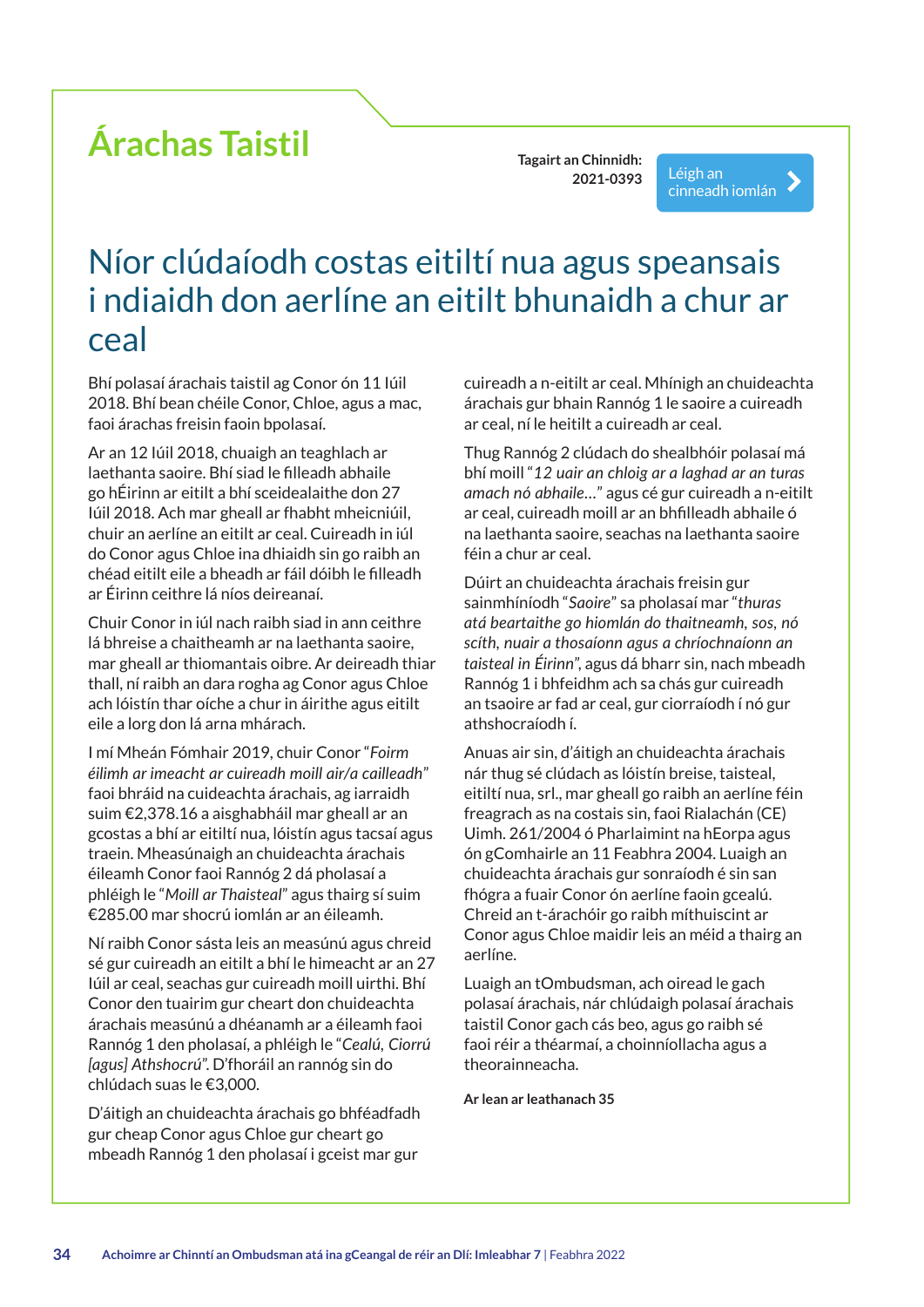# Árachas Taistil

**Tagairt an Chinnidh: 2021-0393**

Léigh an cinneadh iomlán

## Níor clúdaíodh costas eitiltí nua agus speansais i ndiaidh don aerlíne an eitilt bhunaidh a chur ar ceal

Bhí polasaí árachais taistil ag Conor ón 11 Iúil 2018. Bhí bean chéile Conor, Chloe, agus a mac, faoi árachas freisin faoin bpolasaí.

Ar an 12 Iúil 2018, chuaigh an teaghlach ar laethanta saoire. Bhí siad le filleadh abhaile go hÉirinn ar eitilt a bhí sceidealaithe don 27 Iúil 2018. Ach mar gheall ar fhabht mheicniúil, chuir an aerlíne an eitilt ar ceal. Cuireadh in iúl do Conor agus Chloe ina dhiaidh sin go raibh an chéad eitilt eile a bheadh ar fáil dóibh le filleadh ar Éirinn ceithre lá níos deireanaí.

Chuir Conor in iúl nach raibh siad in ann ceithre lá bhreise a chaitheamh ar na laethanta saoire, mar gheall ar thiomantais oibre. Ar deireadh thiar thall, ní raibh an dara rogha ag Conor agus Chloe ach lóistín thar oíche a chur in áirithe agus eitilt eile a lorg don lá arna mhárach.

I mí Mheán Fómhair 2019, chuir Conor "*Foirm éilimh ar imeacht ar cuireadh moill air/a cailleadh*" faoi bhráid na cuideachta árachais, ag iarraidh suim €2,378.16 a aisghabháil mar gheall ar an gcostas a bhí ar eitiltí nua, lóistín agus tacsaí agus traein. Mheasúnaigh an chuideachta árachais éileamh Conor faoi Rannóg 2 dá pholasaí a phléigh le "*Moill ar Thaisteal*" agus thairg sí suim €285.00 mar shocrú iomlán ar an éileamh.

Ní raibh Conor sásta leis an measúnú agus chreid sé gur cuireadh an eitilt a bhí le himeacht ar an 27 Iúil ar ceal, seachas gur cuireadh moill uirthi. Bhí Conor den tuairim gur cheart don chuideachta árachais measúnú a dhéanamh ar a éileamh faoi Rannóg 1 den pholasaí, a phléigh le "*Cealú, Ciorrú [agus] Athshocrú*". D'fhoráil an rannóg sin do chlúdach suas le €3,000.

D'áitigh an chuideachta árachais go bhféadfadh gur cheap Conor agus Chloe gur cheart go mbeadh Rannóg 1 den pholasaí i gceist mar gur cuireadh a n-eitilt ar ceal. Mhínigh an chuideachta árachais gur bhain Rannóg 1 le saoire a cuireadh ar ceal, ní le heitilt a cuireadh ar ceal.

Thug Rannóg 2 clúdach do shealbhóir polasaí má bhí moill "*12 uair an chloig ar a laghad ar an turas amach nó abhaile...*" agus cé gur cuireadh a n-eitilt ar ceal, cuireadh moill ar an bhfilleadh abhaile ó na laethanta saoire, seachas na laethanta saoire féin a chur ar ceal.

Dúirt an chuideachta árachais freisin gur sainmhíníodh "*Saoire*" sa pholasaí mar "*thuras atá beartaithe go hiomlán do thaitneamh, sos, nó scíth, nuair a thosaíonn agus a chríochnaíonn an taisteal in Éirinn*", agus dá bharr sin, nach mbeadh Rannóg 1 i bhfeidhm ach sa chás gur cuireadh an tsaoire ar fad ar ceal, gur ciorraíodh í nó gur athshocraíodh í.

Anuas air sin, d'áitigh an chuideachta árachais nár thug sé clúdach as lóistín breise, taisteal, eitiltí nua, srl., mar gheall go raibh an aerlíne féin freagrach as na costais sin, faoi Rialachán (CE) Uimh. 261/2004 ó Pharlaimint na hEorpa agus ón gComhairle an 11 Feabhra 2004. Luaigh an chuideachta árachais gur sonraíodh é sin san fhógra a fuair Conor ón aerlíne faoin gcealú. Chreid an t-árachóir go raibh míthuiscint ar Conor agus Chloe maidir leis an méid a thairg an aerlíne.

Luaigh an tOmbudsman, ach oiread le gach polasaí árachais, nár chlúdaigh polasaí árachais taistil Conor gach cás beo, agus go raibh sé faoi réir a théarmaí, a choinníollacha agus a theorainneacha.

**Ar lean ar leathanach 35**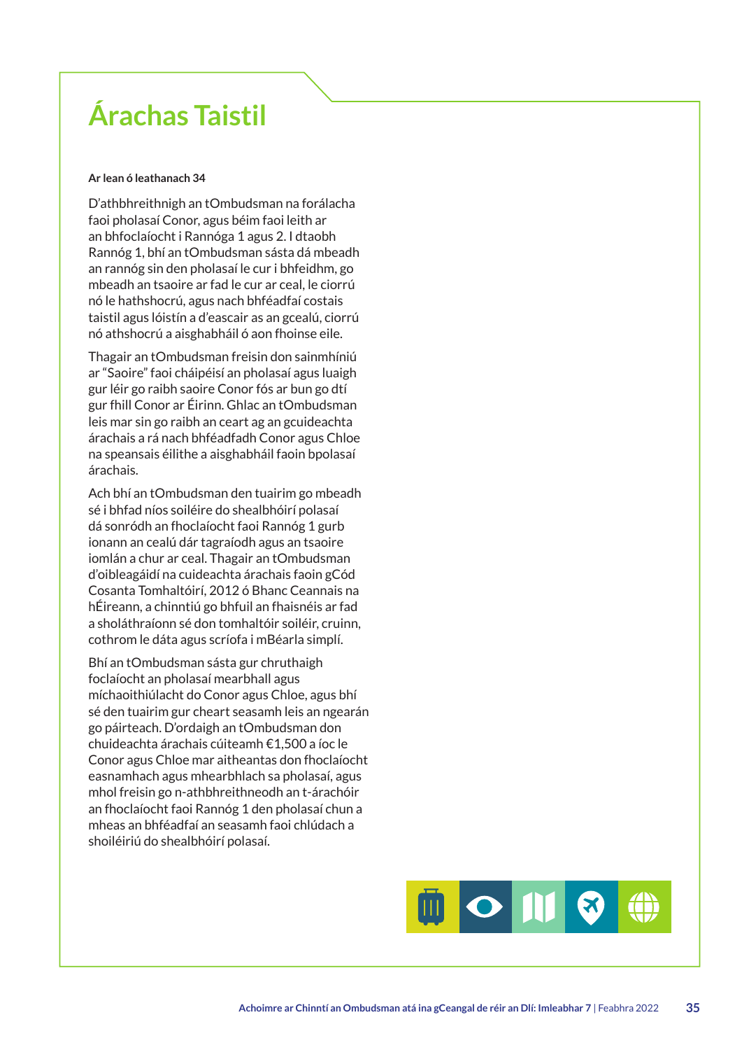# Árachas Taistil

**Ar lean ó leathanach 34**

D'athbhreithnigh an tOmbudsman na forálacha faoi pholasaí Conor, agus béim faoi leith ar an bhfoclaíocht i Rannóga 1 agus 2. I dtaobh Rannóg 1, bhí an tOmbudsman sásta dá mbeadh an rannóg sin den pholasaí le cur i bhfeidhm, go mbeadh an tsaoire ar fad le cur ar ceal, le ciorrú nó le hathshocrú, agus nach bhféadfaí costais taistil agus lóistín a d'eascair as an gcealú, ciorrú nó athshocrú a aisghabháil ó aon fhoinse eile.

Thagair an tOmbudsman freisin don sainmhíniú ar "Saoire" faoi cháipéisí an pholasaí agus luaigh gur léir go raibh saoire Conor fós ar bun go dtí gur fhill Conor ar Éirinn. Ghlac an tOmbudsman leis mar sin go raibh an ceart ag an gcuideachta árachais a rá nach bhféadfadh Conor agus Chloe na speansais éilithe a aisghabháil faoin bpolasaí árachais.

Ach bhí an tOmbudsman den tuairim go mbeadh sé i bhfad níos soiléire do shealbhóirí polasaí dá sonródh an fhoclaíocht faoi Rannóg 1 gurb ionann an cealú dár tagraíodh agus an tsaoire iomlán a chur ar ceal. Thagair an tOmbudsman d'oibleagáidí na cuideachta árachais faoin gCód Cosanta Tomhaltóirí, 2012 ó Bhanc Ceannais na hÉireann, a chinntiú go bhfuil an fhaisnéis ar fad a sholáthraíonn sé don tomhaltóir soiléir, cruinn, cothrom le dáta agus scríofa i mBéarla simplí.

Bhí an tOmbudsman sásta gur chruthaigh foclaíocht an pholasaí mearbhall agus míchaoithiúlacht do Conor agus Chloe, agus bhí sé den tuairim gur cheart seasamh leis an ngearán go páirteach. D'ordaigh an tOmbudsman don chuideachta árachais cúiteamh €1,500 a íoc le Conor agus Chloe mar aitheantas don fhoclaíocht easnamhach agus mhearbhlach sa pholasaí, agus mhol freisin go n-athbhreithneodh an t-árachóir an fhoclaíocht faoi Rannóg 1 den pholasaí chun a mheas an bhféadfaí an seasamh faoi chlúdach a shoiléiriú do shealbhóirí polasaí.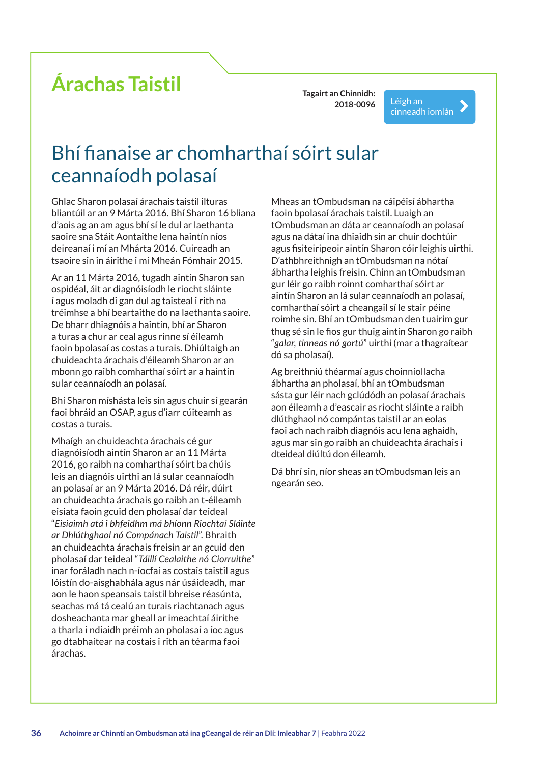# Árachas Taistil

**Tagairt an Chinnidh: 2018-0096**

Léigh an cinneadh iomlán

## Bhí fianaise ar chomharthaí sóirt sular ceannaíodh polasaí

Ghlac Sharon polasaí árachais taistil ilturas bliantúil ar an 9 Márta 2016. Bhí Sharon 16 bliana d'aois ag an am agus bhí sí le dul ar laethanta saoire sna Stáit Aontaithe lena haintín níos deireanaí i mí an Mhárta 2016. Cuireadh an tsaoire sin in áirithe i mí Mheán Fómhair 2015.

Ar an 11 Márta 2016, tugadh aintín Sharon san ospidéal, áit ar diagnóisíodh le riocht sláinte í agus moladh di gan dul ag taisteal i rith na tréimhse a bhí beartaithe do na laethanta saoire. De bharr dhiagnóis a haintín, bhí ar Sharon a turas a chur ar ceal agus rinne sí éileamh faoin bpolasaí as costas a turais. Dhiúltaigh an chuideachta árachais d'éileamh Sharon ar an mbonn go raibh comharthaí sóirt ar a haintín sular ceannaíodh an polasaí.

Bhí Sharon míshásta leis sin agus chuir sí gearán faoi bhráid an OSAP, agus d'iarr cúiteamh as costas a turais.

Mhaígh an chuideachta árachais cé gur diagnóisíodh aintín Sharon ar an 11 Márta 2016, go raibh na comharthaí sóirt ba chúis leis an diagnóis uirthi an lá sular ceannaíodh an polasaí ar an 9 Márta 2016. Dá réir, dúirt an chuideachta árachais go raibh an t-éileamh eisiata faoin gcuid den pholasaí dar teideal "*Eisiaimh atá i bhfeidhm má bhíonn Riochtaí Sláinte ar Dhlúthghaol nó Compánach Taistil*". Bhraith an chuideachta árachais freisin ar an gcuid den pholasaí dar teideal "*Táillí Cealaithe nó Ciorruithe*" inar foráladh nach n-íocfaí as costais taistil agus lóistín do-aisghabhála agus nár úsáideadh, mar aon le haon speansais taistil bhreise réasúnta, seachas má tá cealú an turais riachtanach agus dosheachanta mar gheall ar imeachtaí áirithe a tharla i ndiaidh préimh an pholasaí a íoc agus go dtabhaítear na costais i rith an téarma faoi árachas.

Mheas an tOmbudsman na cáipéisí ábhartha faoin bpolasaí árachais taistil. Luaigh an tOmbudsman an dáta ar ceannaíodh an polasaí agus na dátaí ina dhiaidh sin ar chuir dochtúir agus fisiteiripeoir aintín Sharon cóir leighis uirthi. D'athbhreithnigh an tOmbudsman na nótaí ábhartha leighis freisin. Chinn an tOmbudsman gur léir go raibh roinnt comharthaí sóirt ar aintín Sharon an lá sular ceannaíodh an polasaí, comharthaí sóirt a cheangail sí le stair péine roimhe sin. Bhí an tOmbudsman den tuairim gur thug sé sin le fios gur thuig aintín Sharon go raibh "*galar, tinneas nó gortú*" uirthi (mar a thagraítear dó sa pholasaí).

Ag breithniú théarmaí agus choinníollacha ábhartha an pholasaí, bhí an tOmbudsman sásta gur léir nach gclúdódh an polasaí árachais aon éileamh a d'eascair as riocht sláinte a raibh dlúthghaol nó compántas taistil ar an eolas faoi ach nach raibh diagnóis acu lena aghaidh, agus mar sin go raibh an chuideachta árachais i dteideal diúltú don éileamh.

Dá bhrí sin, níor sheas an tOmbudsman leis an ngearán seo.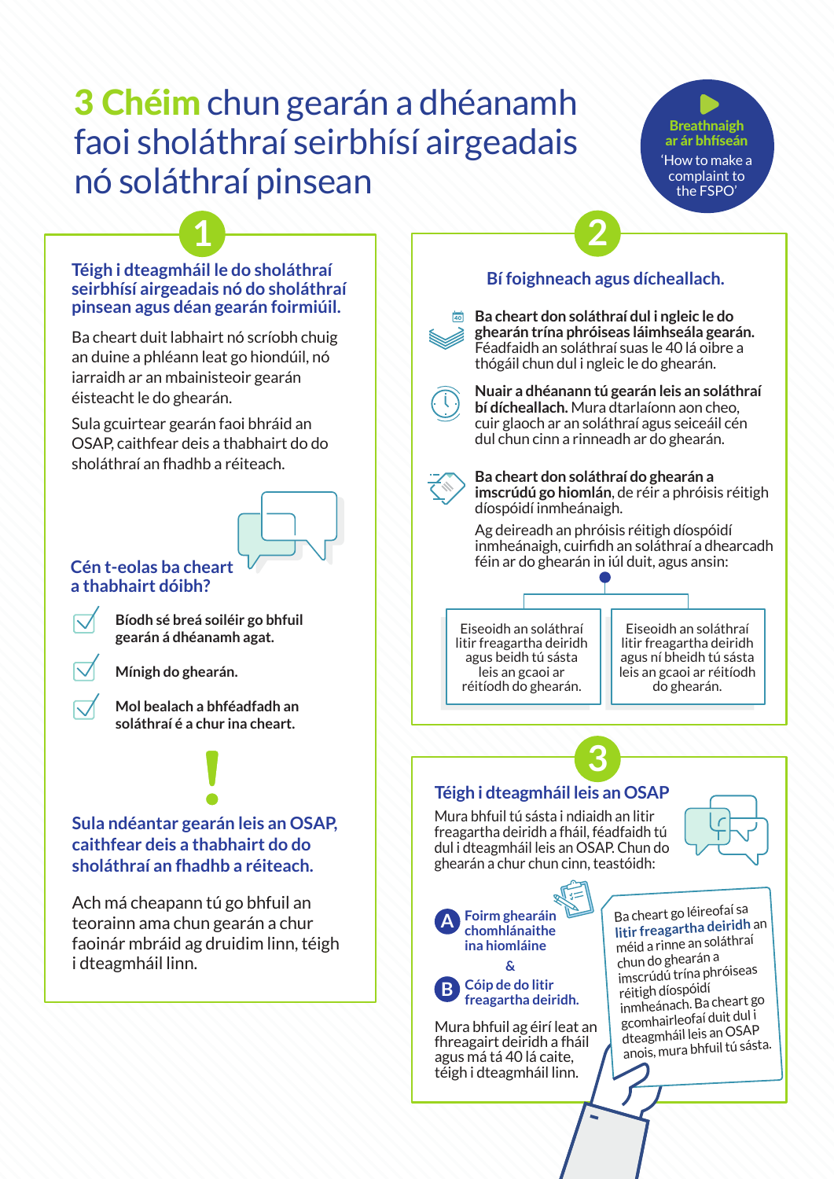# 3 Chéim chun gearán a dhéanamh faoi sholáthraí seirbhísí airgeadais nó soláthraí pinsean

**Breathnaigh ar ár bhfíseán**
'How to make a complaint to the FSPO'

## 1

### Téigh i dteagmháil le do sholáthraí seirbhísí airgeadais nó do sholáthraí pinsean agus déan gearán foirmiúil.

Ba cheart duit labhairt nó scríobh chuig an duine a phléann leat go hiondúil, nó iarraidh ar an mbainisteoir gearán éisteacht le do ghearán.

Sula gcuirtear gearán faoi bhráid an OSAP, caithfear deis a thabhairt do do sholáthraí an fhadhb a réiteach.

### Cén t-eolas ba cheart a thabhairt dóibh?

- Bíodh sé breá soiléir go bhfuil gearán á dhéanamh agat.
- Mínigh do ghearán.
- Mol bealach a bhféadfadh an soláthraí é a chur ina cheart.

### Sula ndéantar gearán leis an OSAP, caithfear deis a thabhairt do do sholáthraí an fhadhb a réiteach.

Ach má cheapann tú go bhfuil an teorainn ama chun gearán a chur faoinár mbráid ag druidim linn, téigh i dteagmháil linn.

## 2

### Bí foighneach agus dícheallach.

**Ba cheart don soláthraí dul i ngleic le do ghearán trína phróiseas láimhseála gearán.** Féadfaidh an soláthraí suas le 40 lá oibre a thógáil chun dul i ngleic le do ghearán.

**Nuair a dhéanann tú gearán leis an soláthraí bí dícheallach.** Mura dtarlaíonn aon cheo, cuir glaoch ar an soláthraí agus seiceáil cén dul chun cinn a rinneadh ar do ghearán.

**Ba cheart don soláthraí do ghearán a imscrúdú go hiomlán**, de réir a phróisis réitigh díospóidí inmheánaigh.

Ag deireadh an phróisis réitigh díospóidí inmheánaigh, cuirfidh an soláthraí a dhearcadh féin ar do ghearán in iúl duit, agus ansin:

- Eiseoidh an soláthraí litir freagartha deiridh agus beidh tú sásta leis an gcaoi ar réitíodh do ghearán.
- Eiseoidh an soláthraí litir freagartha deiridh agus ní bheidh tú sásta leis an gcaoi ar réitíodh do ghearán.

## 3

### Téigh i dteagmháil leis an OSAP

Mura bhfuil tú sásta i ndiaidh an litir freagartha deiridh a fháil, féadfaidh tú dul i dteagmháil leis an OSAP. Chun do ghearán a chur chun cinn, teastóidh:

**A** Foirm ghearáin chomhlánaithe ina hiomláine

&

**B** Cóip de do litir freagartha deiridh.

Mura bhfuil ag éirí leat an fhreagairt deiridh a fháil agus má tá 40 lá caite, téigh i dteagmháil linn.

Ba cheart go léireofaí sa **litir freagartha deiridh** an méid a rinne an soláthraí chun do ghearán a imscrúdú trína phróiseas réitigh díospóidí inmheánach. Ba cheart go gcomhairleofaí duit dul i dteagmháil leis an OSAP anois, mura bhfuil tú sásta.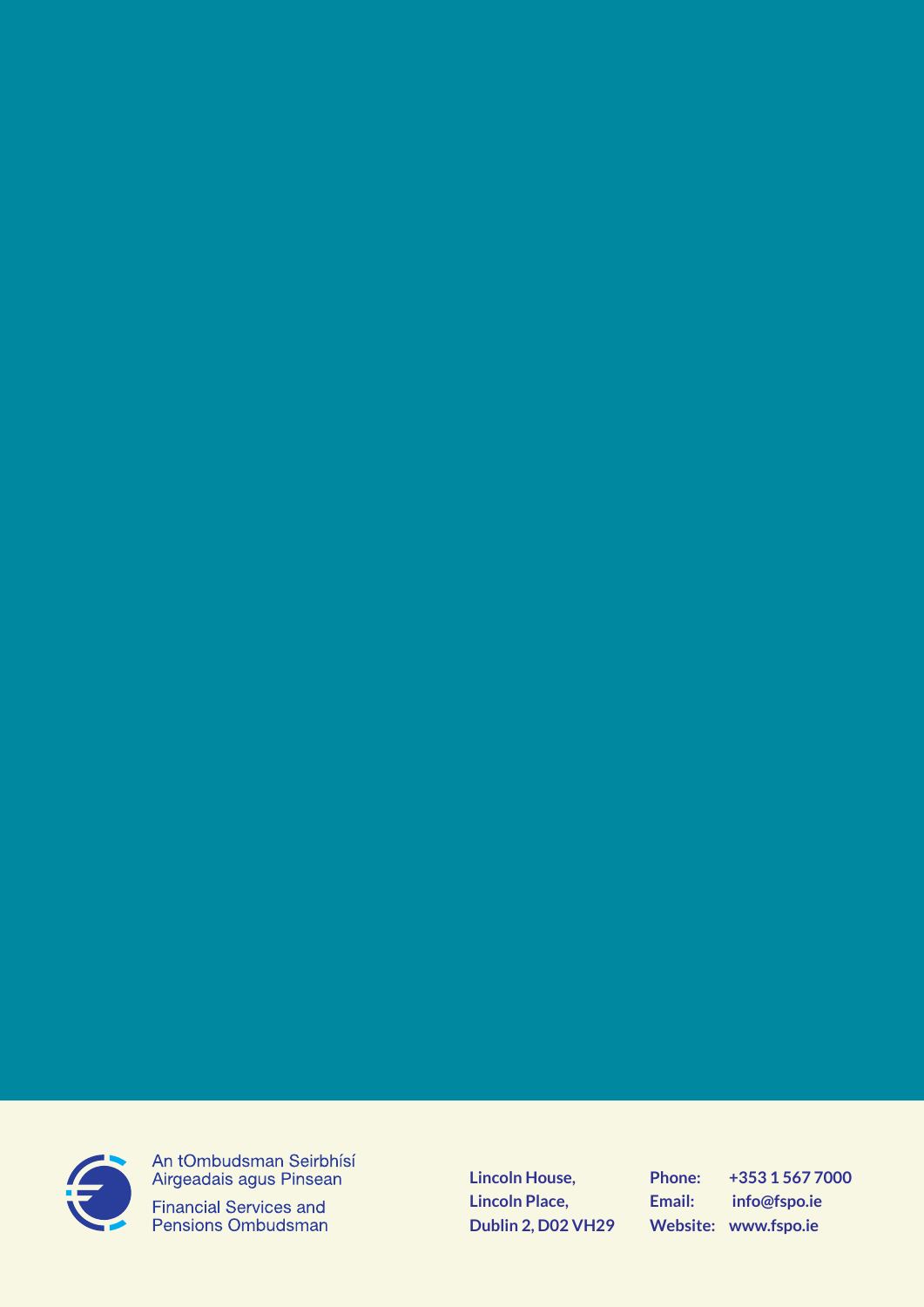An tOmbudsman Seirbhísí Airgeadais agus Pinsean

Financial Services and Pensions Ombudsman

**Lincoln House,**
**Lincoln Place,**
**Dublin 2, D02 VH29**

**Phone:** +353 1 567 7000
**Email:** info@fspo.ie
**Website:** www.fspo.ie